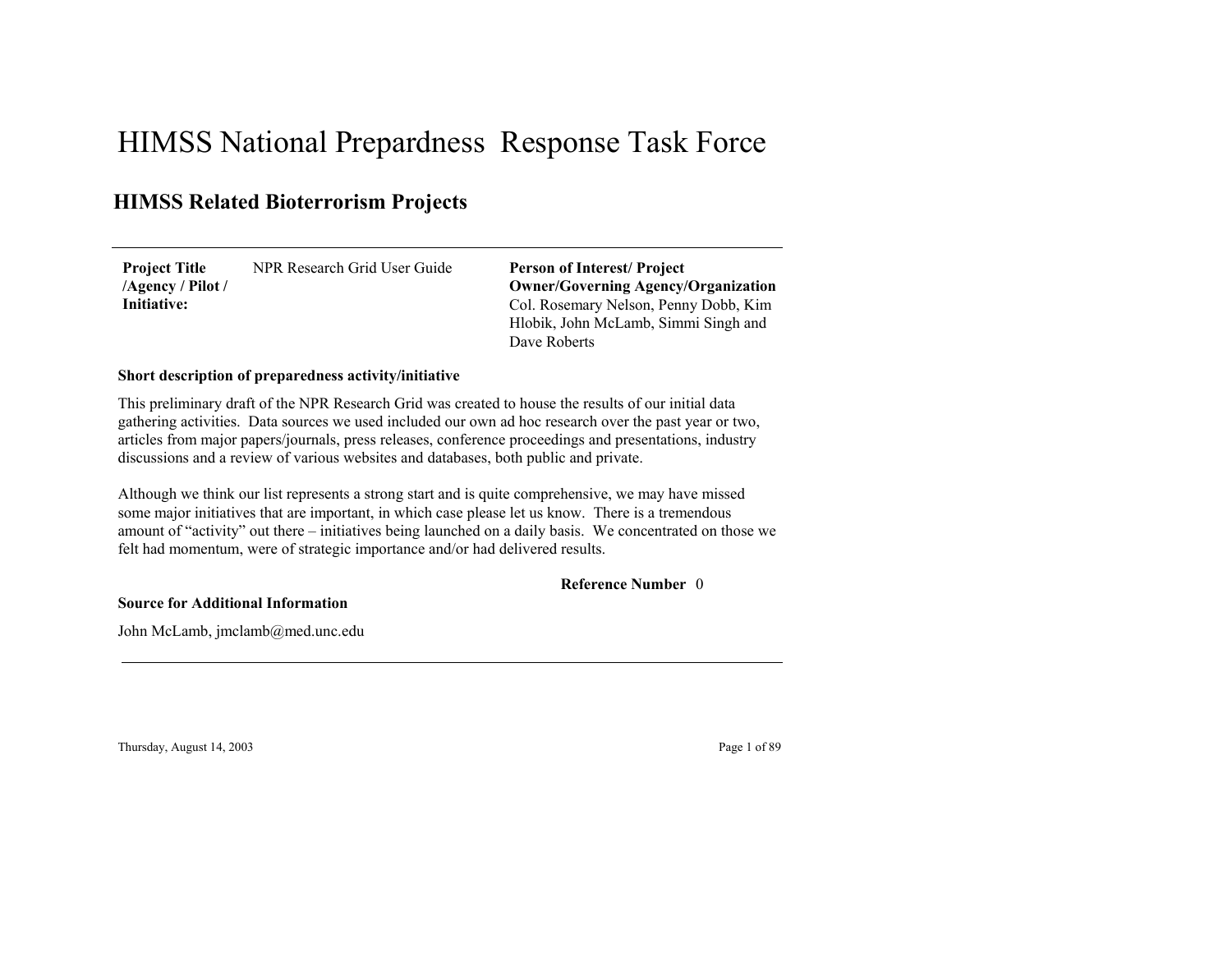# HIMSS National Prepardness  Response Task Force

## HIMSS Related Bioterrorism Projects

| **Project Title /Agency / Pilot / Initiative:** | NPR Research Grid User Guide | **Person of Interest/ Project Owner/Governing Agency/Organization** Col. Rosemary Nelson, Penny Dobb, Kim Hlobik, John McLamb, Simmi Singh and Dave Roberts |
|---|---|---|

**Short description of preparedness activity/initiative**

This preliminary draft of the NPR Research Grid was created to house the results of our initial data gathering activities. Data sources we used included our own ad hoc research over the past year or two, articles from major papers/journals, press releases, conference proceedings and presentations, industry discussions and a review of various websites and databases, both public and private.

Although we think our list represents a strong start and is quite comprehensive, we may have missed some major initiatives that are important, in which case please let us know. There is a tremendous amount of "activity" out there – initiatives being launched on a daily basis. We concentrated on those we felt had momentum, were of strategic importance and/or had delivered results.

**Reference Number** 0

**Source for Additional Information**

John McLamb, jmclamb@med.unc.edu

Thursday, August 14, 2003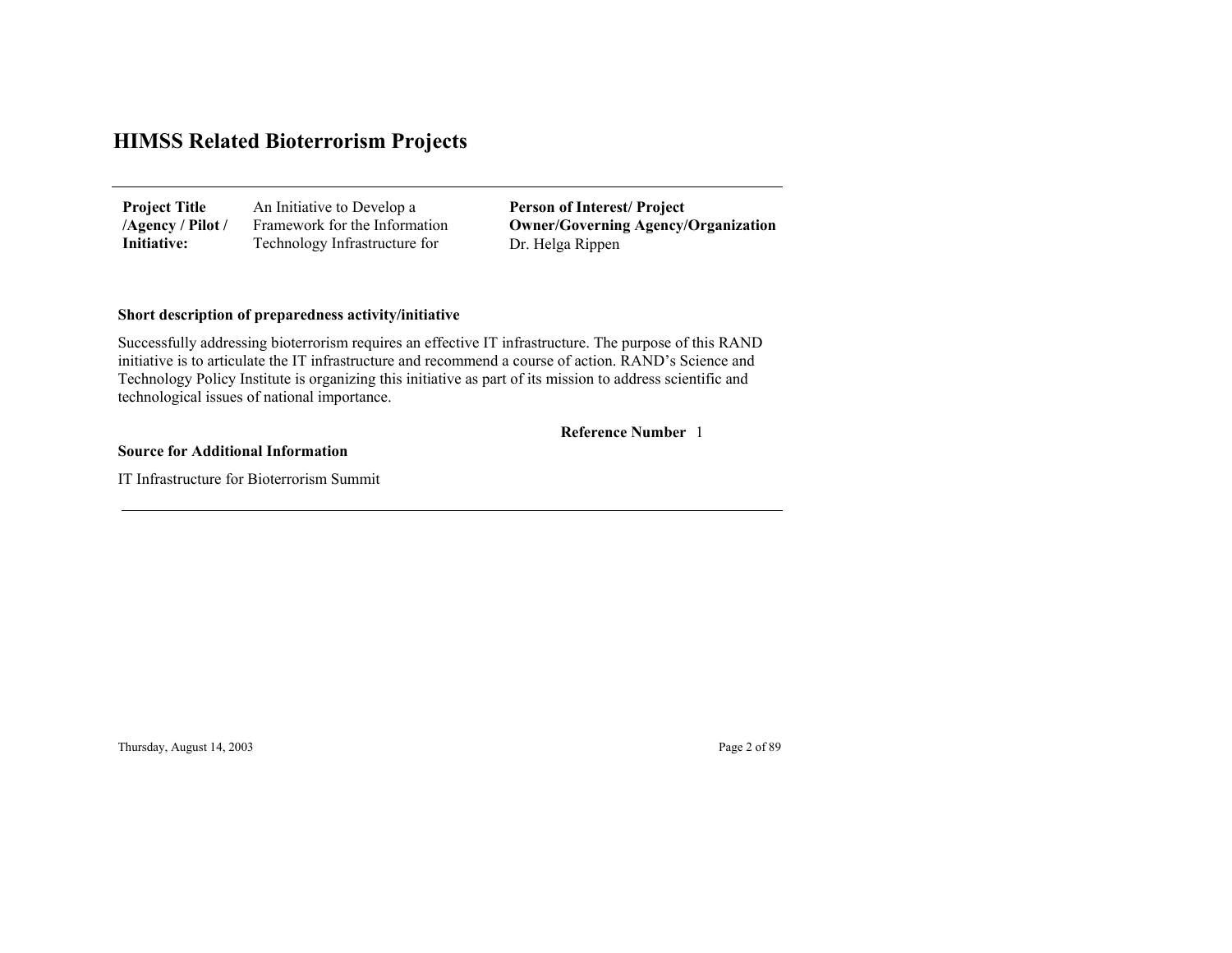# HIMSS Related Bioterrorism Projects

| Project Title /Agency / Pilot / Initiative: | An Initiative to Develop a Framework for the Information Technology Infrastructure for | Person of Interest/ Project Owner/Governing Agency/Organization Dr. Helga Rippen |
|---|---|---|

**Short description of preparedness activity/initiative**

Successfully addressing bioterrorism requires an effective IT infrastructure. The purpose of this RAND initiative is to articulate the IT infrastructure and recommend a course of action. RAND's Science and Technology Policy Institute is organizing this initiative as part of its mission to address scientific and technological issues of national importance.

**Reference Number** 1

**Source for Additional Information**

IT Infrastructure for Bioterrorism Summit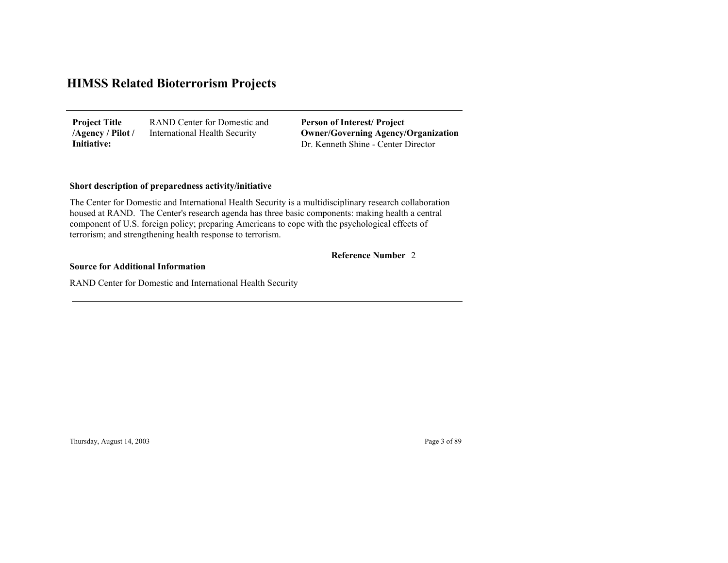# HIMSS Related Bioterrorism Projects

| **Project Title /Agency / Pilot / Initiative:** | RAND Center for Domestic and International Health Security | **Person of Interest/ Project Owner/Governing Agency/Organization** Dr. Kenneth Shine - Center Director |
|---|---|---|

**Short description of preparedness activity/initiative**

The Center for Domestic and International Health Security is a multidisciplinary research collaboration housed at RAND. The Center's research agenda has three basic components: making health a central component of U.S. foreign policy; preparing Americans to cope with the psychological effects of terrorism; and strengthening health response to terrorism.

**Reference Number** 2

**Source for Additional Information**

RAND Center for Domestic and International Health Security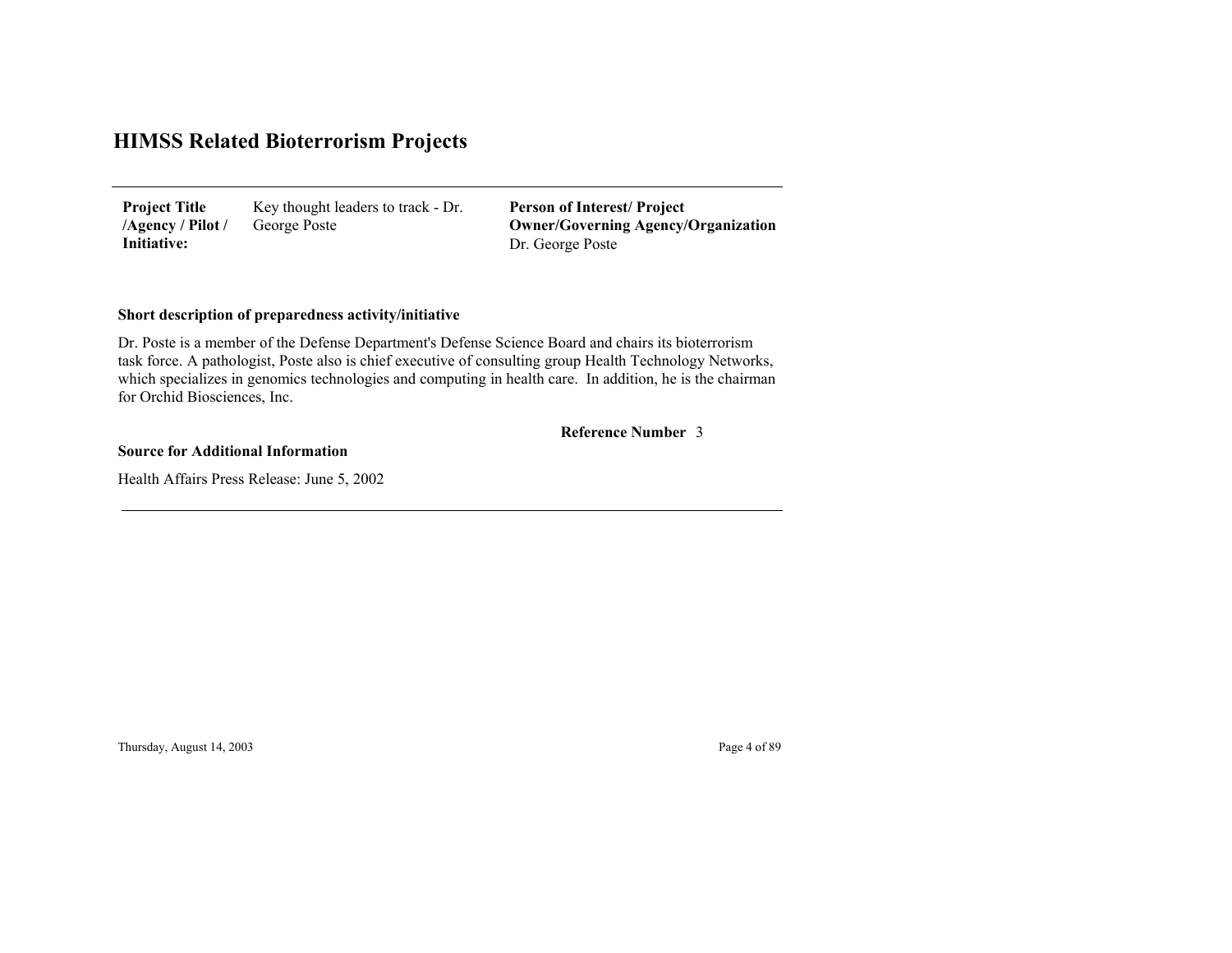# HIMSS Related Bioterrorism Projects

| **Project Title /Agency / Pilot / Initiative:** | Key thought leaders to track - Dr. George Poste | **Person of Interest/ Project Owner/Governing Agency/Organization** Dr. George Poste |
|---|---|---|

**Short description of preparedness activity/initiative**

Dr. Poste is a member of the Defense Department's Defense Science Board and chairs its bioterrorism task force. A pathologist, Poste also is chief executive of consulting group Health Technology Networks, which specializes in genomics technologies and computing in health care. In addition, he is the chairman for Orchid Biosciences, Inc.

**Reference Number** 3

**Source for Additional Information**

Health Affairs Press Release: June 5, 2002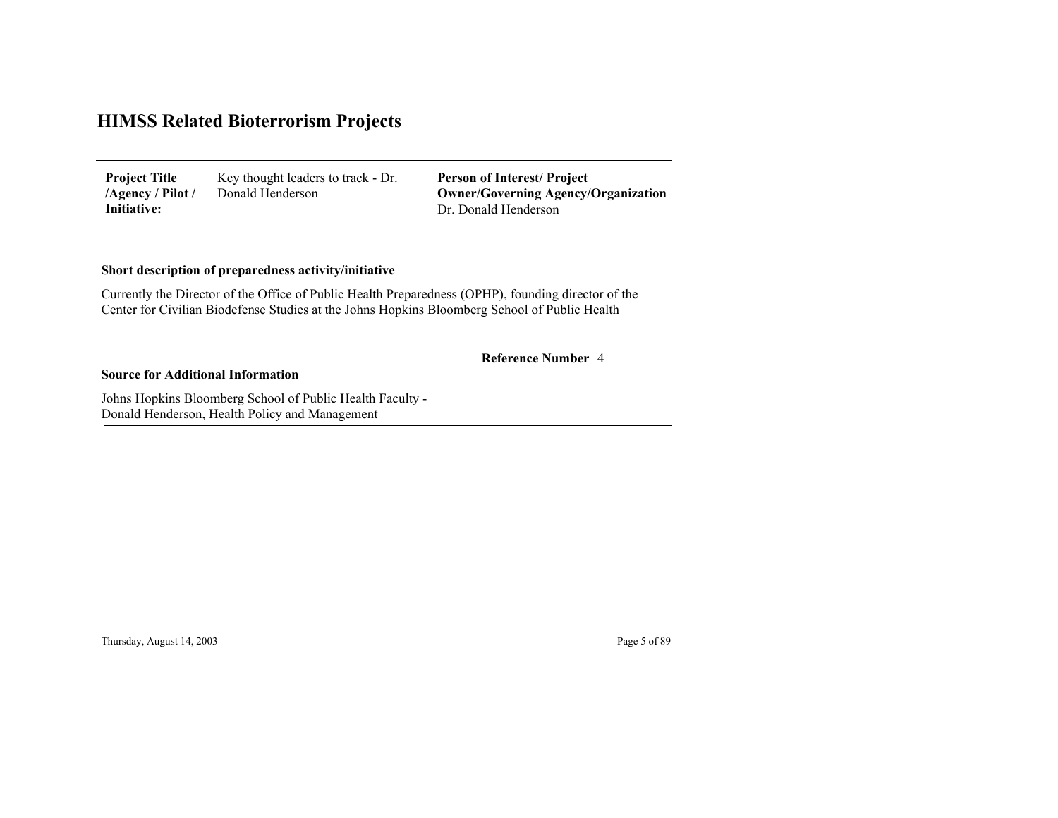# HIMSS Related Bioterrorism Projects

**Project Title /Agency / Pilot / Initiative:** Key thought leaders to track - Dr. Donald Henderson

**Person of Interest/ Project Owner/Governing Agency/Organization**
Dr. Donald Henderson

**Short description of preparedness activity/initiative**

Currently the Director of the Office of Public Health Preparedness (OPHP), founding director of the Center for Civilian Biodefense Studies at the Johns Hopkins Bloomberg School of Public Health

**Reference Number** 4

**Source for Additional Information**

Johns Hopkins Bloomberg School of Public Health Faculty - Donald Henderson, Health Policy and Management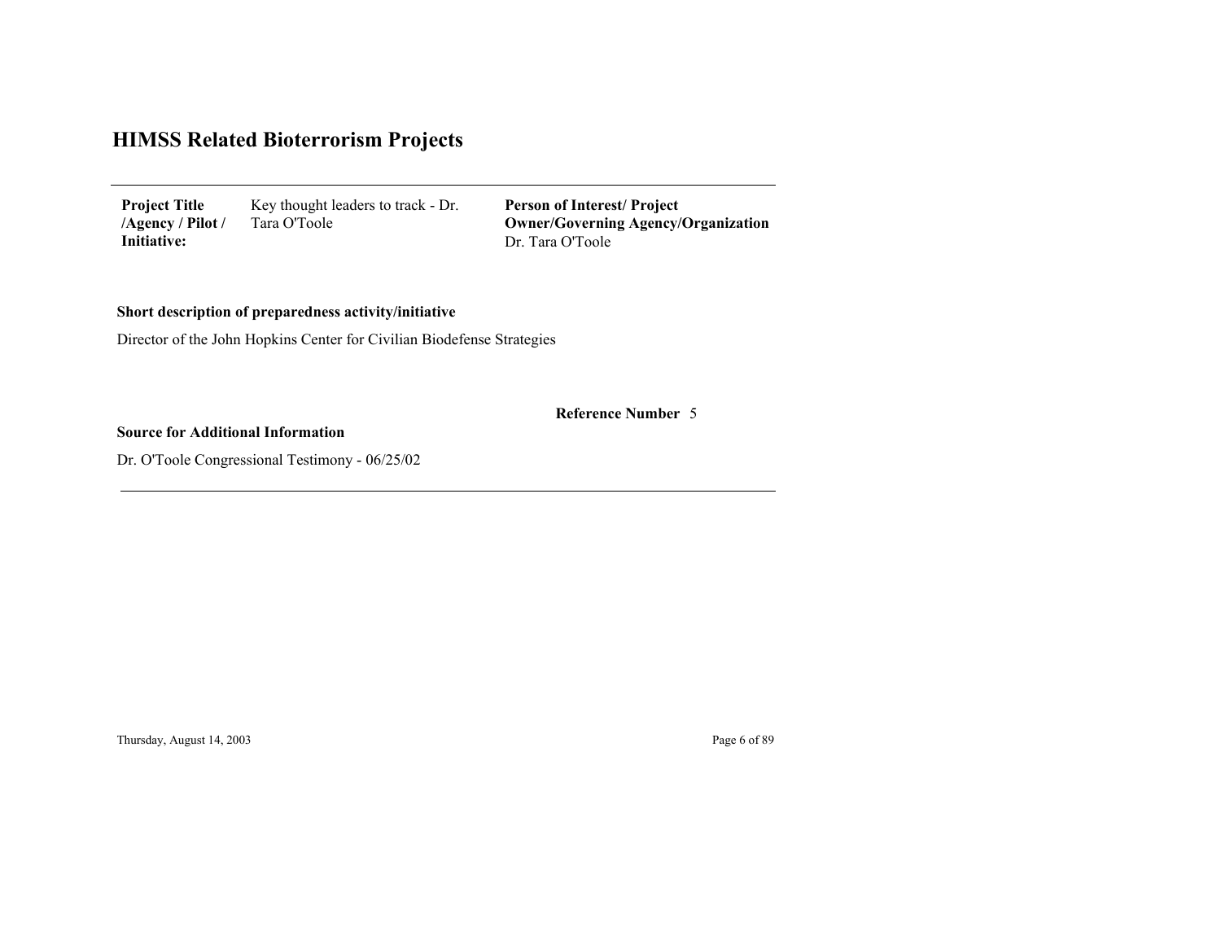# HIMSS Related Bioterrorism Projects

| **Project Title /Agency / Pilot / Initiative:** | Key thought leaders to track - Dr. Tara O'Toole | **Person of Interest/ Project Owner/Governing Agency/Organization** Dr. Tara O'Toole |
|---|---|---|

**Short description of preparedness activity/initiative**

Director of the John Hopkins Center for Civilian Biodefense Strategies

**Reference Number** 5

**Source for Additional Information**

Dr. O'Toole Congressional Testimony - 06/25/02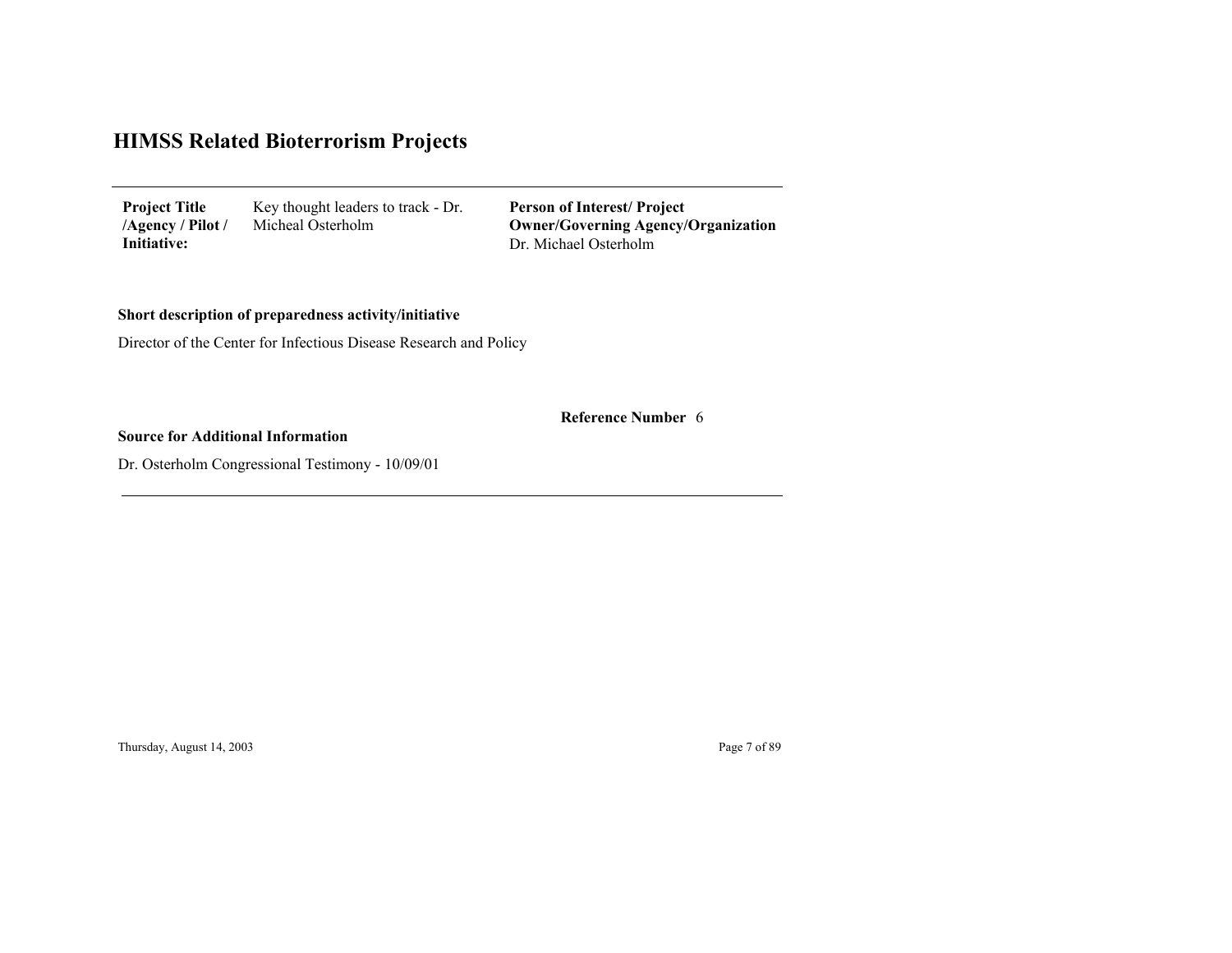# HIMSS Related Bioterrorism Projects

**Project Title /Agency / Pilot / Initiative:** Key thought leaders to track - Dr. Micheal Osterholm

**Person of Interest/ Project Owner/Governing Agency/Organization**
Dr. Michael Osterholm

**Short description of preparedness activity/initiative**

Director of the Center for Infectious Disease Research and Policy

**Reference Number** 6

**Source for Additional Information**

Dr. Osterholm Congressional Testimony - 10/09/01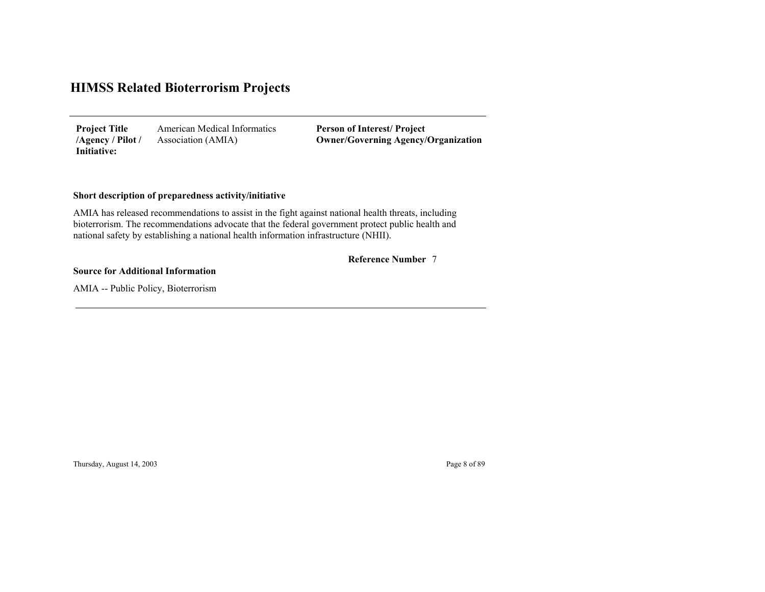# HIMSS Related Bioterrorism Projects

| **Project Title /Agency / Pilot / Initiative:** | American Medical Informatics Association (AMIA) | **Person of Interest/ Project Owner/Governing Agency/Organization** |
|---|---|---|

**Short description of preparedness activity/initiative**

AMIA has released recommendations to assist in the fight against national health threats, including bioterrorism. The recommendations advocate that the federal government protect public health and national safety by establishing a national health information infrastructure (NHII).

**Reference Number** 7

**Source for Additional Information**

AMIA -- Public Policy, Bioterrorism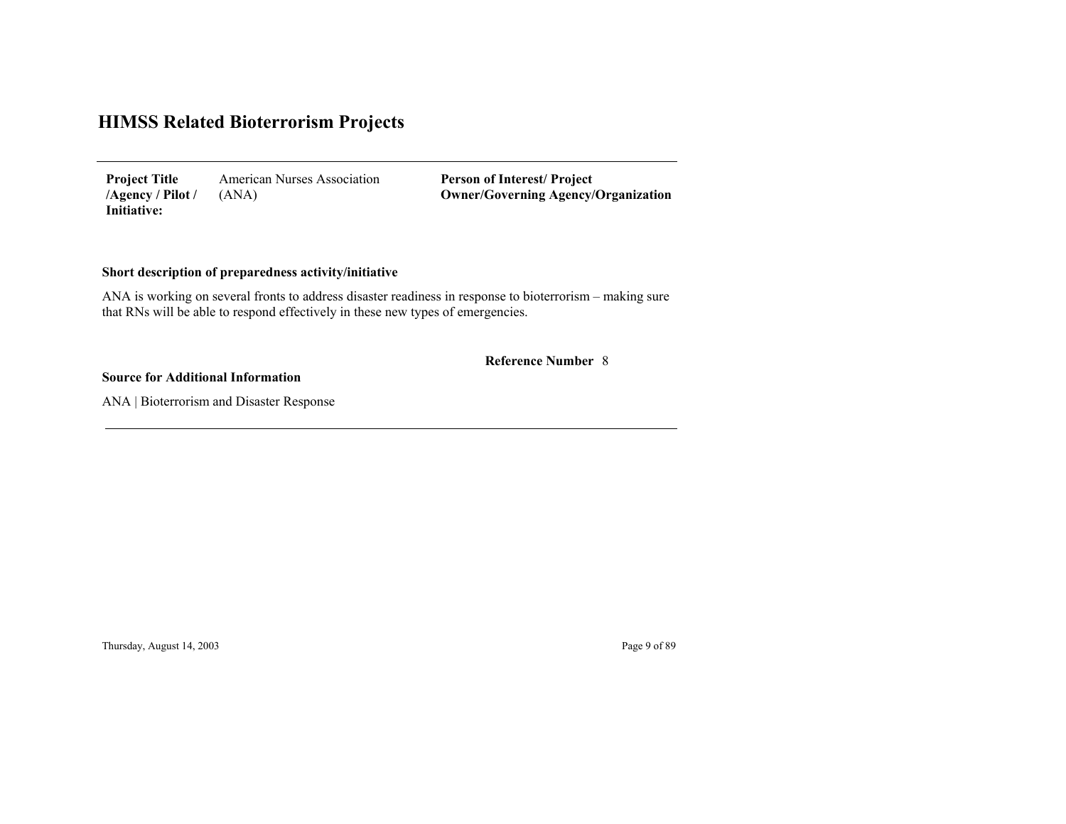# HIMSS Related Bioterrorism Projects

| **Project Title /Agency / Pilot / Initiative:** | American Nurses Association (ANA) | **Person of Interest/ Project Owner/Governing Agency/Organization** |
|---|---|---|

**Short description of preparedness activity/initiative**

ANA is working on several fronts to address disaster readiness in response to bioterrorism – making sure that RNs will be able to respond effectively in these new types of emergencies.

**Reference Number** 8

**Source for Additional Information**

ANA | Bioterrorism and Disaster Response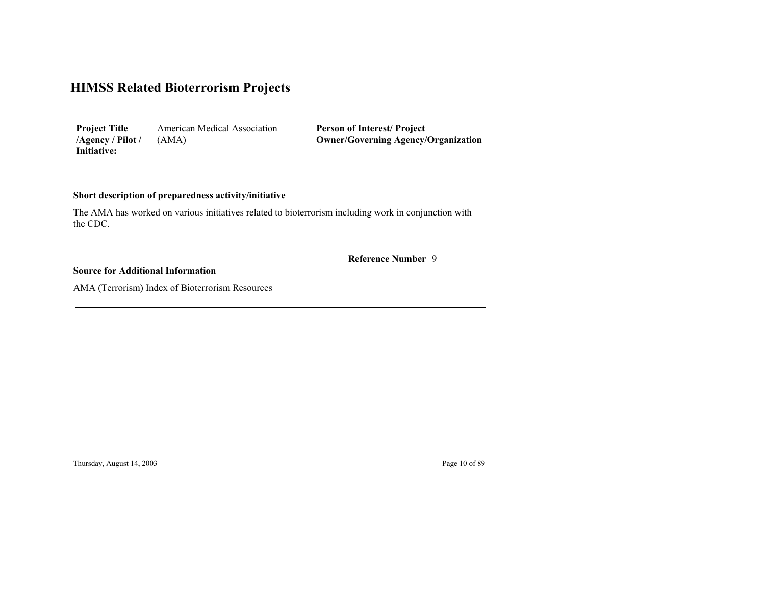# HIMSS Related Bioterrorism Projects

| **Project Title /Agency / Pilot / Initiative:** | American Medical Association (AMA) | **Person of Interest/ Project Owner/Governing Agency/Organization** |
|---|---|---|

**Short description of preparedness activity/initiative**

The AMA has worked on various initiatives related to bioterrorism including work in conjunction with the CDC.

**Reference Number** 9

**Source for Additional Information**

AMA (Terrorism) Index of Bioterrorism Resources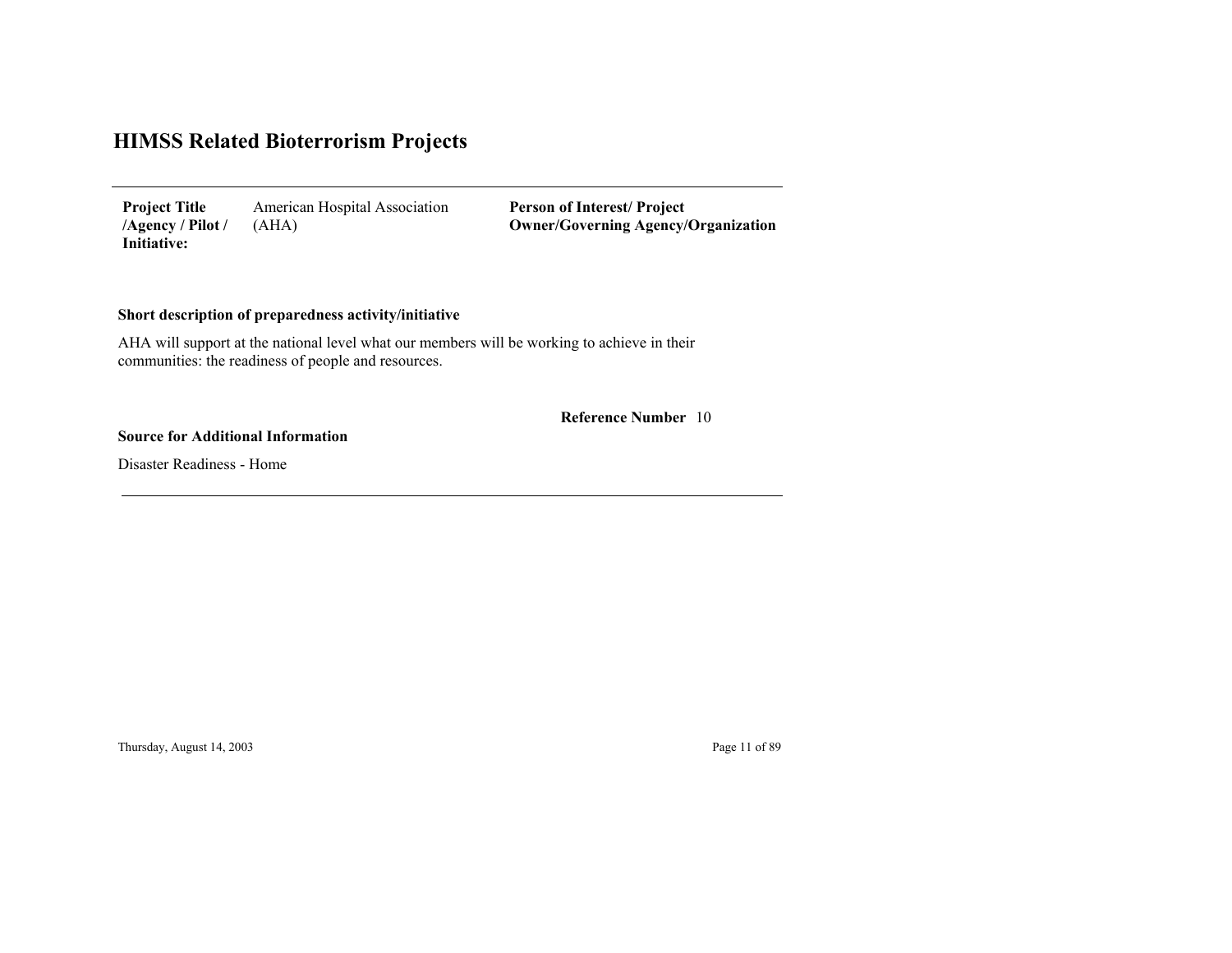# HIMSS Related Bioterrorism Projects

| **Project Title /Agency / Pilot / Initiative:** | American Hospital Association (AHA) | **Person of Interest/ Project Owner/Governing Agency/Organization** |
|---|---|---|

**Short description of preparedness activity/initiative**

AHA will support at the national level what our members will be working to achieve in their communities: the readiness of people and resources.

**Reference Number** 10

**Source for Additional Information**

Disaster Readiness - Home

Thursday, August 14, 2003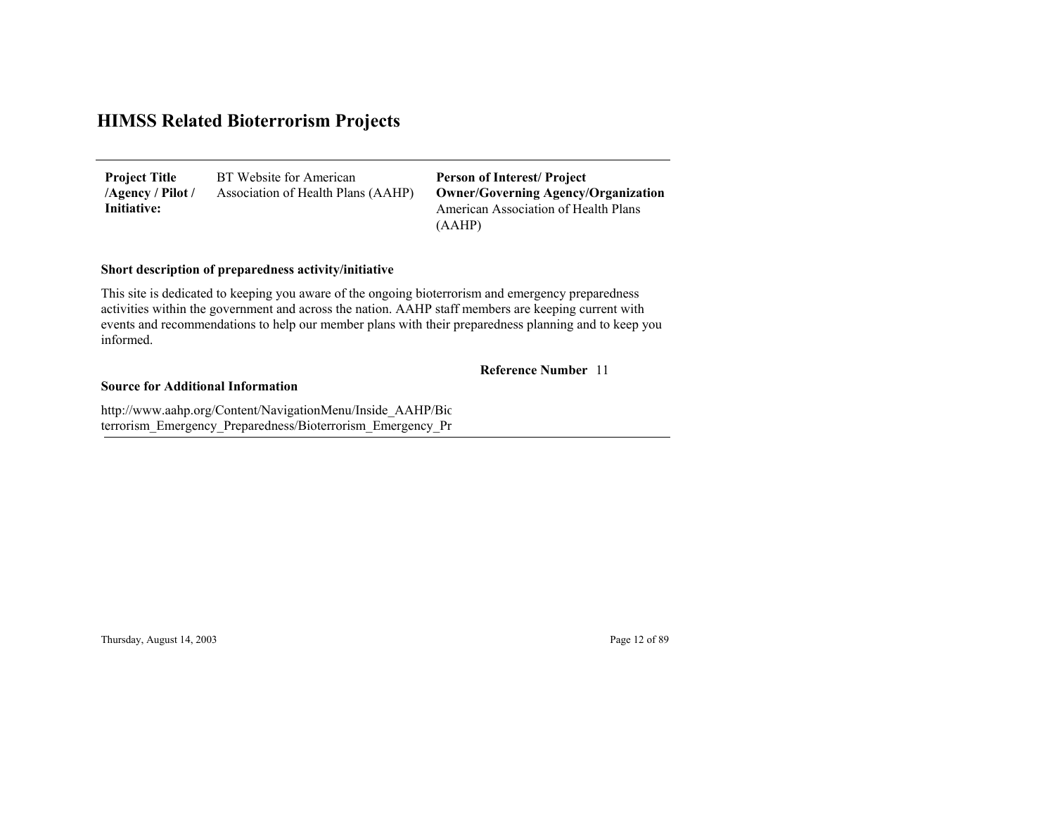# HIMSS Related Bioterrorism Projects

**Project Title /Agency / Pilot / Initiative:** BT Website for American Association of Health Plans (AAHP)

**Person of Interest/ Project Owner/Governing Agency/Organization**
American Association of Health Plans (AAHP)

**Short description of preparedness activity/initiative**

This site is dedicated to keeping you aware of the ongoing bioterrorism and emergency preparedness activities within the government and across the nation. AAHP staff members are keeping current with events and recommendations to help our member plans with their preparedness planning and to keep you informed.

**Reference Number** 11

**Source for Additional Information**

http://www.aahp.org/Content/NavigationMenu/Inside_AAHP/Bio
terrorism_Emergency_Preparedness/Bioterrorism_Emergency_Pr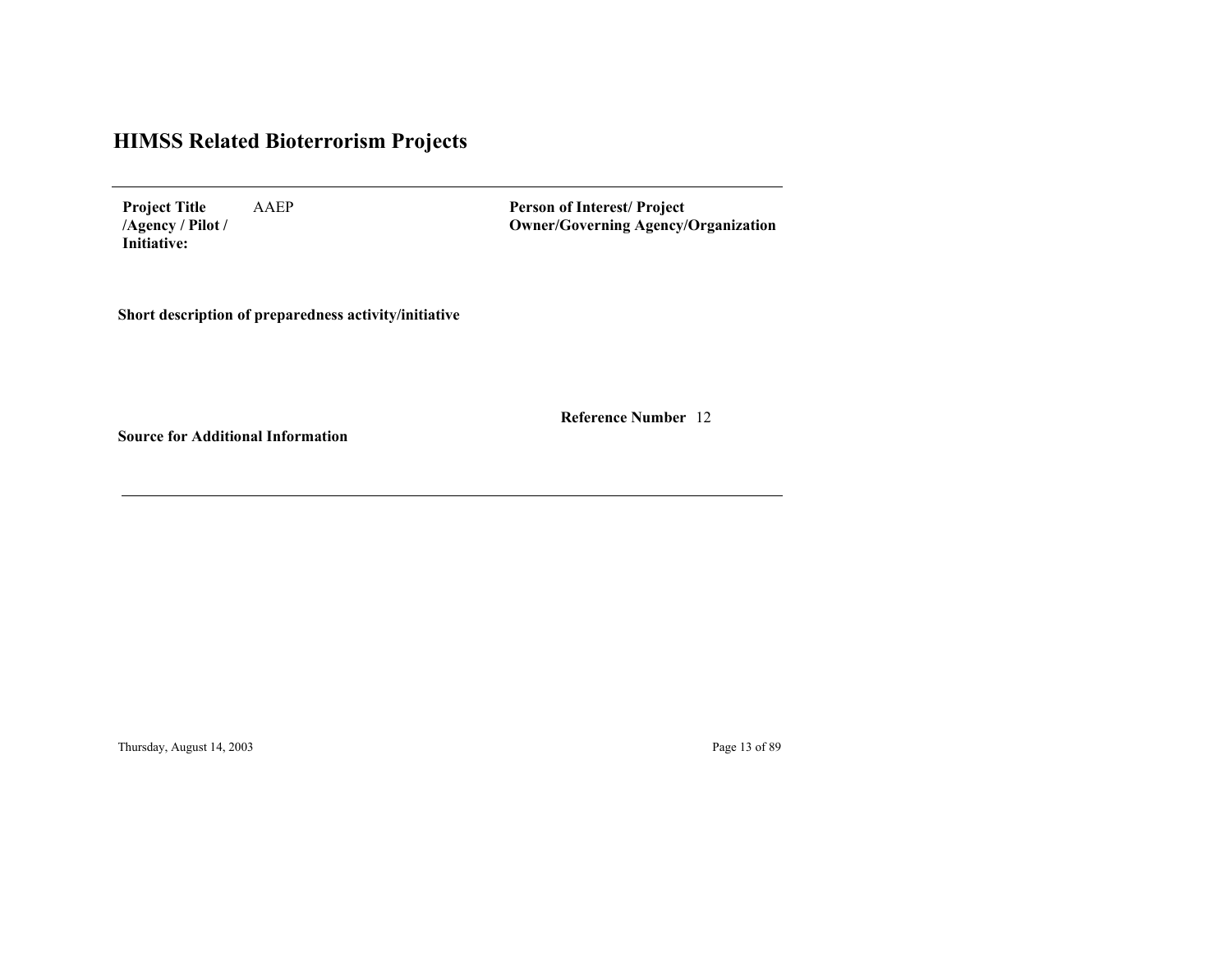# HIMSS Related Bioterrorism Projects

**Project Title /Agency / Pilot / Initiative:** AAEP

**Person of Interest/ Project Owner/Governing Agency/Organization**

**Short description of preparedness activity/initiative**

**Reference Number** 12

**Source for Additional Information**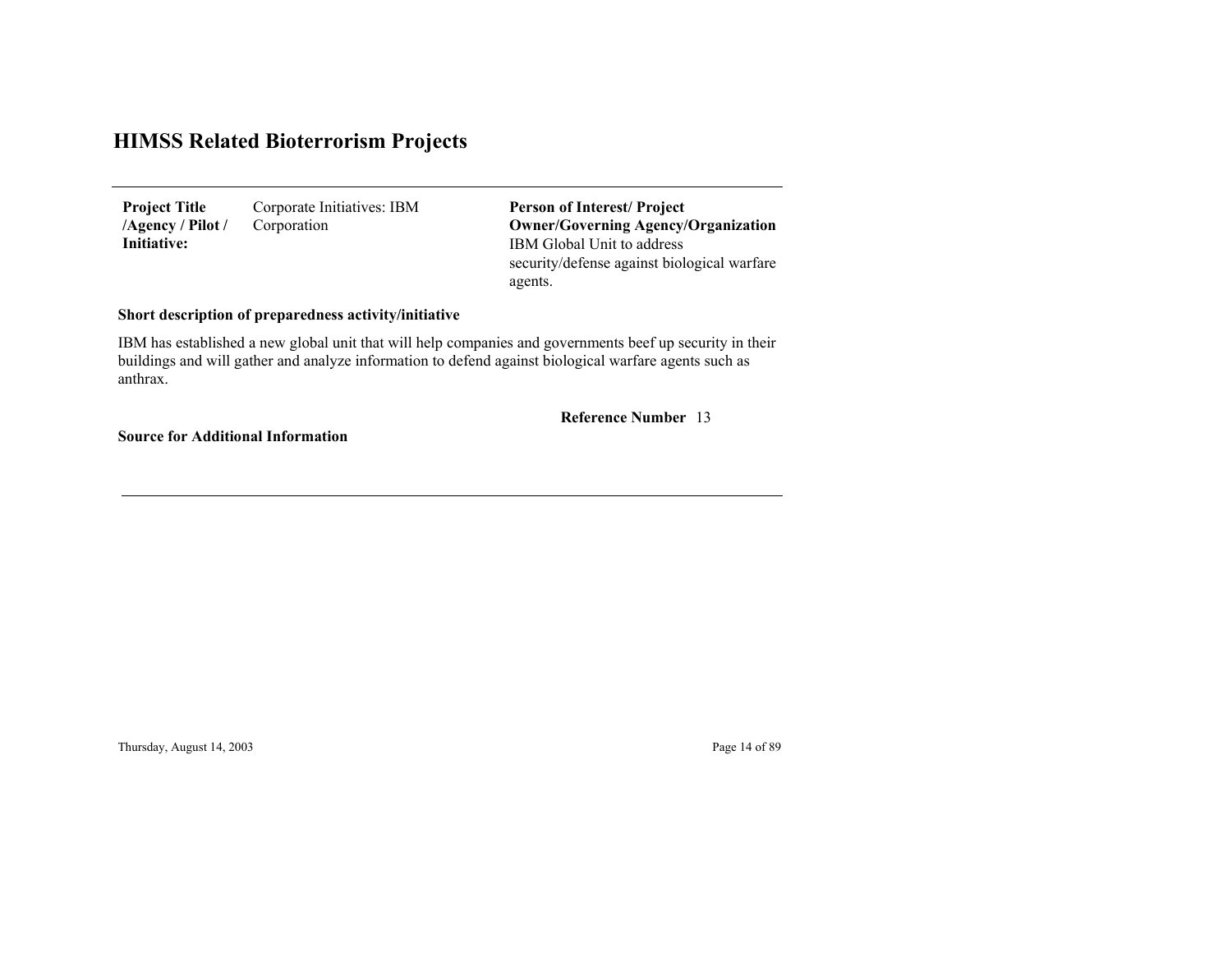# HIMSS Related Bioterrorism Projects

| **Project Title /Agency / Pilot / Initiative:** | Corporate Initiatives: IBM Corporation | **Person of Interest/ Project Owner/Governing Agency/Organization** IBM Global Unit to address security/defense against biological warfare agents. |
|---|---|---|

**Short description of preparedness activity/initiative**

IBM has established a new global unit that will help companies and governments beef up security in their buildings and will gather and analyze information to defend against biological warfare agents such as anthrax.

**Reference Number** 13

**Source for Additional Information**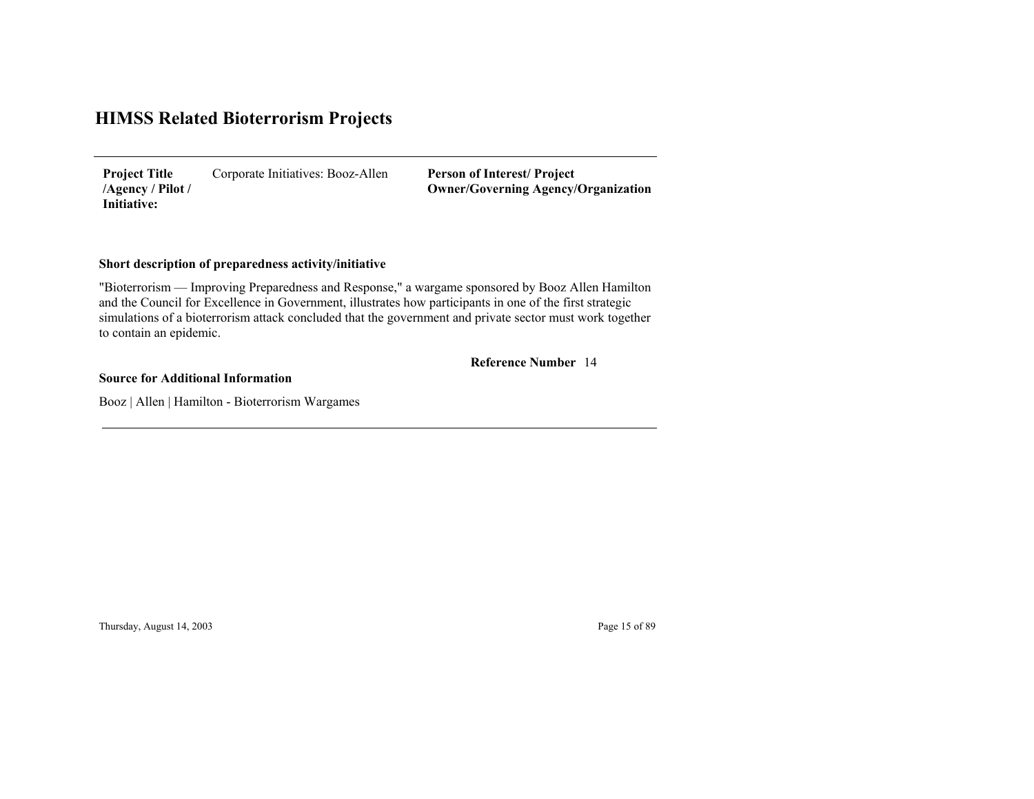# HIMSS Related Bioterrorism Projects

| **Project Title /Agency / Pilot / Initiative:** | Corporate Initiatives: Booz-Allen | **Person of Interest/ Project Owner/Governing Agency/Organization** |
|---|---|---|

**Short description of preparedness activity/initiative**

"Bioterrorism — Improving Preparedness and Response," a wargame sponsored by Booz Allen Hamilton and the Council for Excellence in Government, illustrates how participants in one of the first strategic simulations of a bioterrorism attack concluded that the government and private sector must work together to contain an epidemic.

**Reference Number** 14

**Source for Additional Information**

Booz | Allen | Hamilton - Bioterrorism Wargames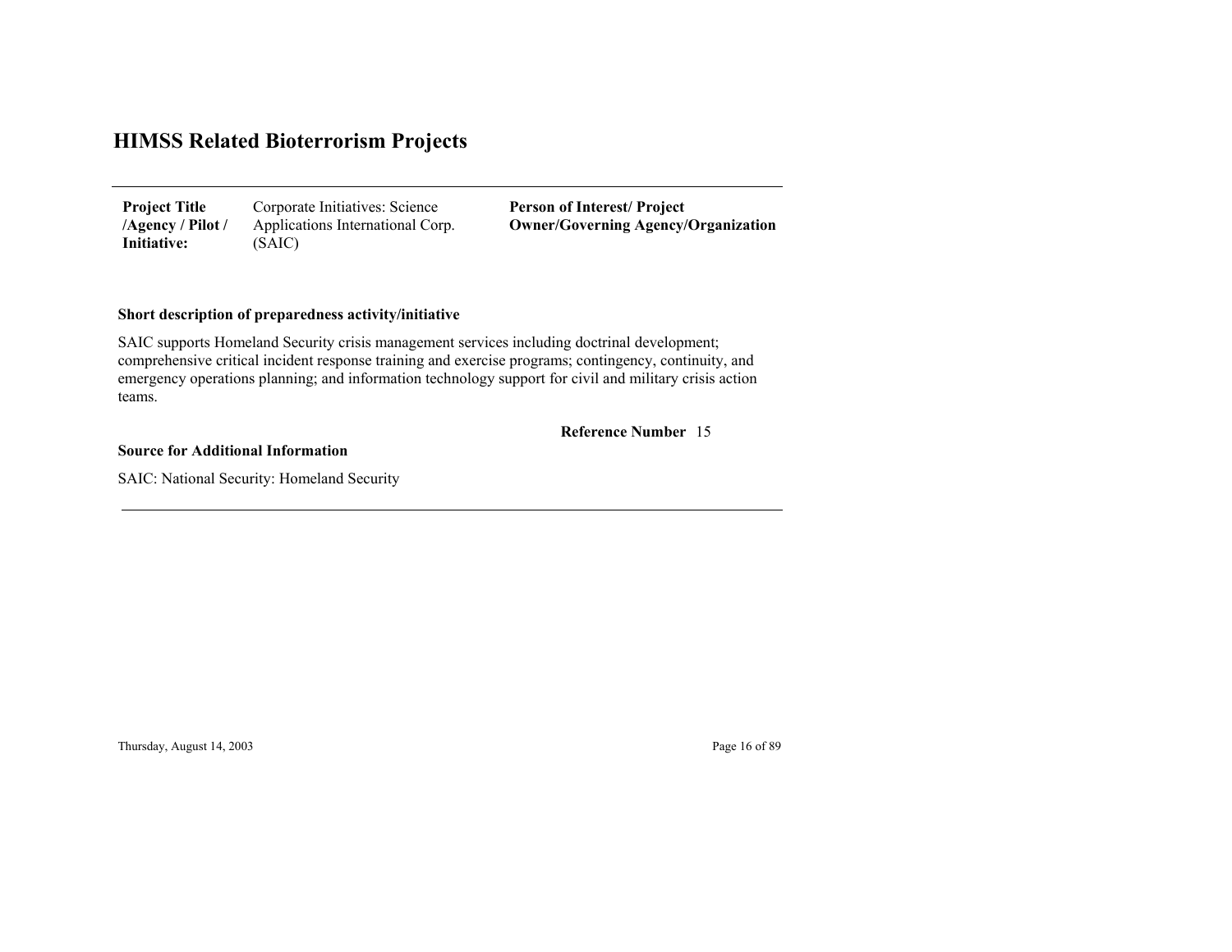# HIMSS Related Bioterrorism Projects

| **Project Title /Agency / Pilot / Initiative:** | Corporate Initiatives: Science Applications International Corp. (SAIC) | **Person of Interest/ Project Owner/Governing Agency/Organization** |
|---|---|---|

**Short description of preparedness activity/initiative**

SAIC supports Homeland Security crisis management services including doctrinal development; comprehensive critical incident response training and exercise programs; contingency, continuity, and emergency operations planning; and information technology support for civil and military crisis action teams.

**Reference Number** 15

**Source for Additional Information**

SAIC: National Security: Homeland Security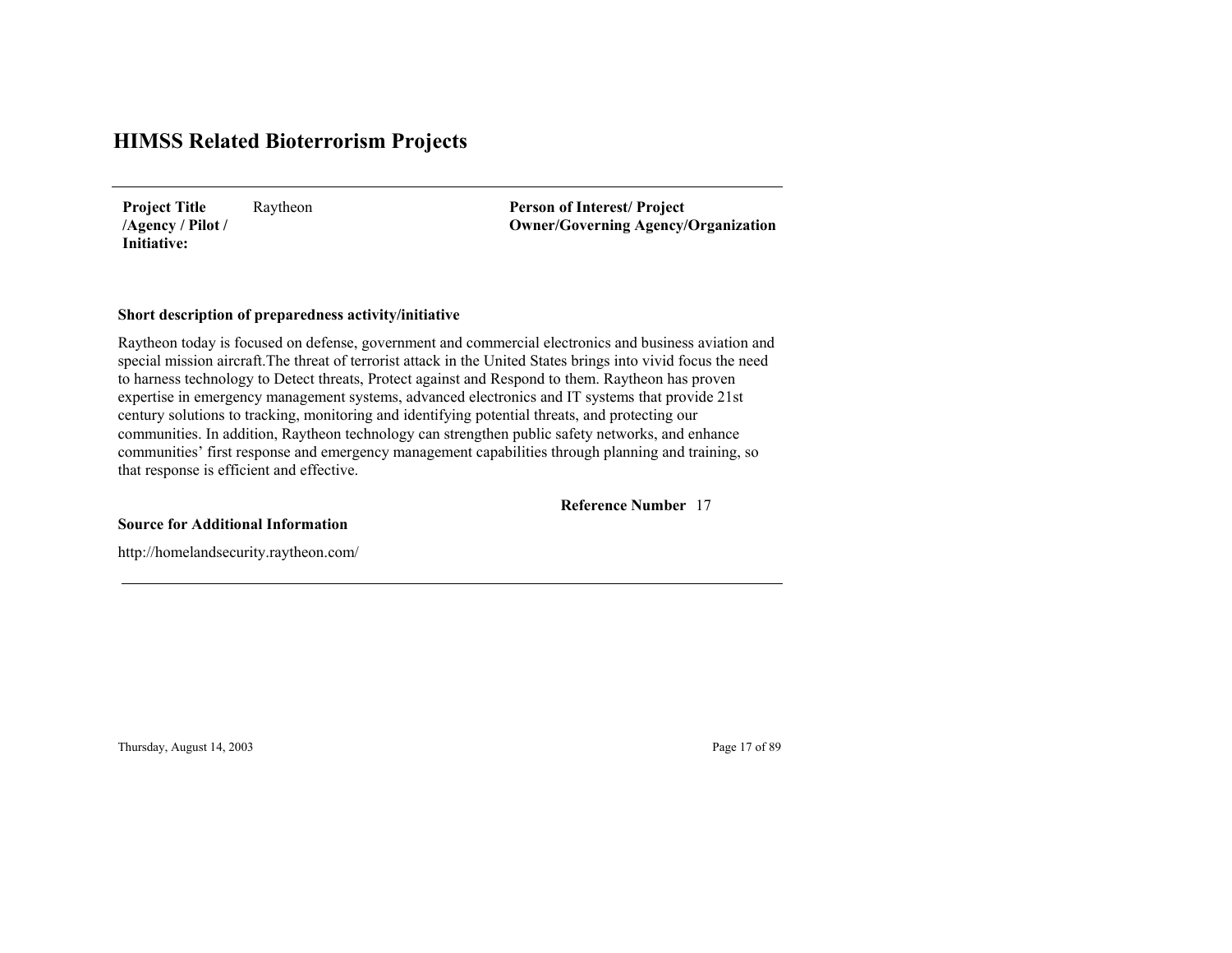# HIMSS Related Bioterrorism Projects

| **Project Title /Agency / Pilot / Initiative:** | Raytheon | **Person of Interest/ Project Owner/Governing Agency/Organization** |
|---|---|---|

**Short description of preparedness activity/initiative**

Raytheon today is focused on defense, government and commercial electronics and business aviation and special mission aircraft.The threat of terrorist attack in the United States brings into vivid focus the need to harness technology to Detect threats, Protect against and Respond to them. Raytheon has proven expertise in emergency management systems, advanced electronics and IT systems that provide 21st century solutions to tracking, monitoring and identifying potential threats, and protecting our communities. In addition, Raytheon technology can strengthen public safety networks, and enhance communities' first response and emergency management capabilities through planning and training, so that response is efficient and effective.

**Reference Number** 17

**Source for Additional Information**

http://homelandsecurity.raytheon.com/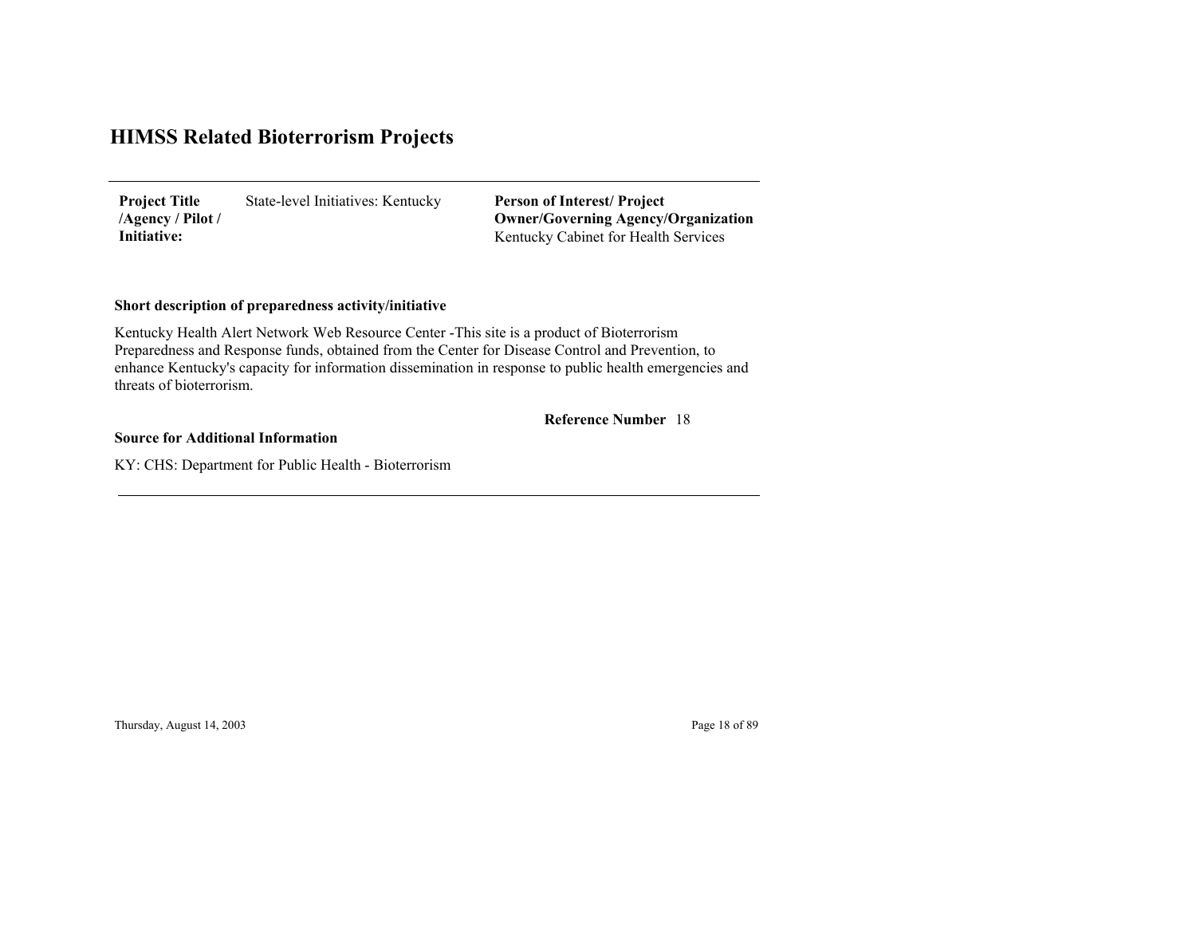# HIMSS Related Bioterrorism Projects

| **Project Title /Agency / Pilot / Initiative:** | State-level Initiatives: Kentucky | **Person of Interest/ Project Owner/Governing Agency/Organization** Kentucky Cabinet for Health Services |
|---|---|---|

**Short description of preparedness activity/initiative**

Kentucky Health Alert Network Web Resource Center -This site is a product of Bioterrorism Preparedness and Response funds, obtained from the Center for Disease Control and Prevention, to enhance Kentucky's capacity for information dissemination in response to public health emergencies and threats of bioterrorism.

**Reference Number** 18

**Source for Additional Information**

KY: CHS: Department for Public Health - Bioterrorism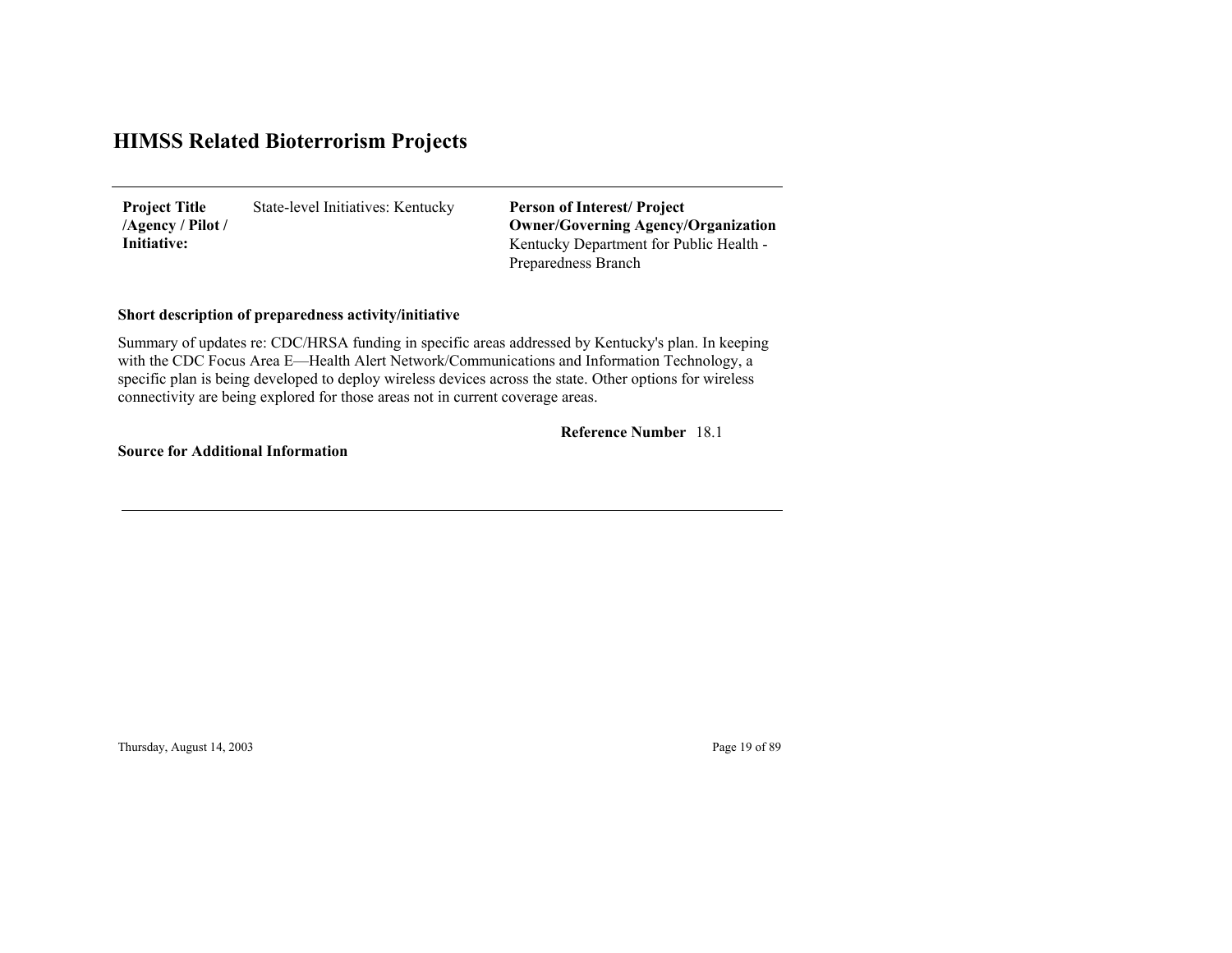# HIMSS Related Bioterrorism Projects

| **Project Title /Agency / Pilot / Initiative:** | State-level Initiatives: Kentucky | **Person of Interest/ Project Owner/Governing Agency/Organization** Kentucky Department for Public Health - Preparedness Branch |
|---|---|---|

**Short description of preparedness activity/initiative**

Summary of updates re: CDC/HRSA funding in specific areas addressed by Kentucky's plan. In keeping with the CDC Focus Area E—Health Alert Network/Communications and Information Technology, a specific plan is being developed to deploy wireless devices across the state. Other options for wireless connectivity are being explored for those areas not in current coverage areas.

**Reference Number** 18.1

**Source for Additional Information**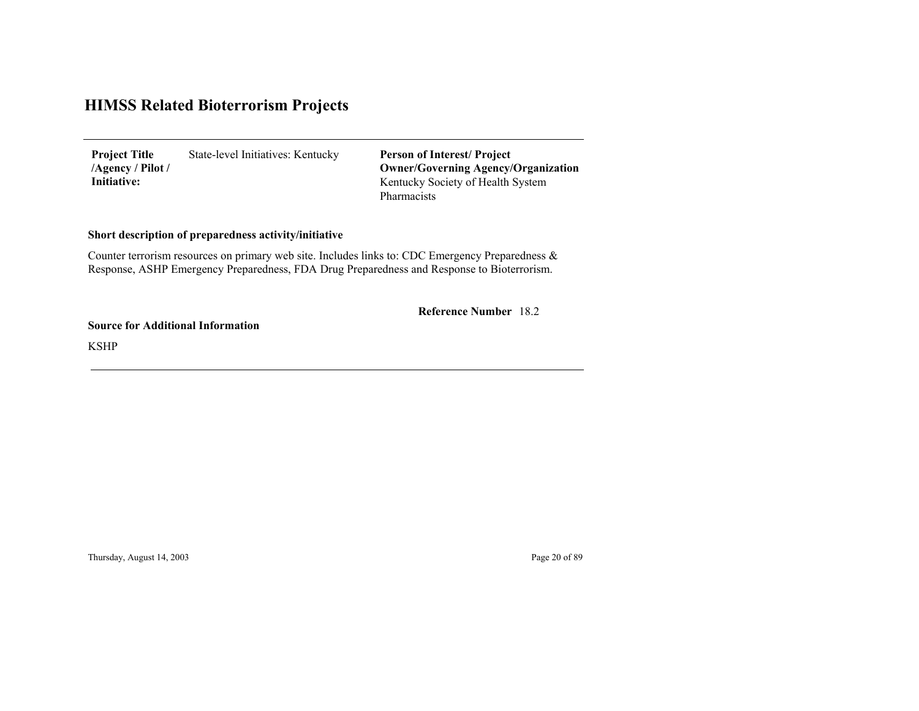# HIMSS Related Bioterrorism Projects

---

| **Project Title /Agency / Pilot / Initiative:** | State-level Initiatives: Kentucky | **Person of Interest/ Project Owner/Governing Agency/Organization** Kentucky Society of Health System Pharmacists |
|---|---|---|

**Short description of preparedness activity/initiative**

Counter terrorism resources on primary web site. Includes links to: CDC Emergency Preparedness & Response, ASHP Emergency Preparedness, FDA Drug Preparedness and Response to Bioterrorism.

**Reference Number** 18.2

**Source for Additional Information**

KSHP

---

Thursday, August 14, 2003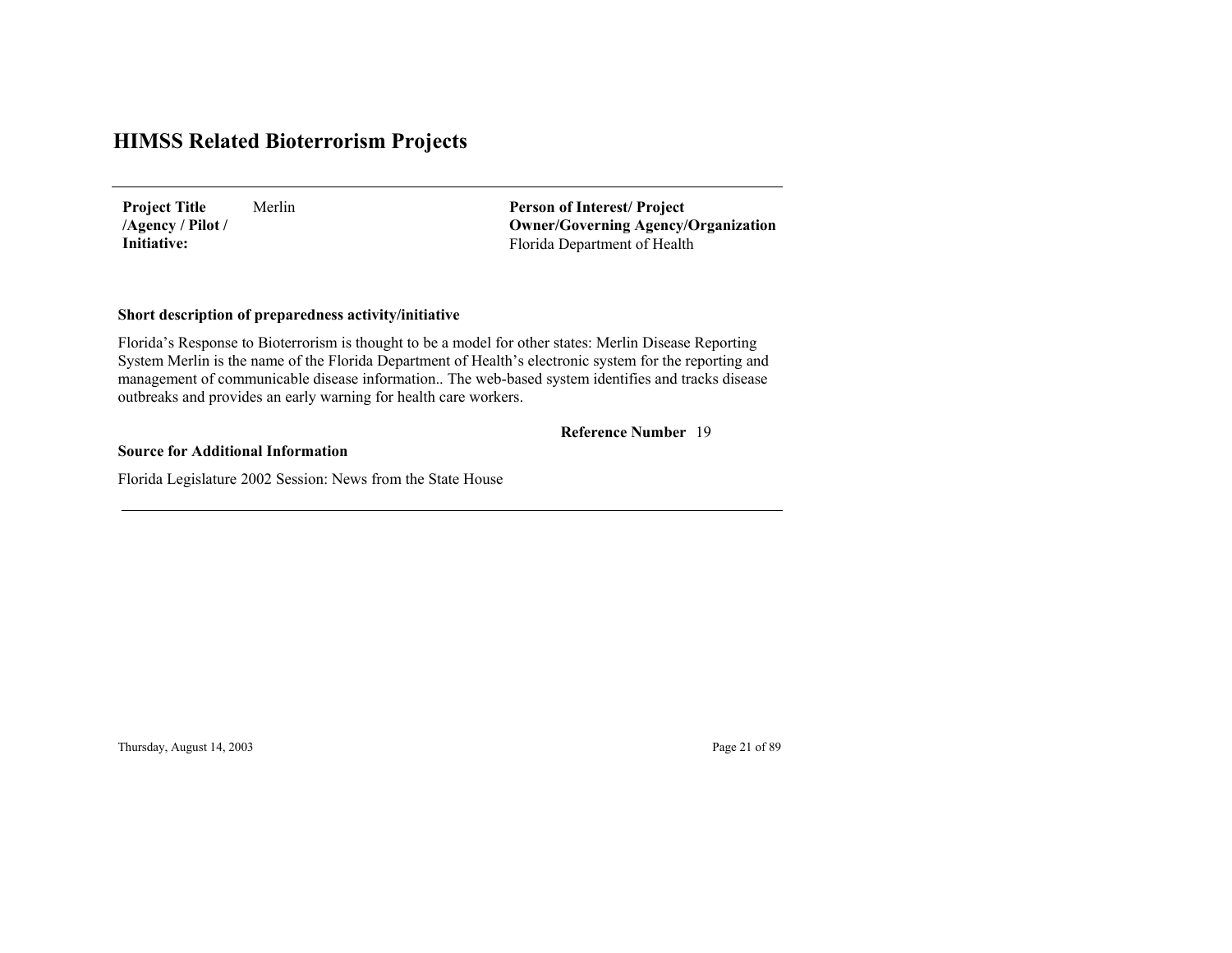# HIMSS Related Bioterrorism Projects

**Project Title /Agency / Pilot / Initiative:** Merlin

**Person of Interest/ Project Owner/Governing Agency/Organization**
Florida Department of Health

**Short description of preparedness activity/initiative**

Florida's Response to Bioterrorism is thought to be a model for other states: Merlin Disease Reporting System Merlin is the name of the Florida Department of Health's electronic system for the reporting and management of communicable disease information.. The web-based system identifies and tracks disease outbreaks and provides an early warning for health care workers.

**Reference Number** 19

**Source for Additional Information**

Florida Legislature 2002 Session: News from the State House

Thursday, August 14, 2003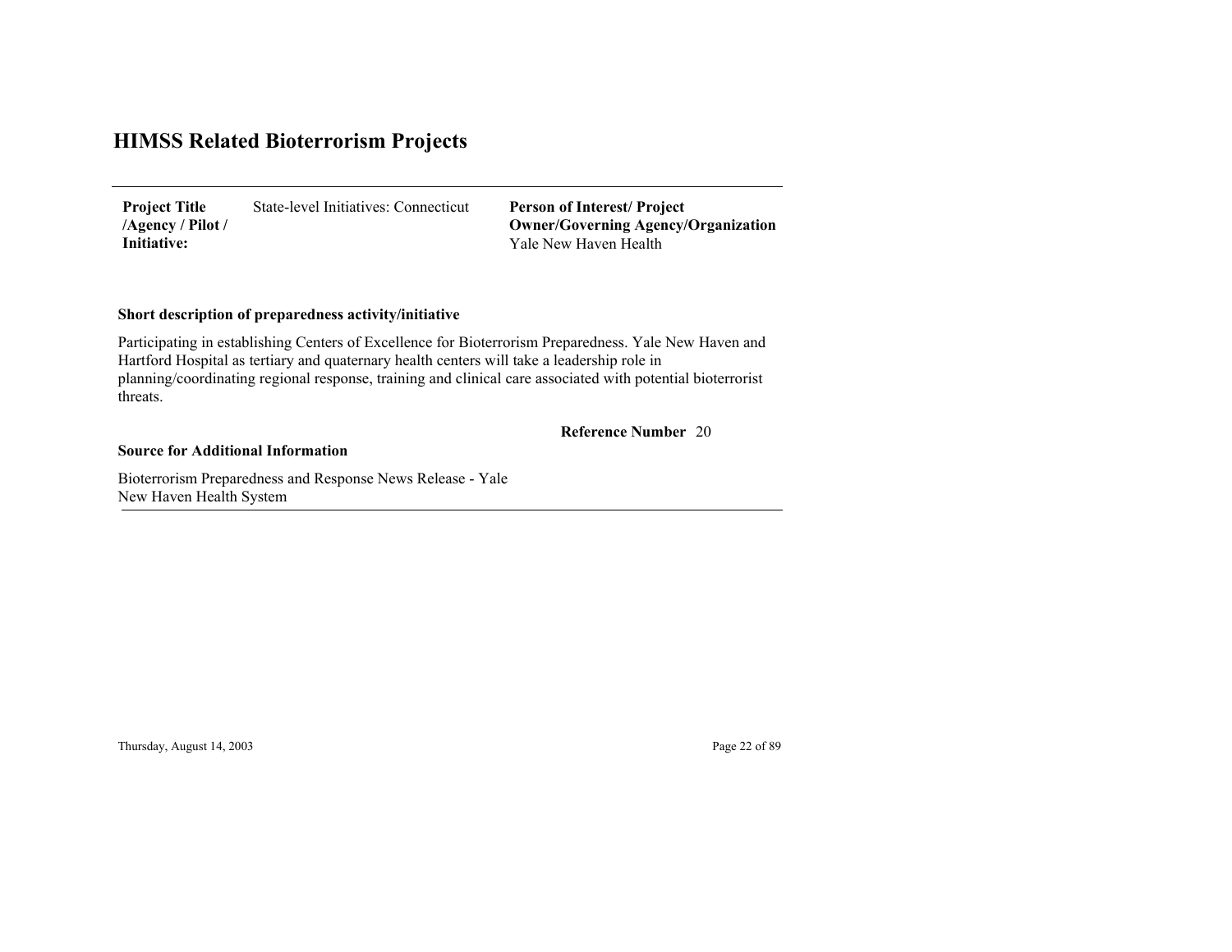# HIMSS Related Bioterrorism Projects

| **Project Title /Agency / Pilot / Initiative:** | State-level Initiatives: Connecticut | **Person of Interest/ Project Owner/Governing Agency/Organization** Yale New Haven Health |
|---|---|---|

**Short description of preparedness activity/initiative**

Participating in establishing Centers of Excellence for Bioterrorism Preparedness. Yale New Haven and Hartford Hospital as tertiary and quaternary health centers will take a leadership role in planning/coordinating regional response, training and clinical care associated with potential bioterrorist threats.

**Reference Number** 20

**Source for Additional Information**

Bioterrorism Preparedness and Response News Release - Yale New Haven Health System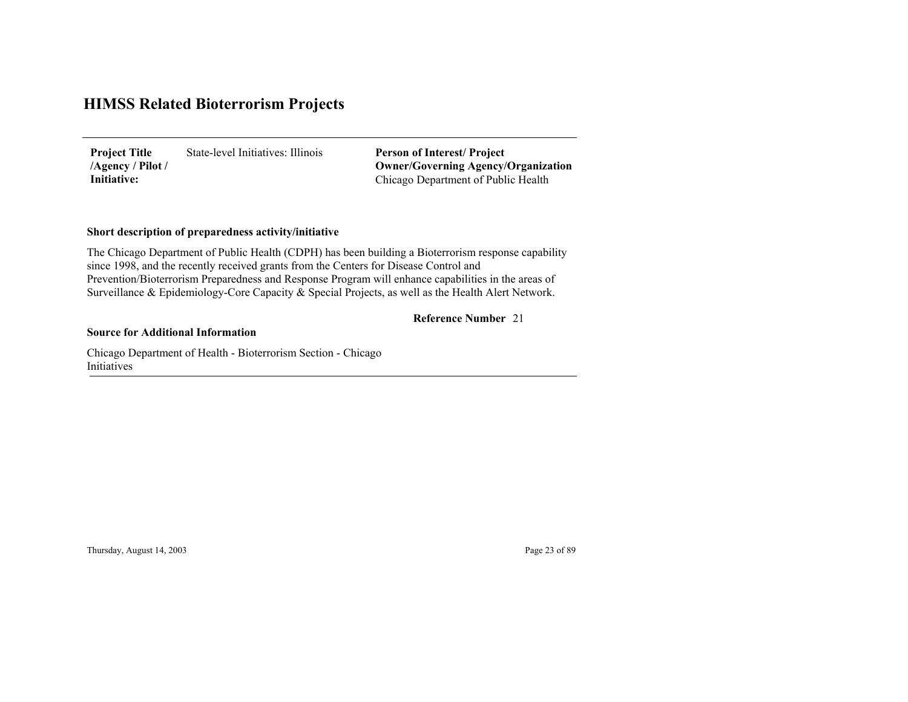# HIMSS Related Bioterrorism Projects

| **Project Title /Agency / Pilot / Initiative:** | State-level Initiatives: Illinois | **Person of Interest/ Project Owner/Governing Agency/Organization** Chicago Department of Public Health |
|---|---|---|

**Short description of preparedness activity/initiative**

The Chicago Department of Public Health (CDPH) has been building a Bioterrorism response capability since 1998, and the recently received grants from the Centers for Disease Control and Prevention/Bioterrorism Preparedness and Response Program will enhance capabilities in the areas of Surveillance & Epidemiology-Core Capacity & Special Projects, as well as the Health Alert Network.

**Reference Number** 21

**Source for Additional Information**

Chicago Department of Health - Bioterrorism Section - Chicago Initiatives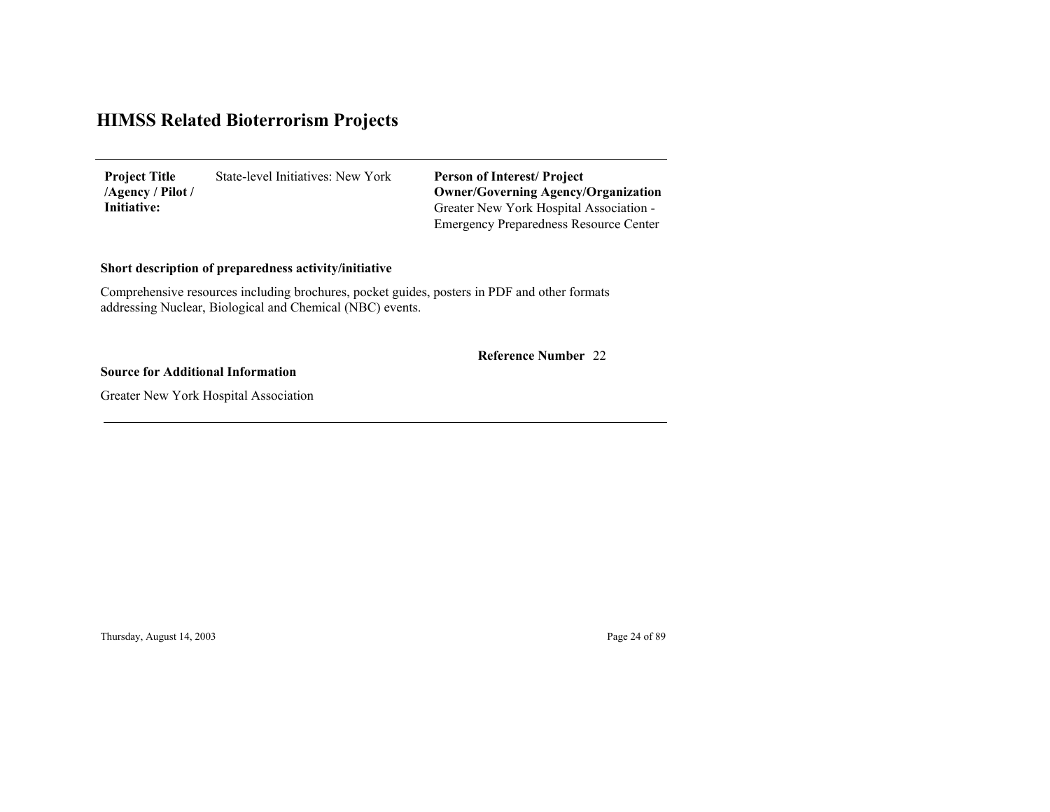# HIMSS Related Bioterrorism Projects

| **Project Title /Agency / Pilot / Initiative:** | State-level Initiatives: New York | **Person of Interest/ Project Owner/Governing Agency/Organization** Greater New York Hospital Association - Emergency Preparedness Resource Center |
|---|---|---|

**Short description of preparedness activity/initiative**

Comprehensive resources including brochures, pocket guides, posters in PDF and other formats addressing Nuclear, Biological and Chemical (NBC) events.

**Reference Number** 22

**Source for Additional Information**

Greater New York Hospital Association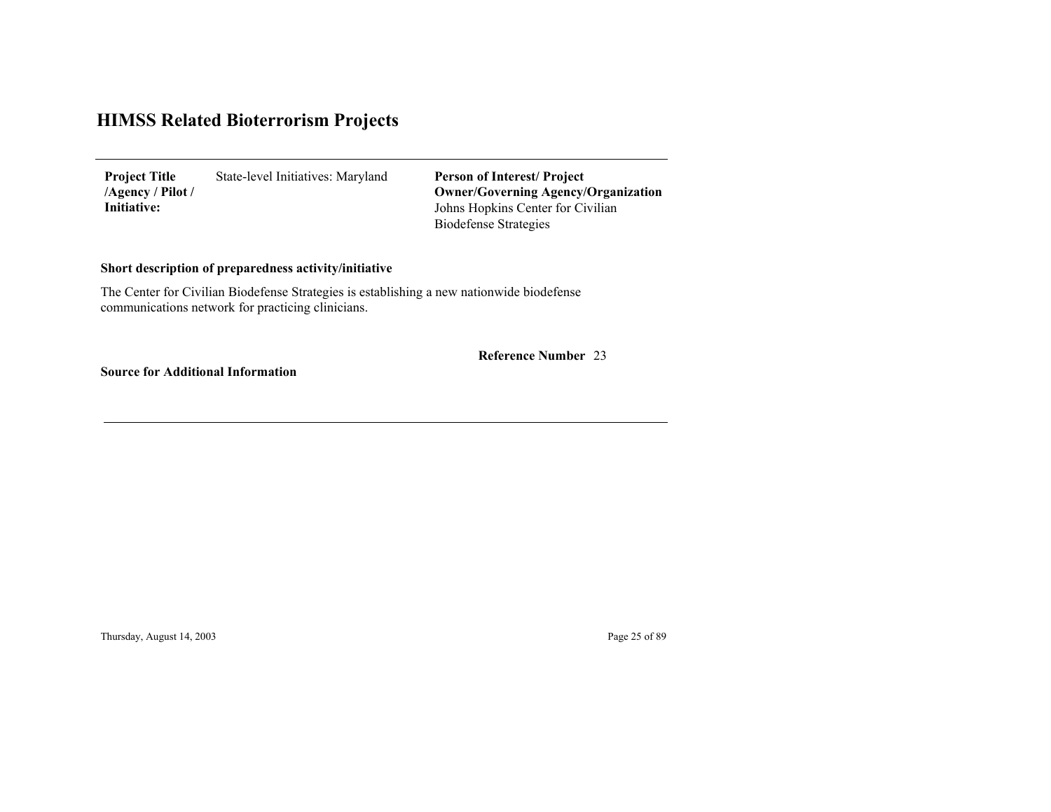# HIMSS Related Bioterrorism Projects

| **Project Title /Agency / Pilot / Initiative:** | State-level Initiatives: Maryland | **Person of Interest/ Project Owner/Governing Agency/Organization** Johns Hopkins Center for Civilian Biodefense Strategies |
| --- | --- | --- |

**Short description of preparedness activity/initiative**

The Center for Civilian Biodefense Strategies is establishing a new nationwide biodefense communications network for practicing clinicians.

**Reference Number** 23

**Source for Additional Information**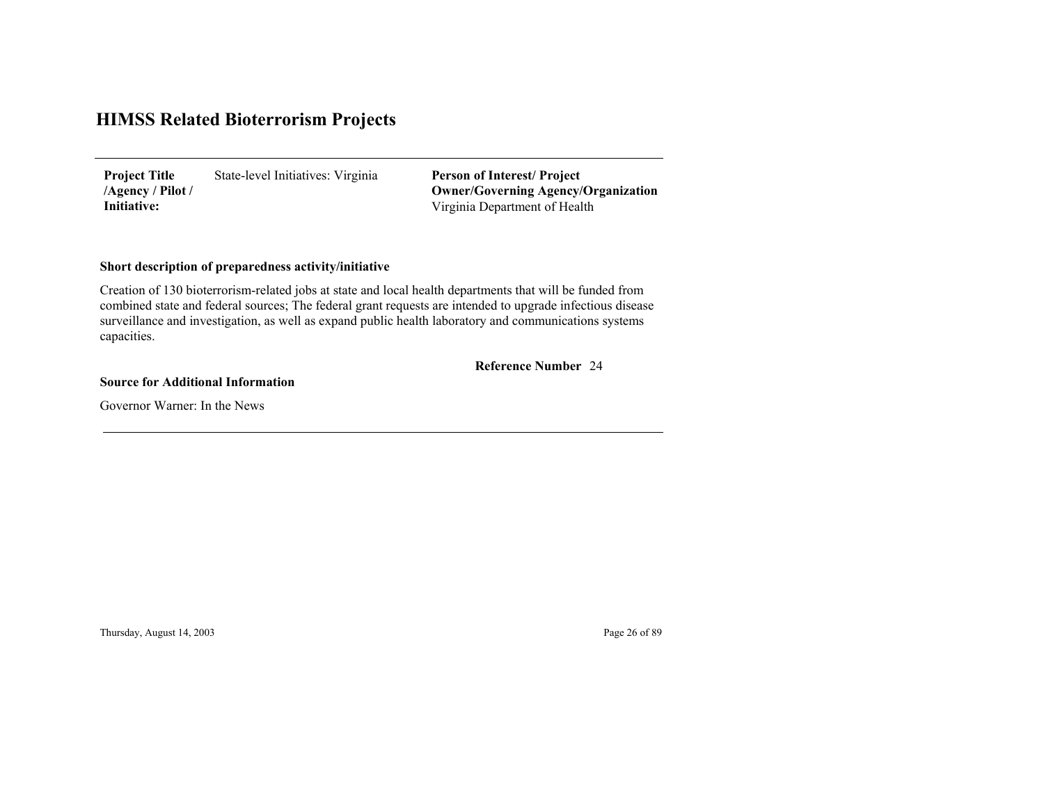# HIMSS Related Bioterrorism Projects

| **Project Title /Agency / Pilot / Initiative:** | State-level Initiatives: Virginia | **Person of Interest/ Project Owner/Governing Agency/Organization** Virginia Department of Health |
|---|---|---|

**Short description of preparedness activity/initiative**

Creation of 130 bioterrorism-related jobs at state and local health departments that will be funded from combined state and federal sources; The federal grant requests are intended to upgrade infectious disease surveillance and investigation, as well as expand public health laboratory and communications systems capacities.

**Reference Number** 24

**Source for Additional Information**

Governor Warner: In the News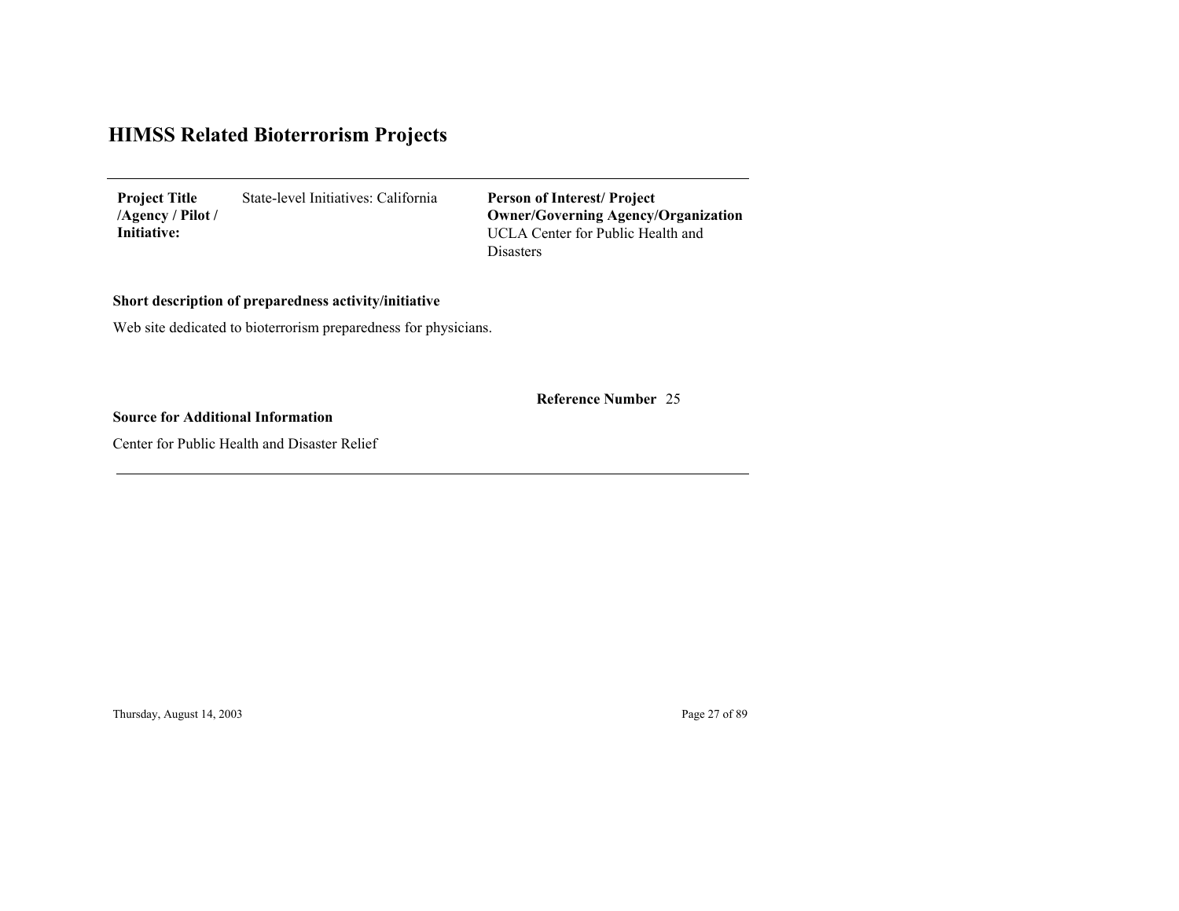# HIMSS Related Bioterrorism Projects

---

**Project Title /Agency / Pilot / Initiative:** State-level Initiatives: California

**Person of Interest/ Project Owner/Governing Agency/Organization**
UCLA Center for Public Health and Disasters

**Short description of preparedness activity/initiative**

Web site dedicated to bioterrorism preparedness for physicians.

**Reference Number** 25

**Source for Additional Information**

Center for Public Health and Disaster Relief

---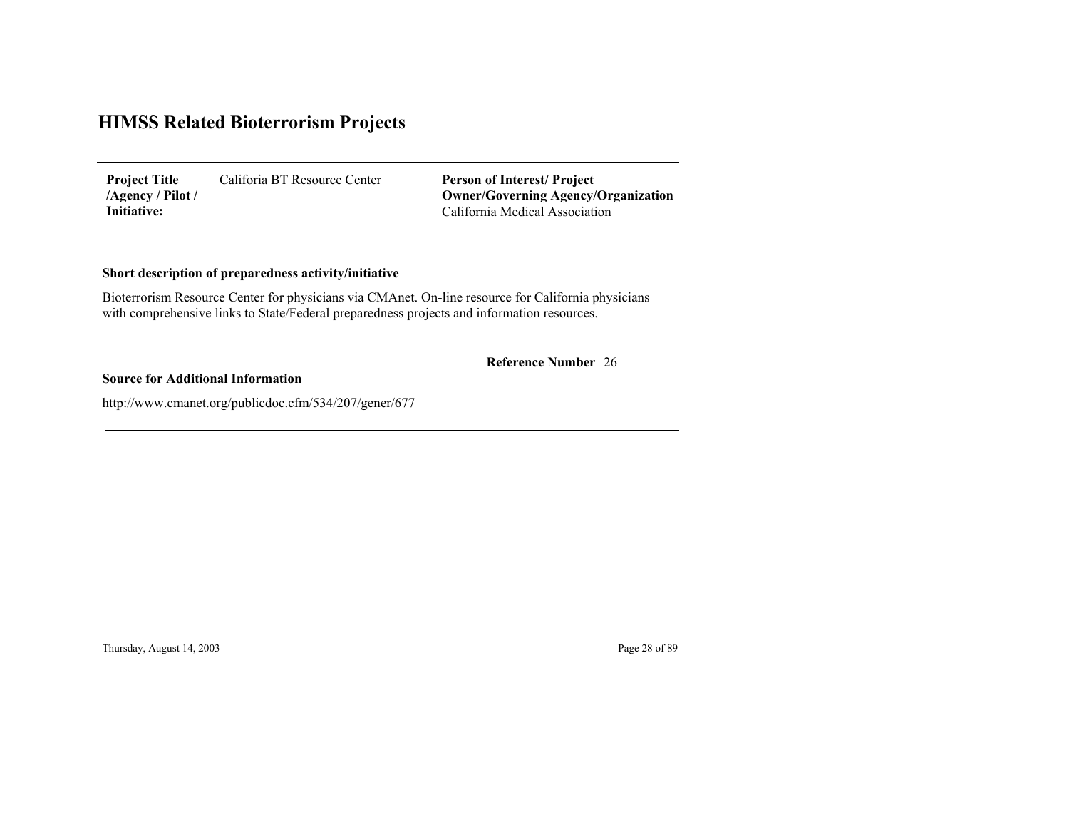# HIMSS Related Bioterrorism Projects

| **Project Title /Agency / Pilot / Initiative:** | Califoria BT Resource Center | **Person of Interest/ Project Owner/Governing Agency/Organization** California Medical Association |
|---|---|---|

**Short description of preparedness activity/initiative**

Bioterrorism Resource Center for physicians via CMAnet. On-line resource for California physicians with comprehensive links to State/Federal preparedness projects and information resources.

**Reference Number** 26

**Source for Additional Information**

http://www.cmanet.org/publicdoc.cfm/534/207/gener/677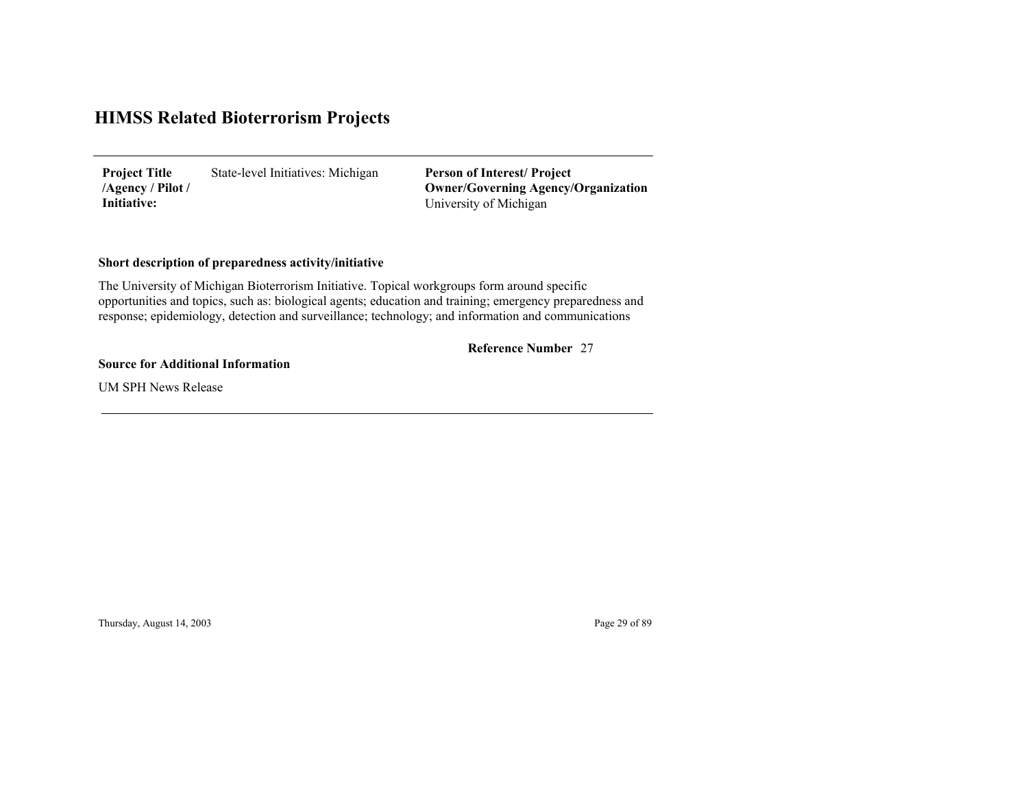# HIMSS Related Bioterrorism Projects

| **Project Title /Agency / Pilot / Initiative:** | State-level Initiatives: Michigan | **Person of Interest/ Project Owner/Governing Agency/Organization** University of Michigan |
|---|---|---|

**Short description of preparedness activity/initiative**

The University of Michigan Bioterrorism Initiative. Topical workgroups form around specific opportunities and topics, such as: biological agents; education and training; emergency preparedness and response; epidemiology, detection and surveillance; technology; and information and communications

**Reference Number** 27

**Source for Additional Information**

UM SPH News Release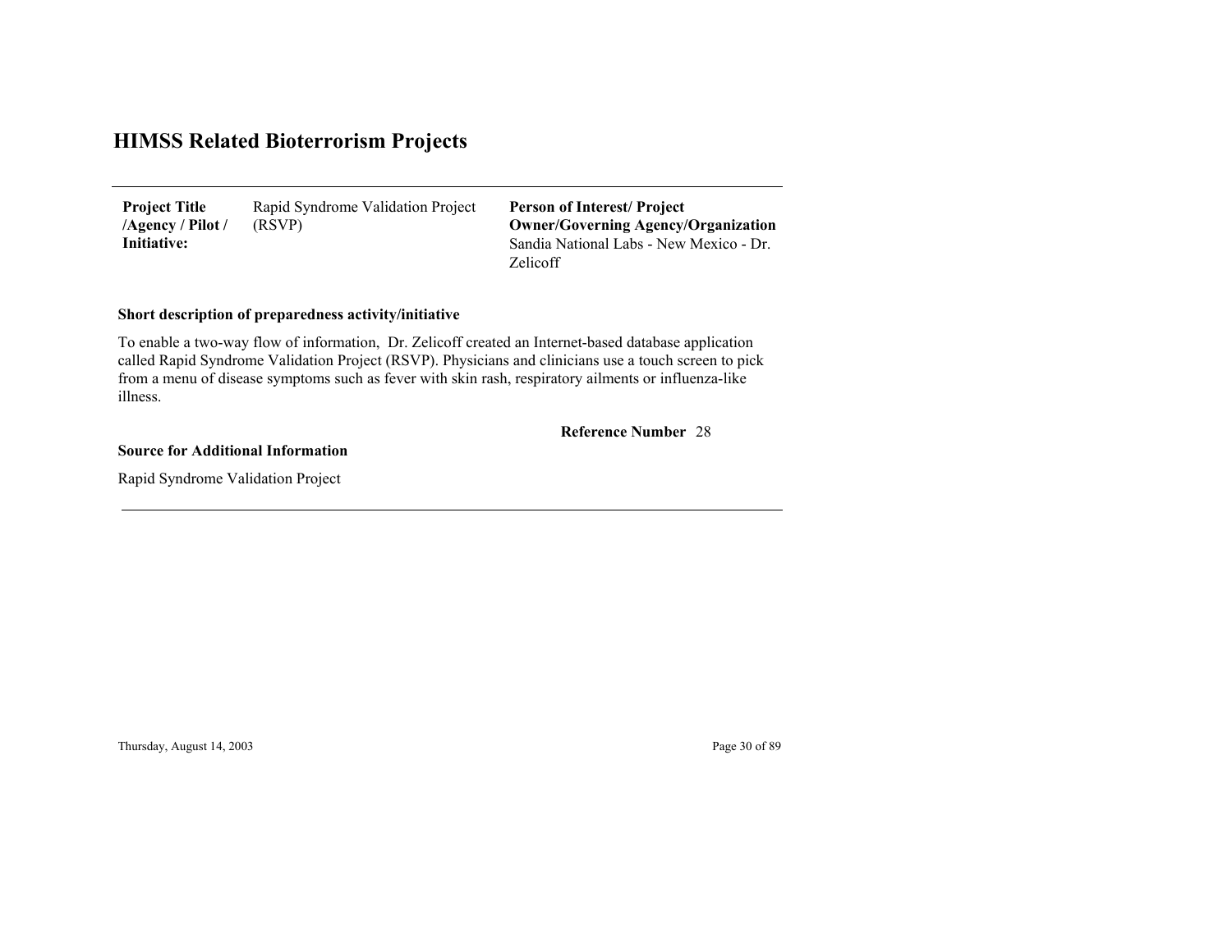# HIMSS Related Bioterrorism Projects

| **Project Title /Agency / Pilot / Initiative:** | Rapid Syndrome Validation Project (RSVP) | **Person of Interest/ Project Owner/Governing Agency/Organization** Sandia National Labs - New Mexico - Dr. Zelicoff |
|---|---|---|

**Short description of preparedness activity/initiative**

To enable a two-way flow of information, Dr. Zelicoff created an Internet-based database application called Rapid Syndrome Validation Project (RSVP). Physicians and clinicians use a touch screen to pick from a menu of disease symptoms such as fever with skin rash, respiratory ailments or influenza-like illness.

**Reference Number** 28

**Source for Additional Information**

Rapid Syndrome Validation Project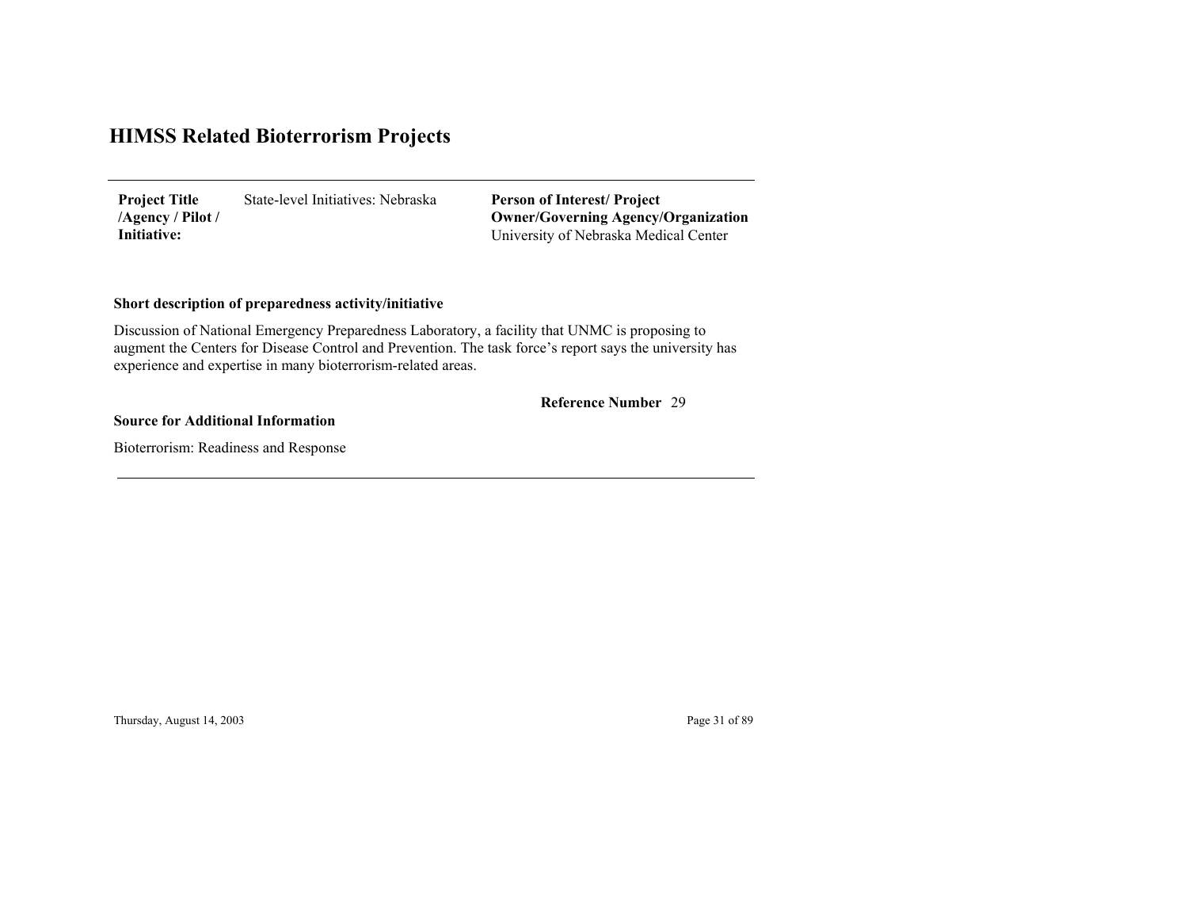# HIMSS Related Bioterrorism Projects

| **Project Title /Agency / Pilot / Initiative:** | State-level Initiatives: Nebraska | **Person of Interest/ Project Owner/Governing Agency/Organization** University of Nebraska Medical Center |
|---|---|---|

**Short description of preparedness activity/initiative**

Discussion of National Emergency Preparedness Laboratory, a facility that UNMC is proposing to augment the Centers for Disease Control and Prevention. The task force's report says the university has experience and expertise in many bioterrorism-related areas.

**Reference Number** 29

**Source for Additional Information**

Bioterrorism: Readiness and Response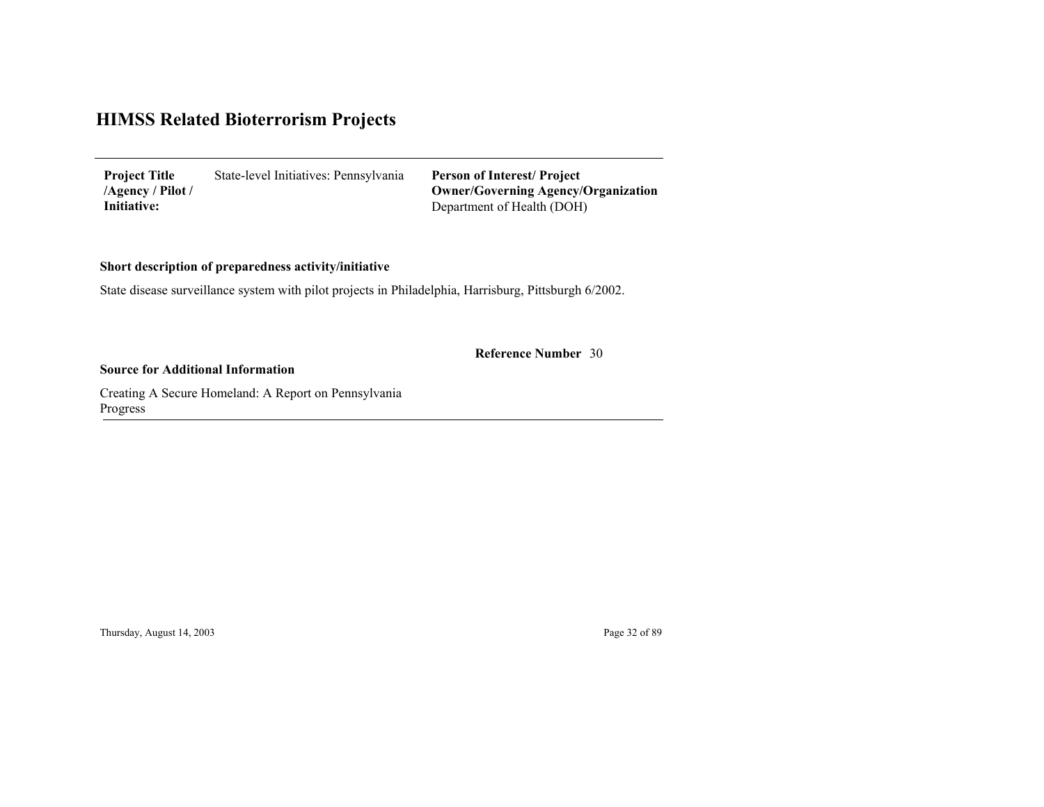# HIMSS Related Bioterrorism Projects

| **Project Title /Agency / Pilot / Initiative:** | State-level Initiatives: Pennsylvania | **Person of Interest/ Project Owner/Governing Agency/Organization** Department of Health (DOH) |
|---|---|---|

**Short description of preparedness activity/initiative**

State disease surveillance system with pilot projects in Philadelphia, Harrisburg, Pittsburgh 6/2002.

**Reference Number** 30

**Source for Additional Information**

Creating A Secure Homeland: A Report on Pennsylvania Progress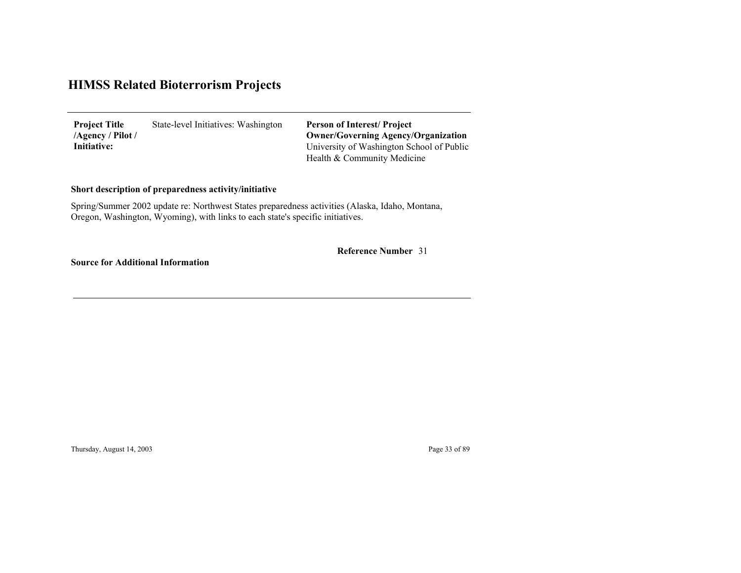# HIMSS Related Bioterrorism Projects

| **Project Title /Agency / Pilot / Initiative:** | State-level Initiatives: Washington | **Person of Interest/ Project Owner/Governing Agency/Organization** University of Washington School of Public Health & Community Medicine |
|---|---|---|

**Short description of preparedness activity/initiative**

Spring/Summer 2002 update re: Northwest States preparedness activities (Alaska, Idaho, Montana, Oregon, Washington, Wyoming), with links to each state's specific initiatives.

**Reference Number** 31

**Source for Additional Information**

Thursday, August 14, 2003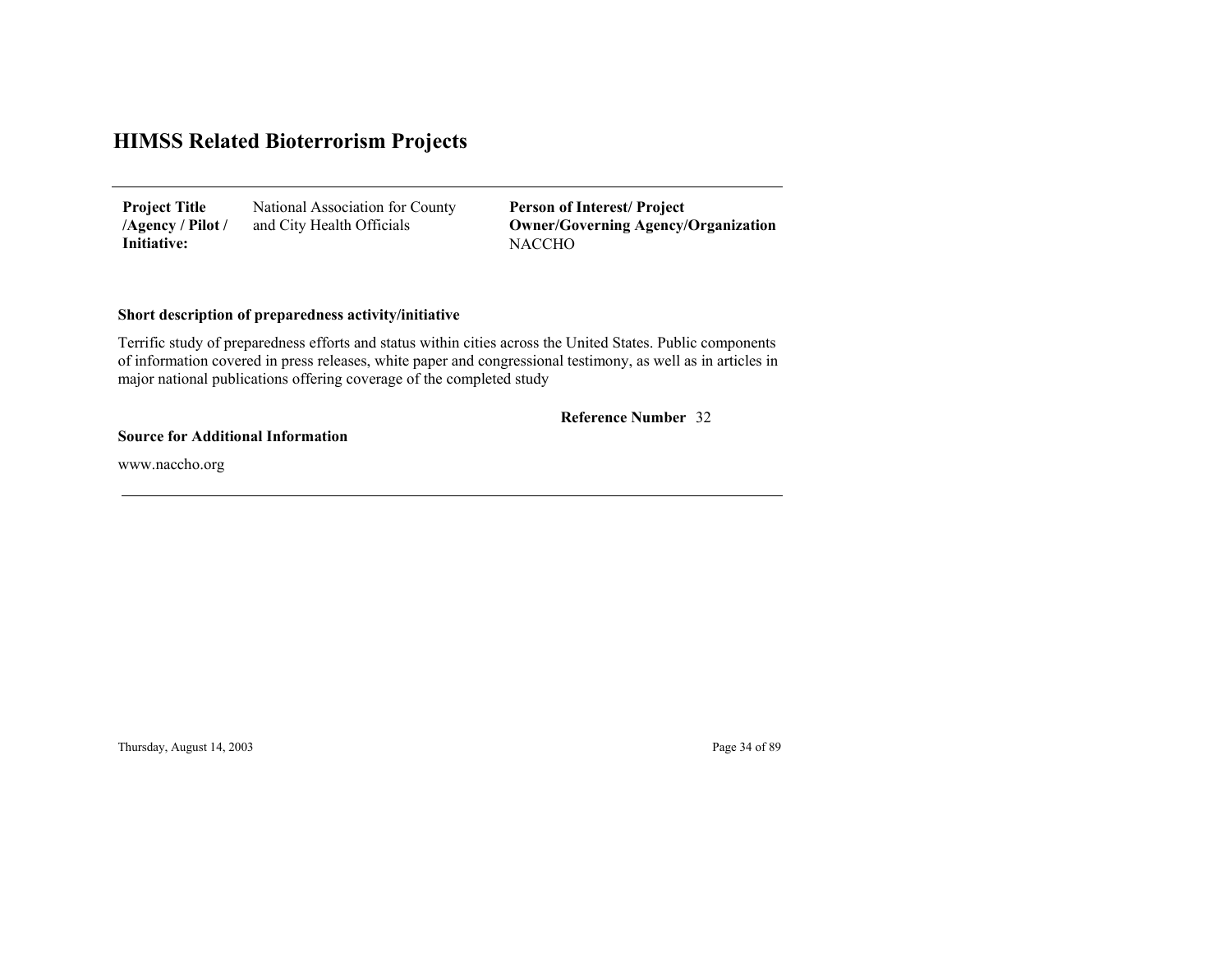# HIMSS Related Bioterrorism Projects

| **Project Title /Agency / Pilot / Initiative:** | National Association for County and City Health Officials | **Person of Interest/ Project Owner/Governing Agency/Organization** NACCHO |
|---|---|---|

**Short description of preparedness activity/initiative**

Terrific study of preparedness efforts and status within cities across the United States. Public components of information covered in press releases, white paper and congressional testimony, as well as in articles in major national publications offering coverage of the completed study

**Reference Number** 32

**Source for Additional Information**

www.naccho.org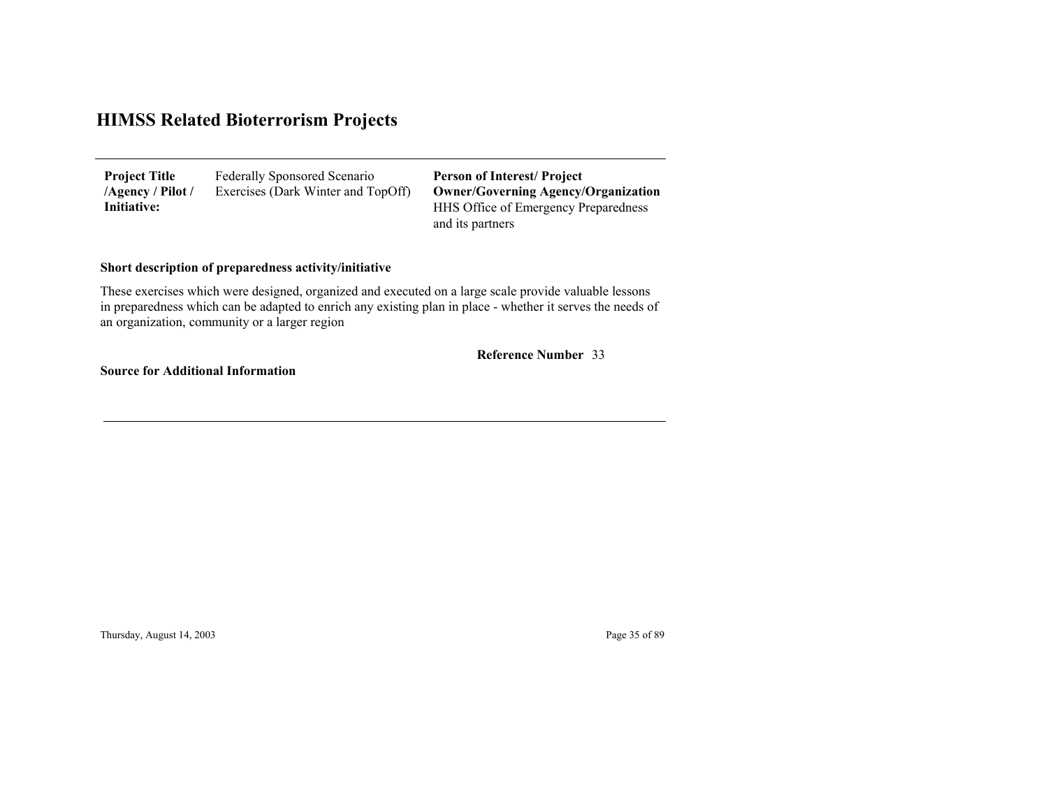# HIMSS Related Bioterrorism Projects

**Project Title /Agency / Pilot / Initiative:** Federally Sponsored Scenario Exercises (Dark Winter and TopOff)

**Person of Interest/ Project Owner/Governing Agency/Organization**
HHS Office of Emergency Preparedness and its partners

**Short description of preparedness activity/initiative**

These exercises which were designed, organized and executed on a large scale provide valuable lessons in preparedness which can be adapted to enrich any existing plan in place - whether it serves the needs of an organization, community or a larger region

**Reference Number** 33

**Source for Additional Information**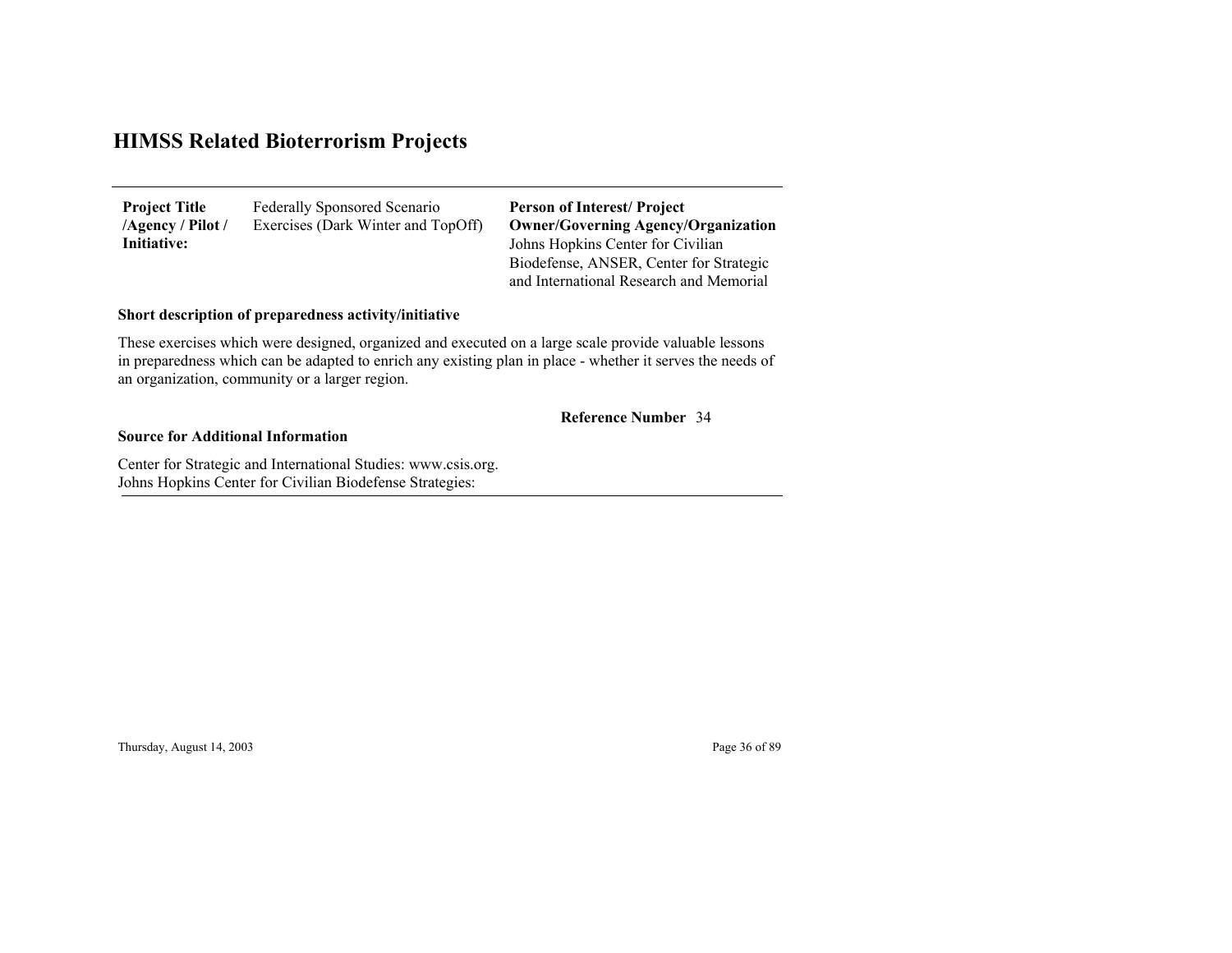# HIMSS Related Bioterrorism Projects

| **Project Title /Agency / Pilot / Initiative:** | Federally Sponsored Scenario Exercises (Dark Winter and TopOff) | **Person of Interest/ Project Owner/Governing Agency/Organization** Johns Hopkins Center for Civilian Biodefense, ANSER, Center for Strategic and International Research and Memorial |
|---|---|---|

**Short description of preparedness activity/initiative**

These exercises which were designed, organized and executed on a large scale provide valuable lessons in preparedness which can be adapted to enrich any existing plan in place - whether it serves the needs of an organization, community or a larger region.

**Reference Number** 34

**Source for Additional Information**

Center for Strategic and International Studies: www.csis.org.
Johns Hopkins Center for Civilian Biodefense Strategies: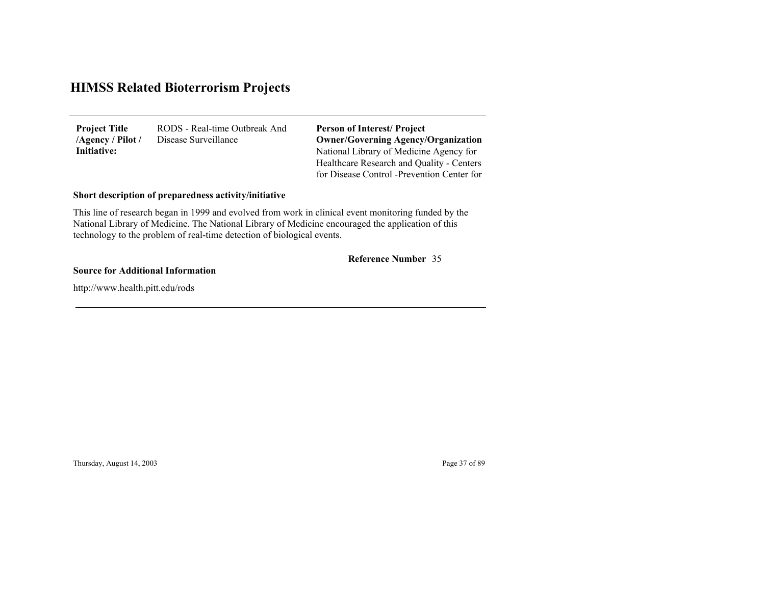# HIMSS Related Bioterrorism Projects

**Project Title /Agency / Pilot / Initiative:** RODS - Real-time Outbreak And Disease Surveillance

**Person of Interest/ Project Owner/Governing Agency/Organization**
National Library of Medicine Agency for Healthcare Research and Quality - Centers for Disease Control -Prevention Center for

**Short description of preparedness activity/initiative**

This line of research began in 1999 and evolved from work in clinical event monitoring funded by the National Library of Medicine. The National Library of Medicine encouraged the application of this technology to the problem of real-time detection of biological events.

**Reference Number** 35

**Source for Additional Information**

http://www.health.pitt.edu/rods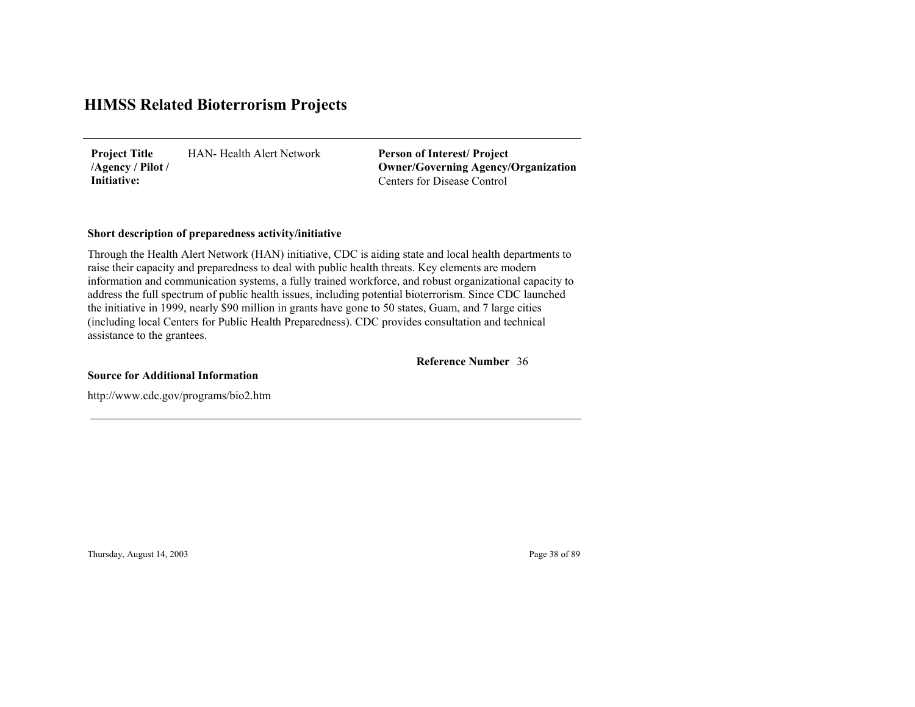# HIMSS Related Bioterrorism Projects

| **Project Title /Agency / Pilot / Initiative:** | HAN- Health Alert Network | **Person of Interest/ Project Owner/Governing Agency/Organization** Centers for Disease Control |
|---|---|---|

**Short description of preparedness activity/initiative**

Through the Health Alert Network (HAN) initiative, CDC is aiding state and local health departments to raise their capacity and preparedness to deal with public health threats. Key elements are modern information and communication systems, a fully trained workforce, and robust organizational capacity to address the full spectrum of public health issues, including potential bioterrorism. Since CDC launched the initiative in 1999, nearly $90 million in grants have gone to 50 states, Guam, and 7 large cities (including local Centers for Public Health Preparedness). CDC provides consultation and technical assistance to the grantees.

**Reference Number** 36

**Source for Additional Information**

http://www.cdc.gov/programs/bio2.htm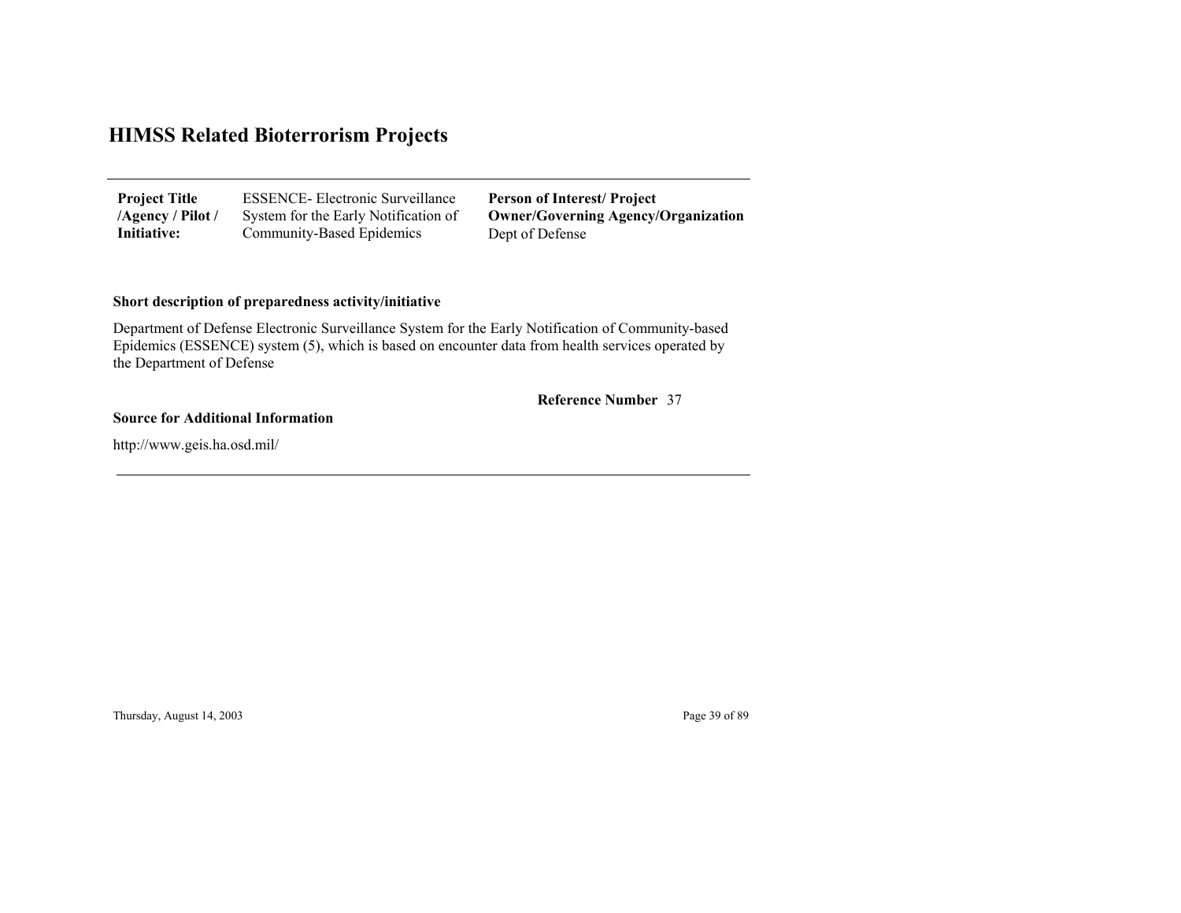# HIMSS Related Bioterrorism Projects

| **Project Title /Agency / Pilot / Initiative:** | ESSENCE- Electronic Surveillance System for the Early Notification of Community-Based Epidemics | **Person of Interest/ Project Owner/Governing Agency/Organization** Dept of Defense |
|---|---|---|

**Short description of preparedness activity/initiative**

Department of Defense Electronic Surveillance System for the Early Notification of Community-based Epidemics (ESSENCE) system (5), which is based on encounter data from health services operated by the Department of Defense

**Reference Number** 37

**Source for Additional Information**

http://www.geis.ha.osd.mil/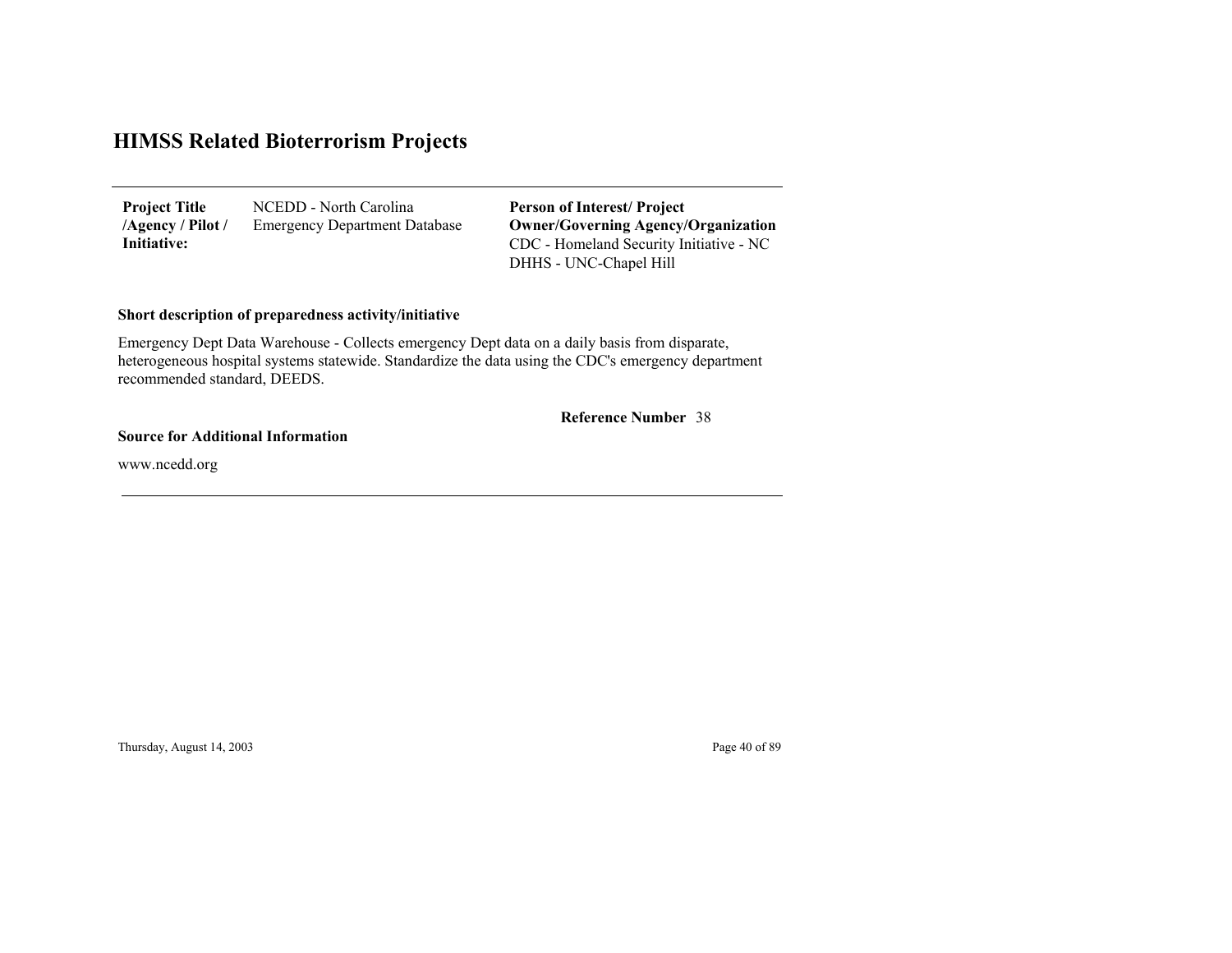# HIMSS Related Bioterrorism Projects

**Project Title /Agency / Pilot / Initiative:** NCEDD - North Carolina Emergency Department Database

**Person of Interest/ Project Owner/Governing Agency/Organization**
CDC - Homeland Security Initiative - NC DHHS - UNC-Chapel Hill

**Short description of preparedness activity/initiative**

Emergency Dept Data Warehouse - Collects emergency Dept data on a daily basis from disparate, heterogeneous hospital systems statewide. Standardize the data using the CDC's emergency department recommended standard, DEEDS.

**Reference Number** 38

**Source for Additional Information**

www.ncedd.org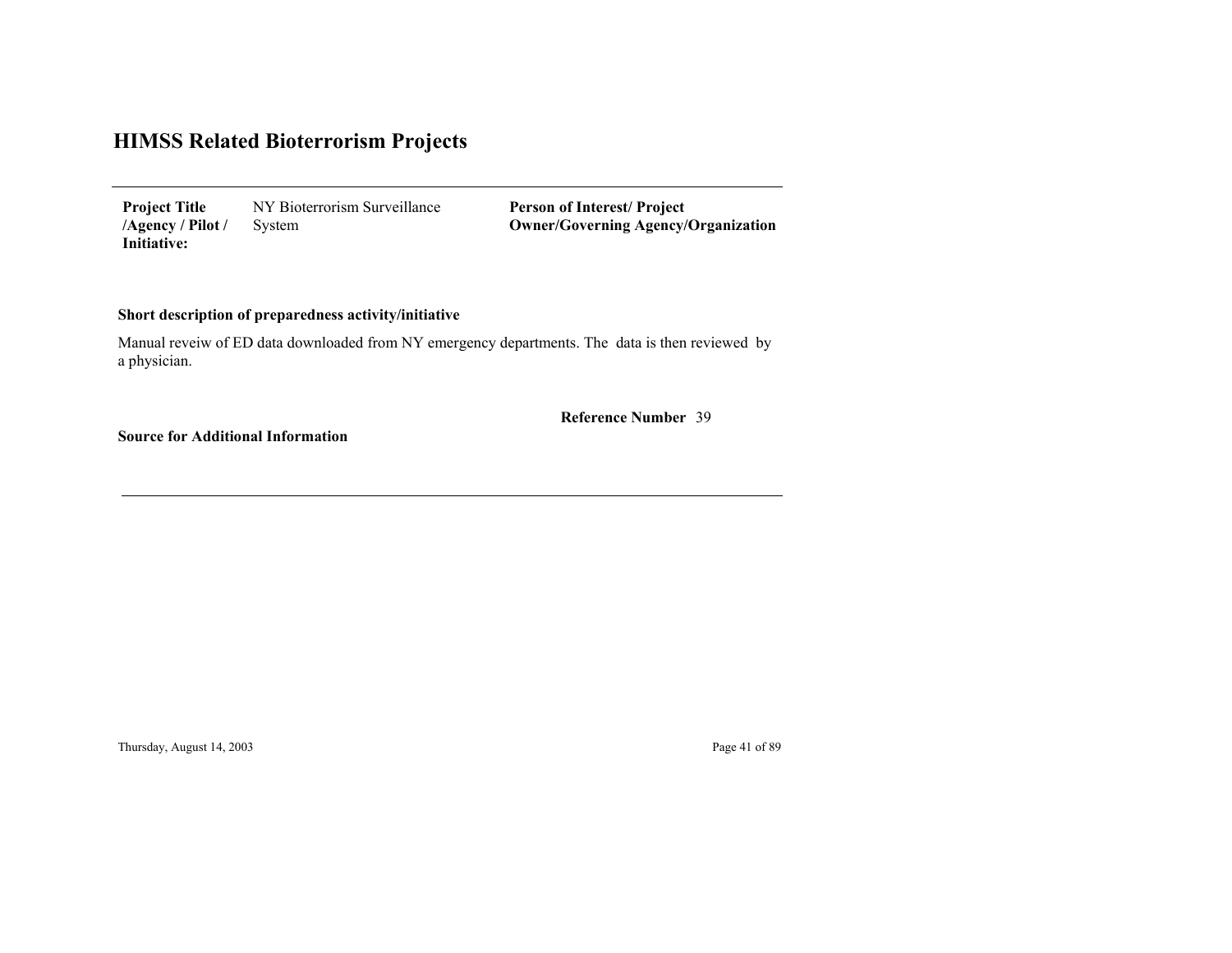# HIMSS Related Bioterrorism Projects

| **Project Title /Agency / Pilot / Initiative:** | NY Bioterrorism Surveillance System | **Person of Interest/ Project Owner/Governing Agency/Organization** | |
|---|---|---|---|

**Short description of preparedness activity/initiative**

Manual reveiw of ED data downloaded from NY emergency departments. The data is then reviewed by a physician.

**Reference Number** 39

**Source for Additional Information**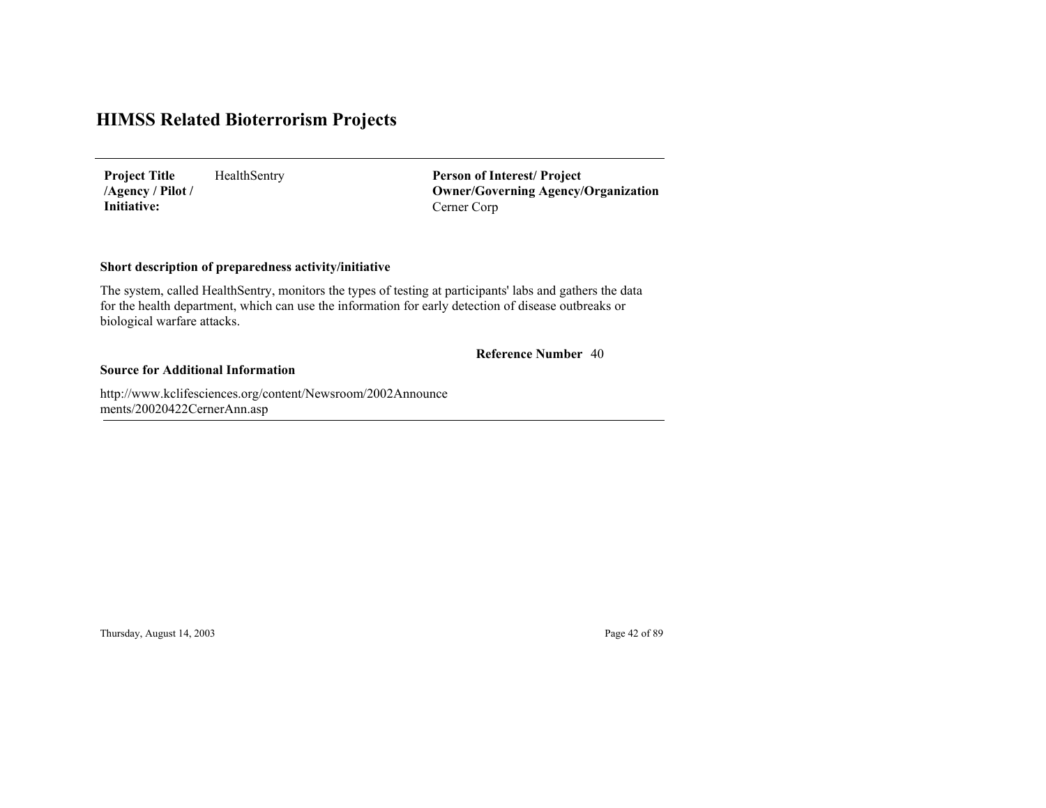# HIMSS Related Bioterrorism Projects

**Project Title /Agency / Pilot / Initiative:** HealthSentry

**Person of Interest/ Project Owner/Governing Agency/Organization**
Cerner Corp

**Short description of preparedness activity/initiative**

The system, called HealthSentry, monitors the types of testing at participants' labs and gathers the data for the health department, which can use the information for early detection of disease outbreaks or biological warfare attacks.

**Reference Number** 40

**Source for Additional Information**

http://www.kclifesciences.org/content/Newsroom/2002Announcements/20020422CernerAnn.asp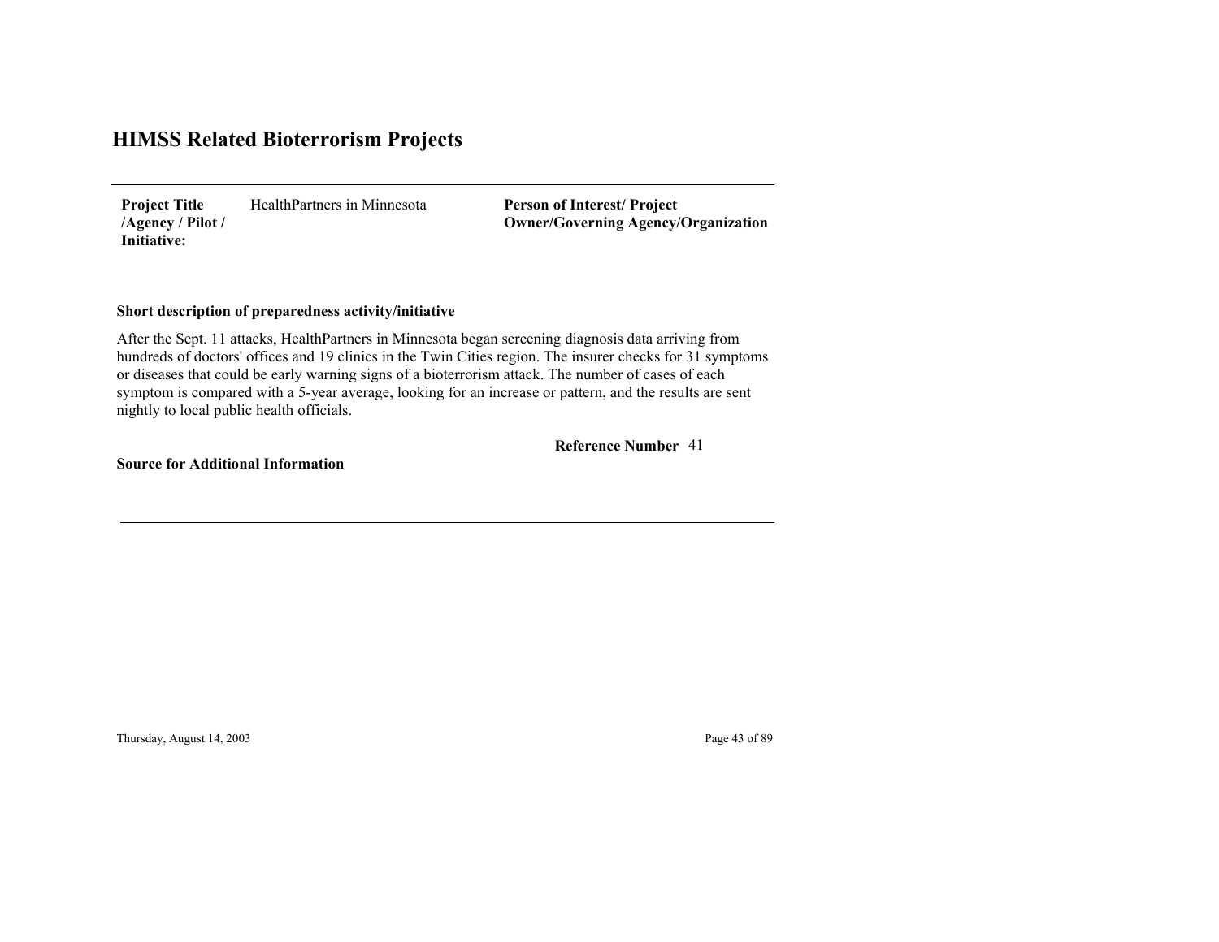# HIMSS Related Bioterrorism Projects

| **Project Title /Agency / Pilot / Initiative:** | HealthPartners in Minnesota | **Person of Interest/ Project Owner/Governing Agency/Organization** |
|---|---|---|

**Short description of preparedness activity/initiative**

After the Sept. 11 attacks, HealthPartners in Minnesota began screening diagnosis data arriving from hundreds of doctors' offices and 19 clinics in the Twin Cities region. The insurer checks for 31 symptoms or diseases that could be early warning signs of a bioterrorism attack. The number of cases of each symptom is compared with a 5-year average, looking for an increase or pattern, and the results are sent nightly to local public health officials.

**Reference Number** 41

**Source for Additional Information**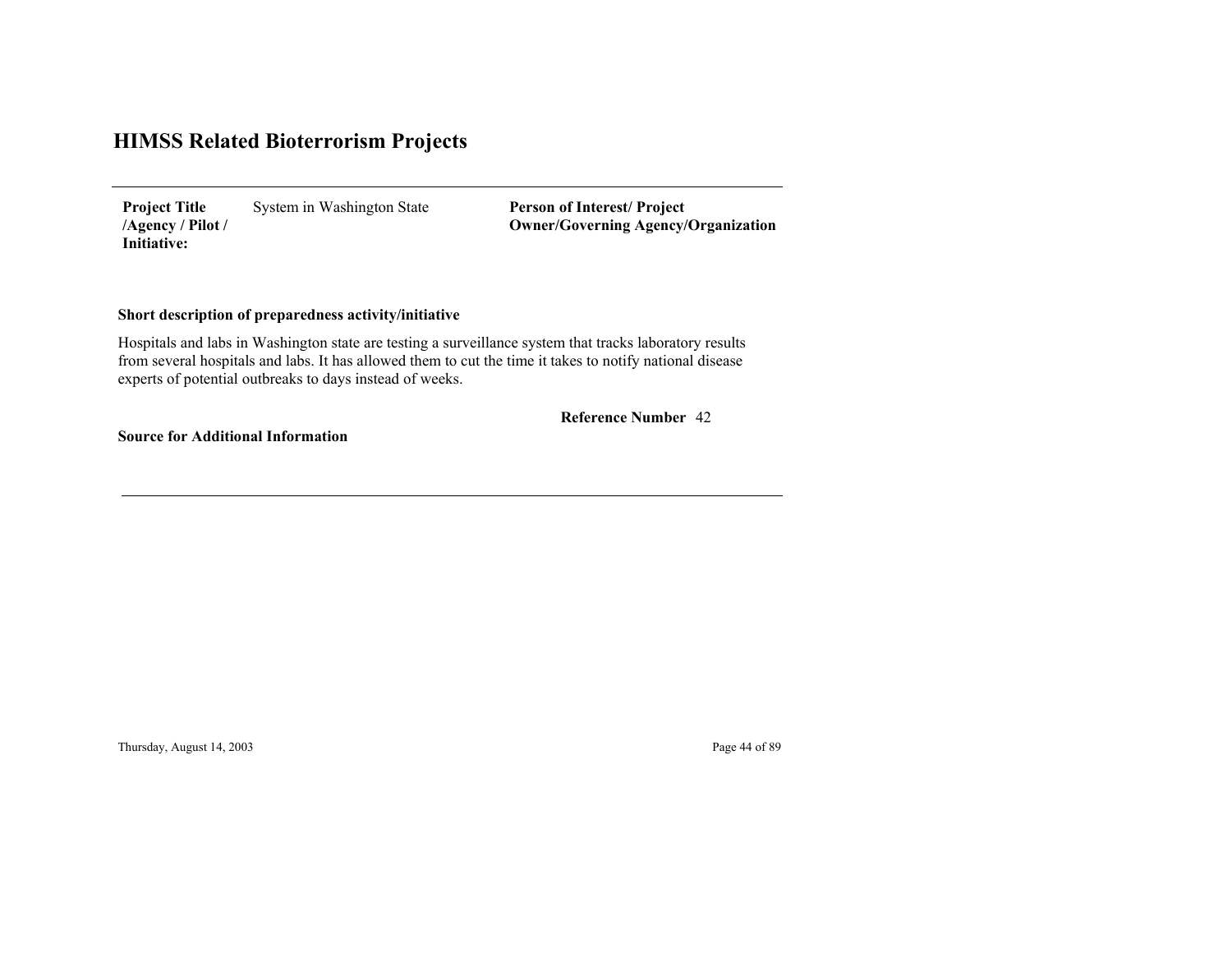# HIMSS Related Bioterrorism Projects

| **Project Title /Agency / Pilot / Initiative:** | System in Washington State | **Person of Interest/ Project Owner/Governing Agency/Organization** |
| --- | --- | --- |

**Short description of preparedness activity/initiative**

Hospitals and labs in Washington state are testing a surveillance system that tracks laboratory results from several hospitals and labs. It has allowed them to cut the time it takes to notify national disease experts of potential outbreaks to days instead of weeks.

**Reference Number** 42

**Source for Additional Information**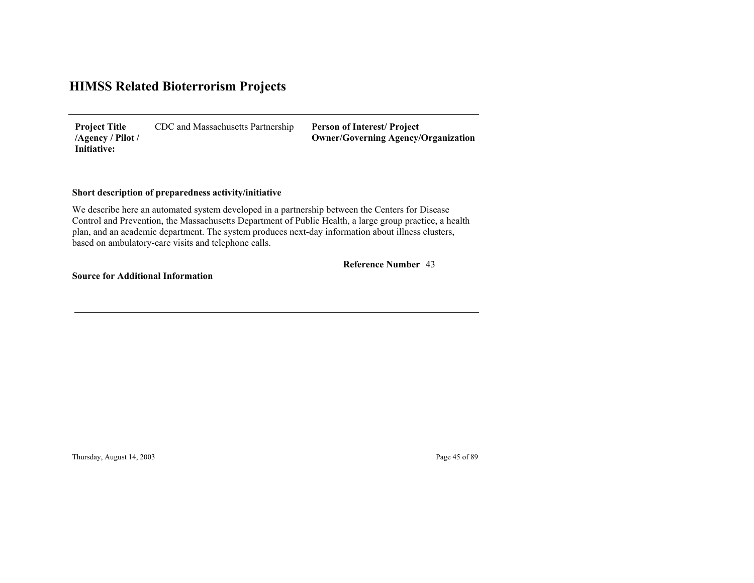# HIMSS Related Bioterrorism Projects

| **Project Title /Agency / Pilot / Initiative:** | CDC and Massachusetts Partnership | **Person of Interest/ Project Owner/Governing Agency/Organization** |
|---|---|---|

**Short description of preparedness activity/initiative**

We describe here an automated system developed in a partnership between the Centers for Disease Control and Prevention, the Massachusetts Department of Public Health, a large group practice, a health plan, and an academic department. The system produces next-day information about illness clusters, based on ambulatory-care visits and telephone calls.

**Reference Number** 43

**Source for Additional Information**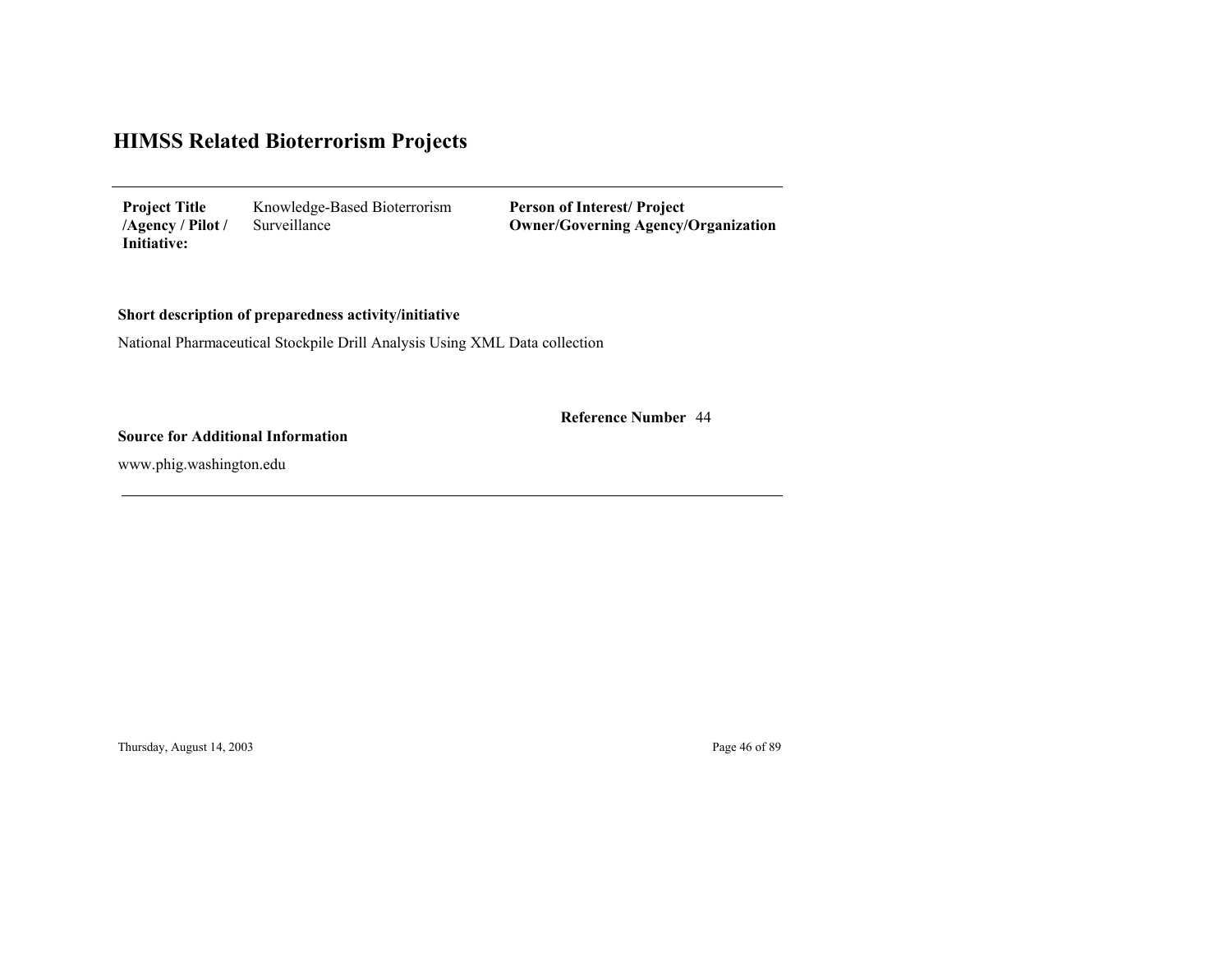# HIMSS Related Bioterrorism Projects

| **Project Title /Agency / Pilot / Initiative:** | Knowledge-Based Bioterrorism Surveillance | **Person of Interest/ Project Owner/Governing Agency/Organization** |
|---|---|---|

**Short description of preparedness activity/initiative**

National Pharmaceutical Stockpile Drill Analysis Using XML Data collection

**Reference Number** 44

**Source for Additional Information**

www.phig.washington.edu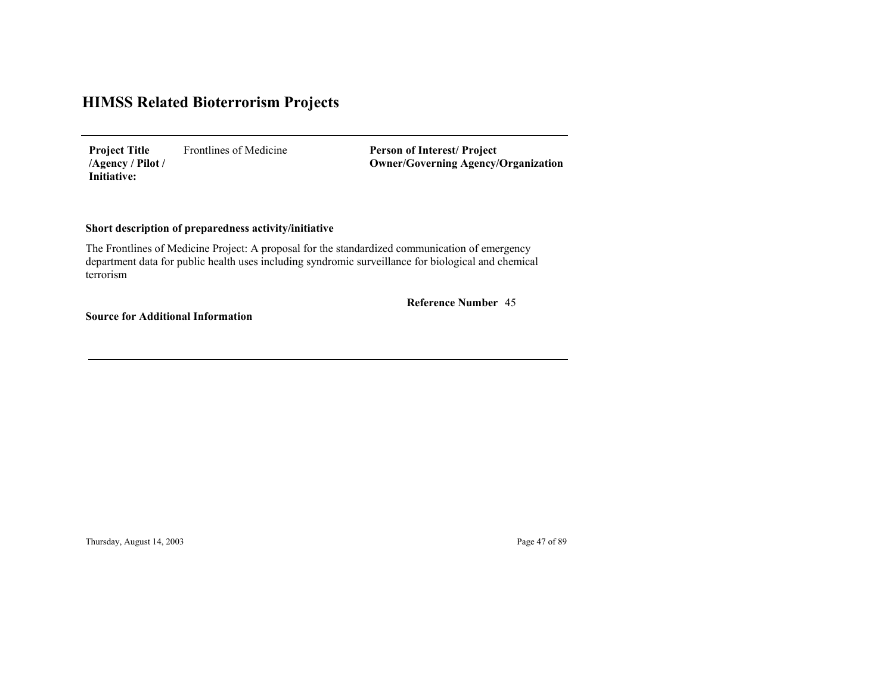# HIMSS Related Bioterrorism Projects

**Project Title /Agency / Pilot / Initiative:** Frontlines of Medicine

**Person of Interest/ Project Owner/Governing Agency/Organization**

**Short description of preparedness activity/initiative**

The Frontlines of Medicine Project: A proposal for the standardized communication of emergency department data for public health uses including syndromic surveillance for biological and chemical terrorism

**Reference Number** 45

**Source for Additional Information**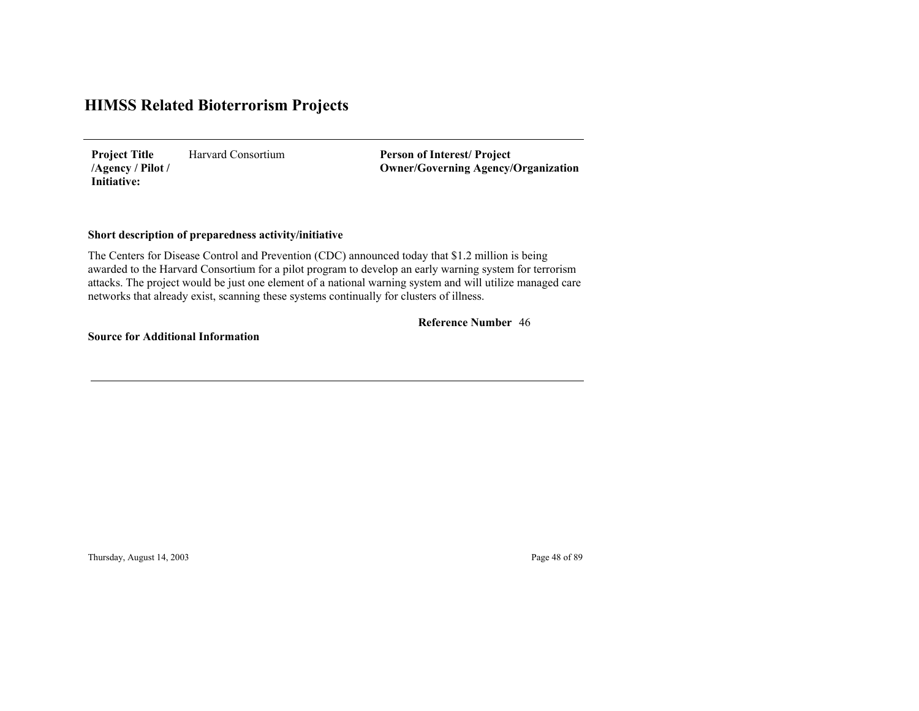# HIMSS Related Bioterrorism Projects

**Project Title /Agency / Pilot / Initiative:** Harvard Consortium

**Person of Interest/ Project Owner/Governing Agency/Organization**

**Short description of preparedness activity/initiative**

The Centers for Disease Control and Prevention (CDC) announced today that $1.2 million is being awarded to the Harvard Consortium for a pilot program to develop an early warning system for terrorism attacks. The project would be just one element of a national warning system and will utilize managed care networks that already exist, scanning these systems continually for clusters of illness.

**Reference Number** 46

**Source for Additional Information**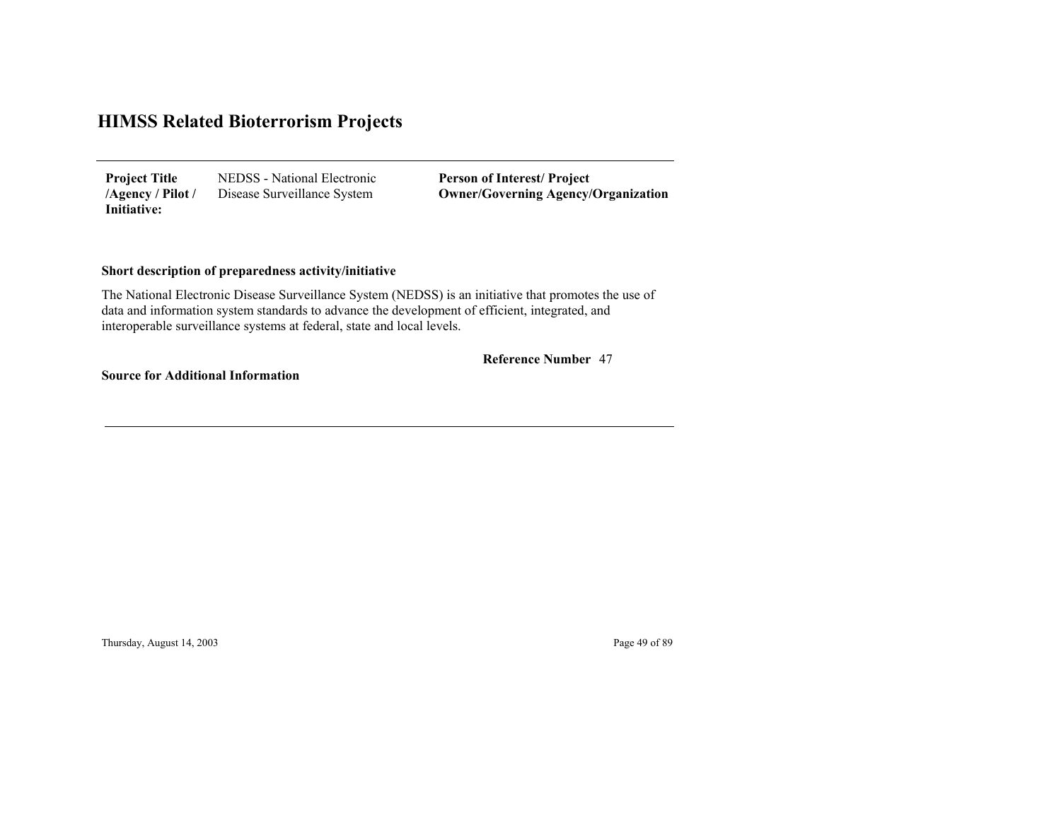# HIMSS Related Bioterrorism Projects

| **Project Title /Agency / Pilot / Initiative:** | NEDSS - National Electronic Disease Surveillance System | **Person of Interest/ Project Owner/Governing Agency/Organization** |
|---|---|---|

**Short description of preparedness activity/initiative**

The National Electronic Disease Surveillance System (NEDSS) is an initiative that promotes the use of data and information system standards to advance the development of efficient, integrated, and interoperable surveillance systems at federal, state and local levels.

**Reference Number** 47

**Source for Additional Information**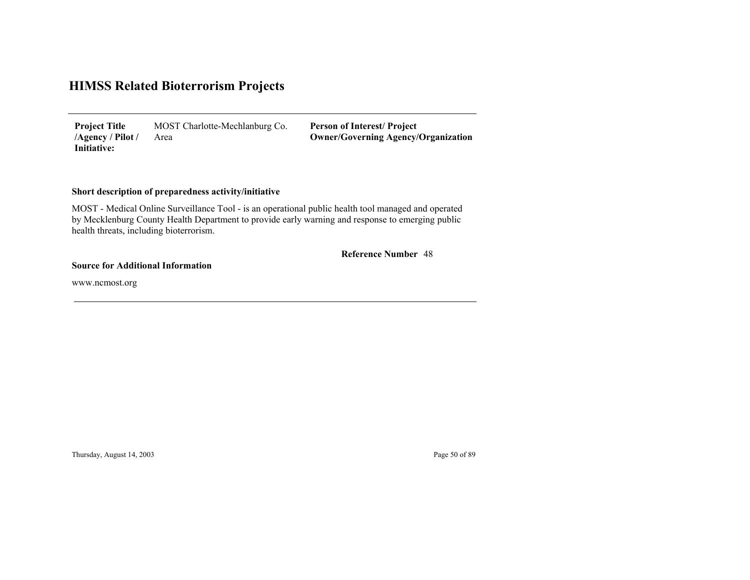# HIMSS Related Bioterrorism Projects

| **Project Title /Agency / Pilot / Initiative:** | MOST Charlotte-Mechlanburg Co. Area | **Person of Interest/ Project Owner/Governing Agency/Organization** |
|---|---|---|

**Short description of preparedness activity/initiative**

MOST - Medical Online Surveillance Tool - is an operational public health tool managed and operated by Mecklenburg County Health Department to provide early warning and response to emerging public health threats, including bioterrorism.

**Reference Number** 48

**Source for Additional Information**

www.ncmost.org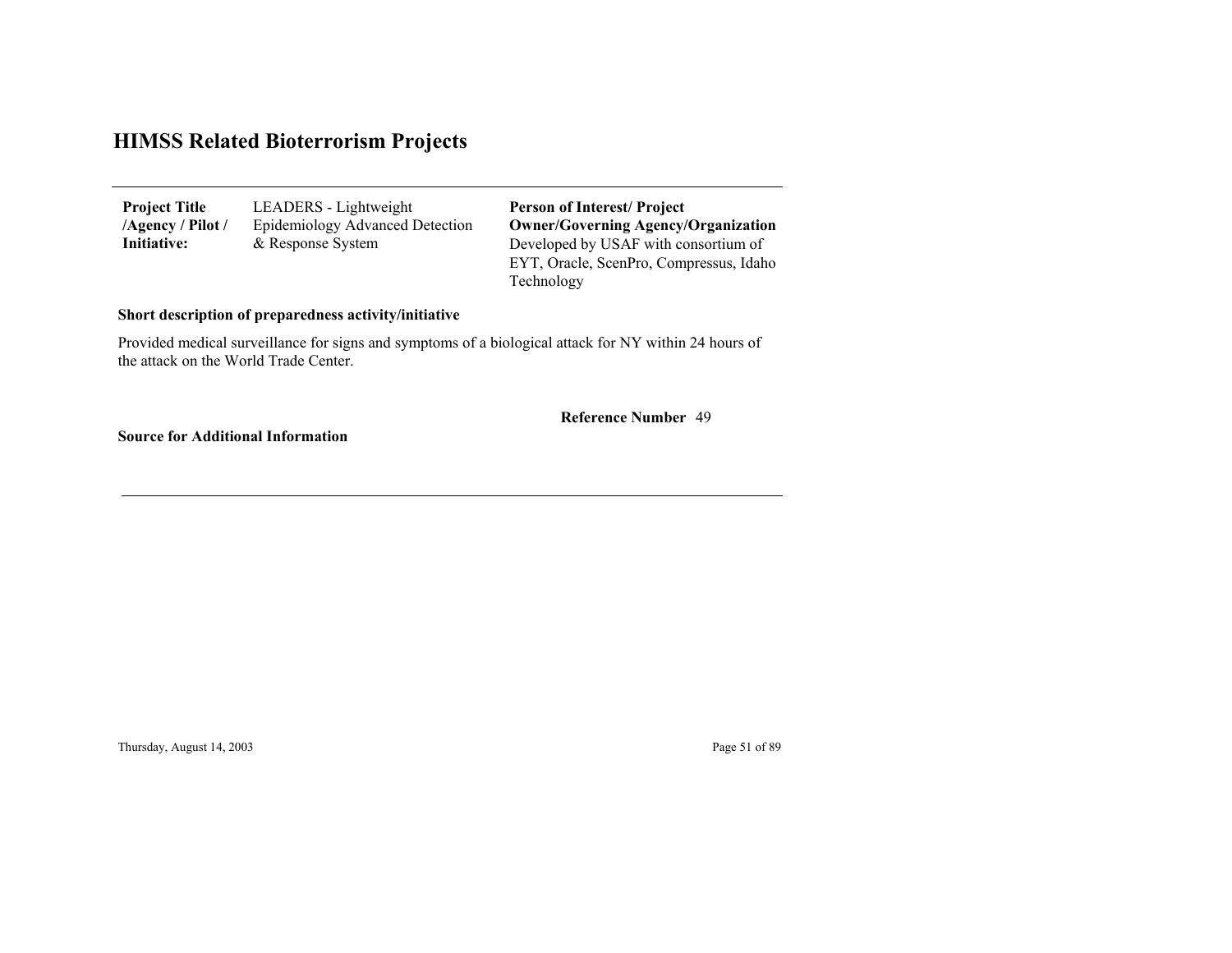# HIMSS Related Bioterrorism Projects

| Project Title /Agency / Pilot / Initiative: | LEADERS - Lightweight Epidemiology Advanced Detection & Response System | Person of Interest/ Project Owner/Governing Agency/Organization |
|---|---|---|
| | | Developed by USAF with consortium of EYT, Oracle, ScenPro, Compressus, Idaho Technology |

**Short description of preparedness activity/initiative**

Provided medical surveillance for signs and symptoms of a biological attack for NY within 24 hours of the attack on the World Trade Center.

**Reference Number** 49

**Source for Additional Information**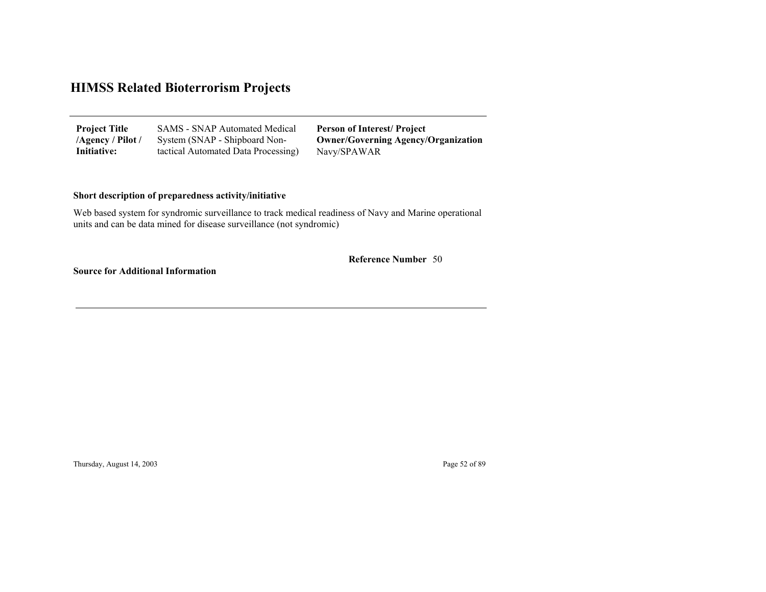# HIMSS Related Bioterrorism Projects

| **Project Title /Agency / Pilot / Initiative:** | SAMS - SNAP Automated Medical System (SNAP - Shipboard Non-tactical Automated Data Processing) | **Person of Interest/ Project Owner/Governing Agency/Organization** Navy/SPAWAR |
|---|---|---|

**Short description of preparedness activity/initiative**

Web based system for syndromic surveillance to track medical readiness of Navy and Marine operational units and can be data mined for disease surveillance (not syndromic)

**Reference Number** 50

**Source for Additional Information**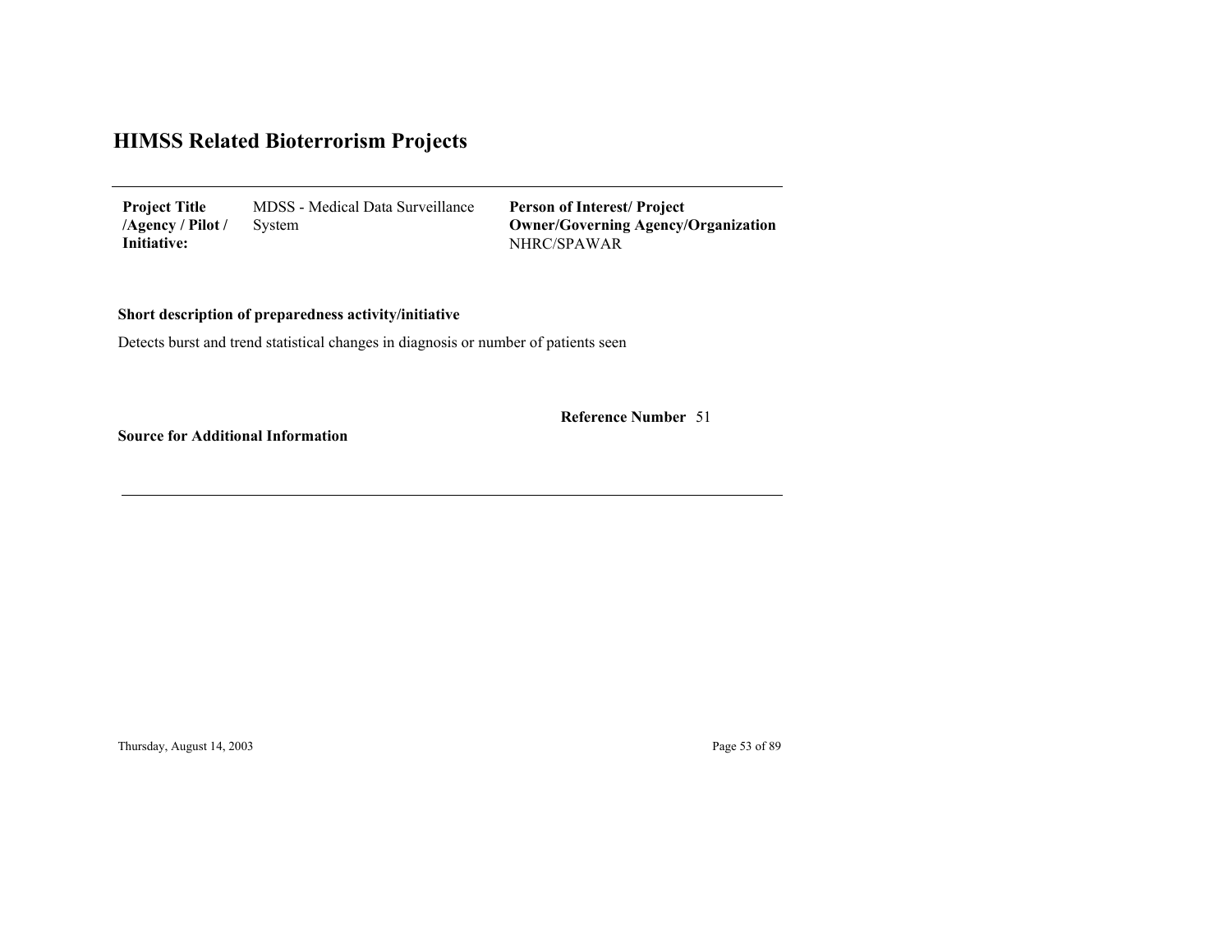# HIMSS Related Bioterrorism Projects

| **Project Title /Agency / Pilot / Initiative:** | MDSS - Medical Data Surveillance System | **Person of Interest/ Project Owner/Governing Agency/Organization** NHRC/SPAWAR |
|---|---|---|

**Short description of preparedness activity/initiative**

Detects burst and trend statistical changes in diagnosis or number of patients seen

**Reference Number** 51

**Source for Additional Information**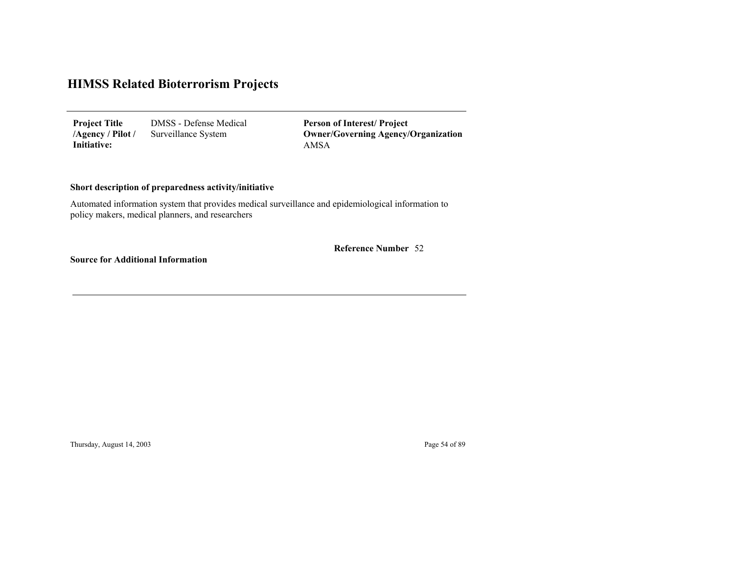# HIMSS Related Bioterrorism Projects

| **Project Title /Agency / Pilot / Initiative:** | DMSS - Defense Medical Surveillance System | **Person of Interest/ Project Owner/Governing Agency/Organization** AMSA |
|---|---|---|

**Short description of preparedness activity/initiative**

Automated information system that provides medical surveillance and epidemiological information to policy makers, medical planners, and researchers

**Reference Number** 52

**Source for Additional Information**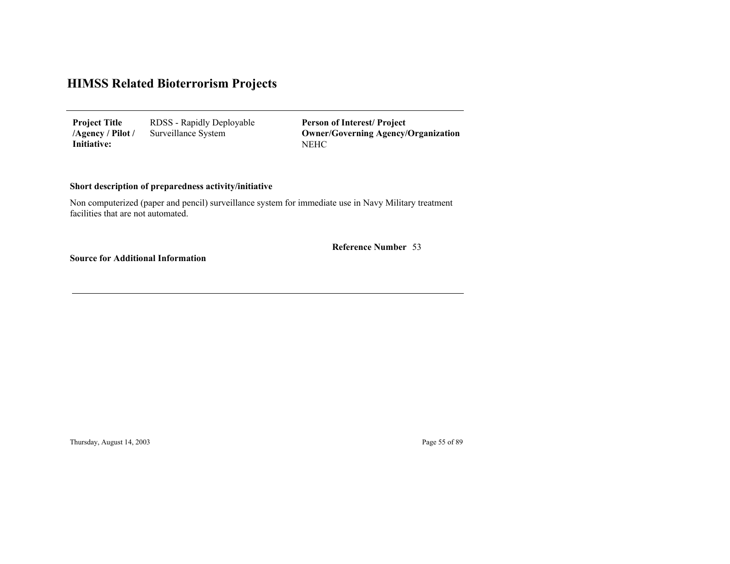# HIMSS Related Bioterrorism Projects

| **Project Title /Agency / Pilot / Initiative:** | RDSS - Rapidly Deployable Surveillance System | **Person of Interest/ Project Owner/Governing Agency/Organization** NEHC |
|---|---|---|

**Short description of preparedness activity/initiative**

Non computerized (paper and pencil) surveillance system for immediate use in Navy Military treatment facilities that are not automated.

**Reference Number** 53

**Source for Additional Information**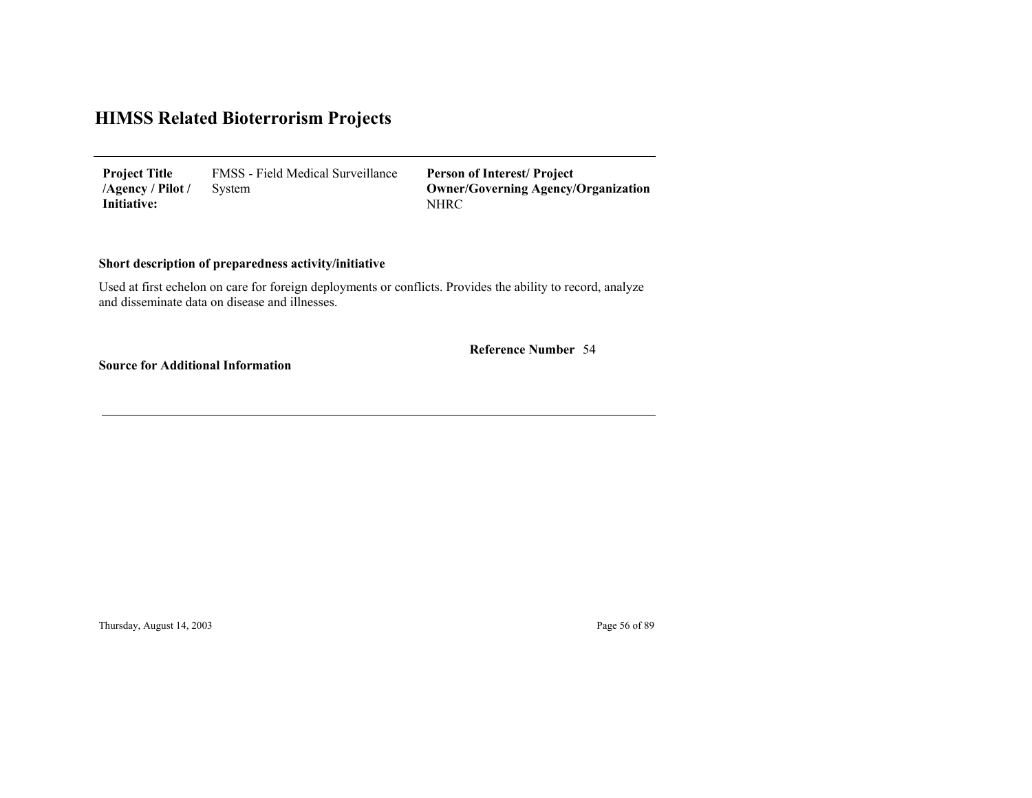# HIMSS Related Bioterrorism Projects

**Project Title /Agency / Pilot / Initiative:** FMSS - Field Medical Surveillance System

**Person of Interest/ Project Owner/Governing Agency/Organization**
NHRC

**Short description of preparedness activity/initiative**

Used at first echelon on care for foreign deployments or conflicts. Provides the ability to record, analyze and disseminate data on disease and illnesses.

**Reference Number** 54

**Source for Additional Information**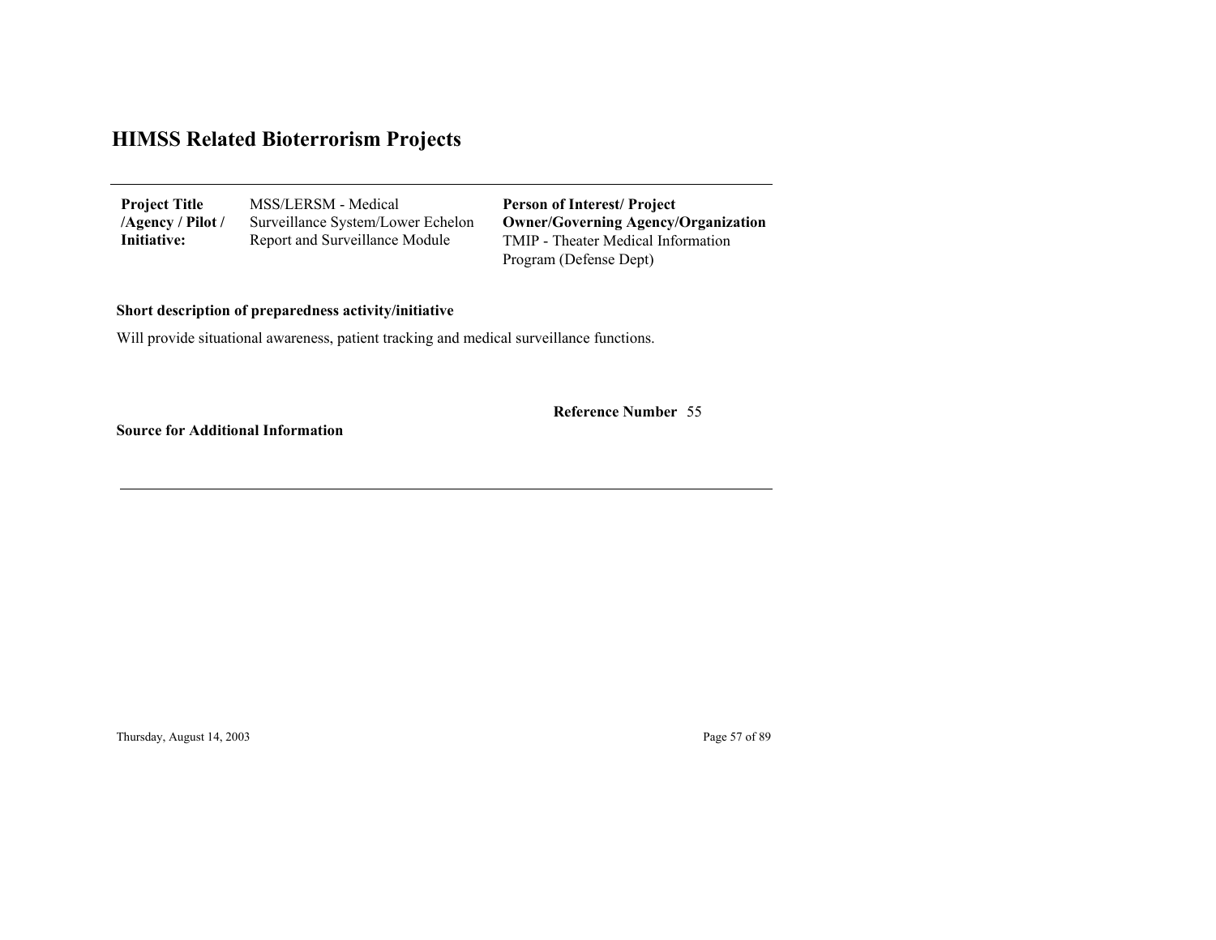# HIMSS Related Bioterrorism Projects

| **Project Title /Agency / Pilot / Initiative:** | MSS/LERSM - Medical Surveillance System/Lower Echelon Report and Surveillance Module | **Person of Interest/ Project Owner/Governing Agency/Organization** TMIP - Theater Medical Information Program (Defense Dept) |
|---|---|---|

**Short description of preparedness activity/initiative**

Will provide situational awareness, patient tracking and medical surveillance functions.

**Reference Number** 55

**Source for Additional Information**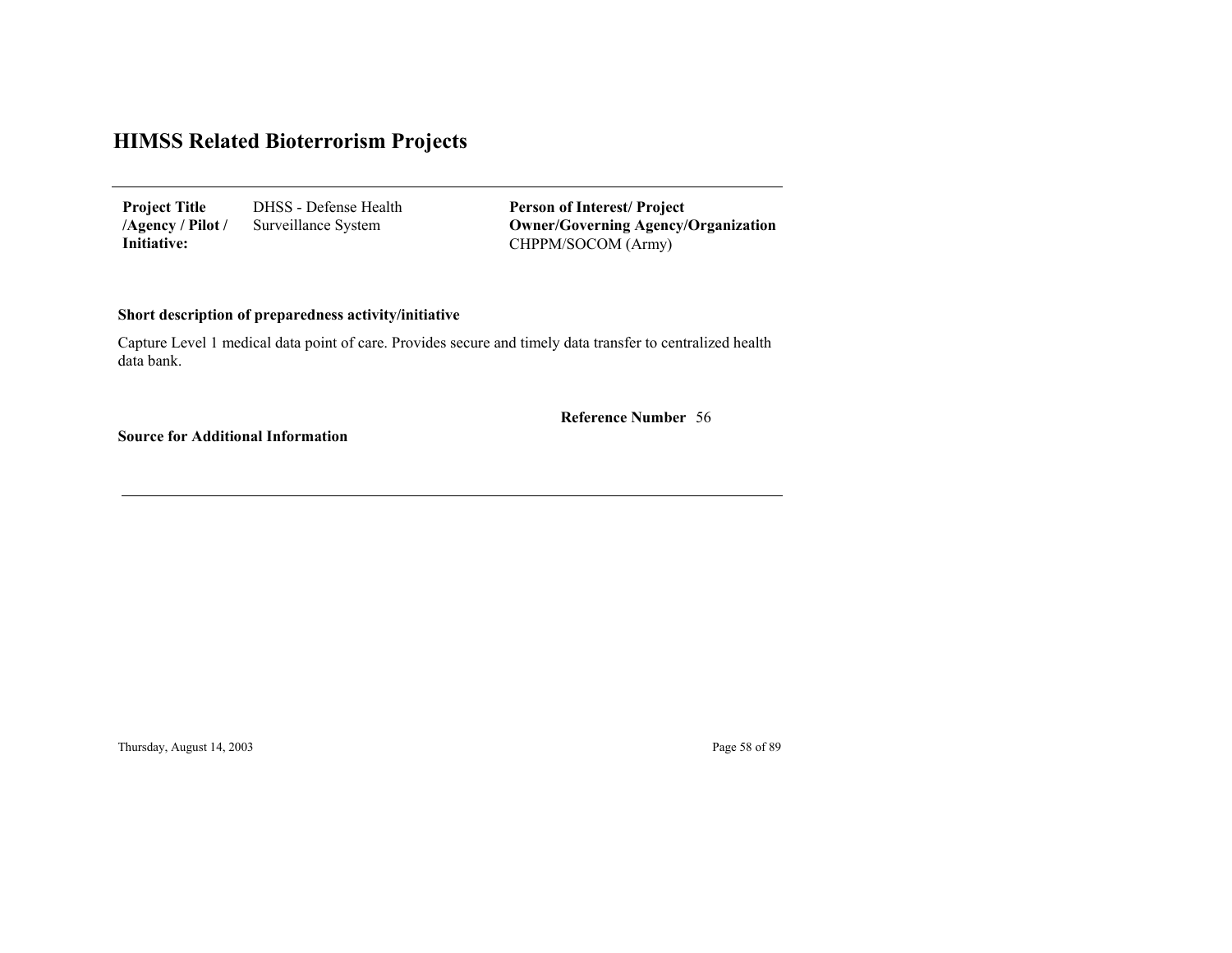# HIMSS Related Bioterrorism Projects

**Project Title /Agency / Pilot / Initiative:** DHSS - Defense Health Surveillance System

**Person of Interest/ Project Owner/Governing Agency/Organization**
CHPPM/SOCOM (Army)

**Short description of preparedness activity/initiative**

Capture Level 1 medical data point of care. Provides secure and timely data transfer to centralized health data bank.

**Reference Number** 56

**Source for Additional Information**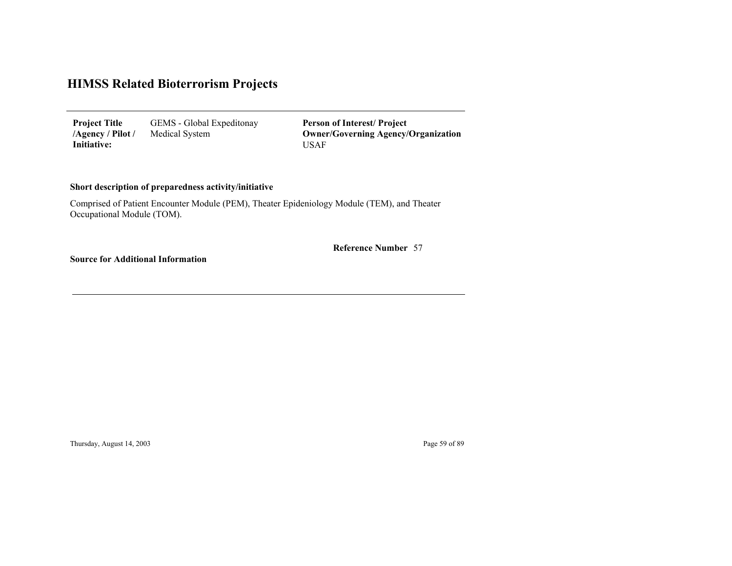# HIMSS Related Bioterrorism Projects

| **Project Title /Agency / Pilot / Initiative:** | GEMS - Global Expeditonay Medical System | **Person of Interest/ Project Owner/Governing Agency/Organization** USAF |
|---|---|---|

**Short description of preparedness activity/initiative**

Comprised of Patient Encounter Module (PEM), Theater Epideniology Module (TEM), and Theater Occupational Module (TOM).

**Reference Number** 57

**Source for Additional Information**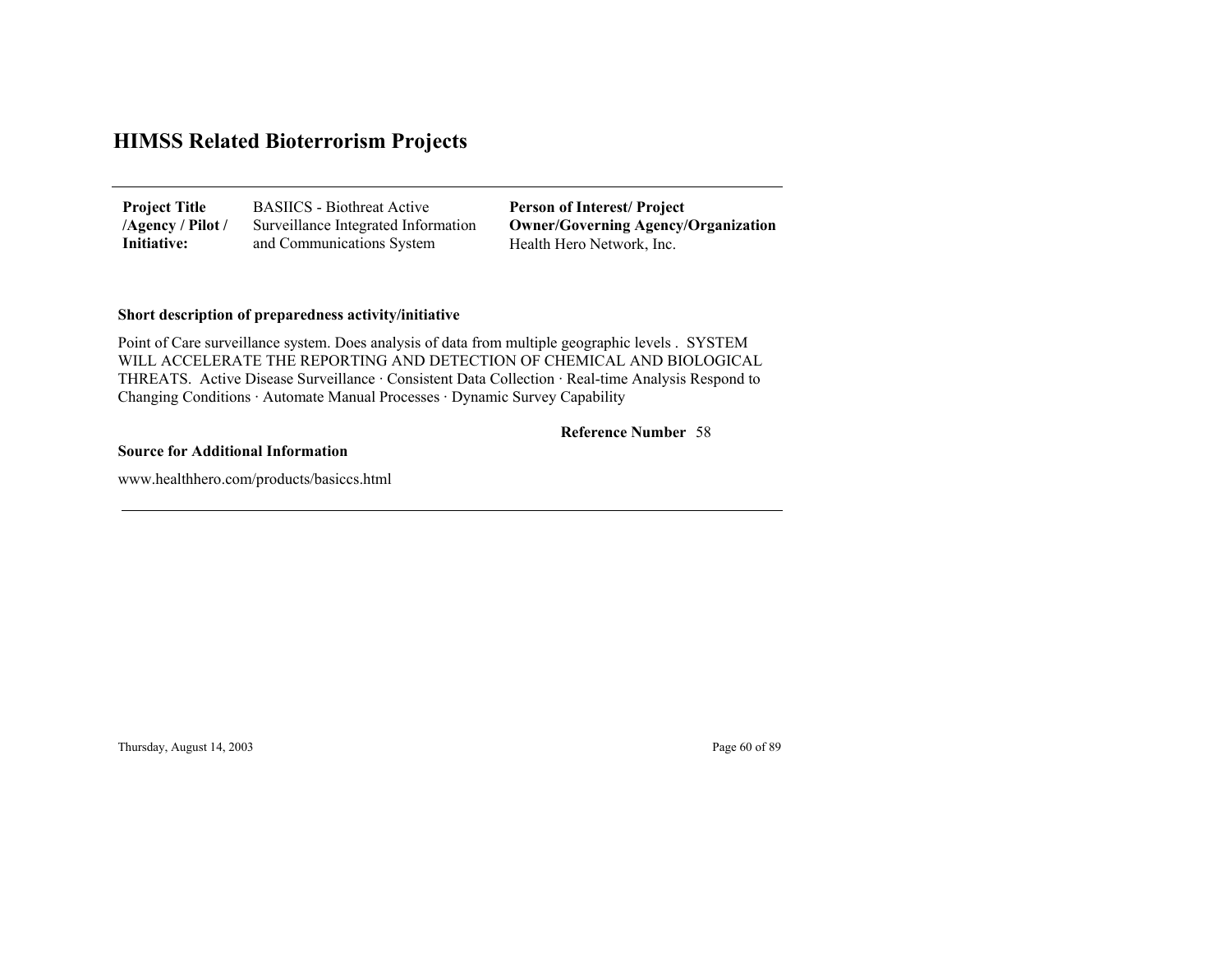# HIMSS Related Bioterrorism Projects

| **Project Title /Agency / Pilot / Initiative:** | BASIICS - Biothreat Active Surveillance Integrated Information and Communications System | **Person of Interest/ Project Owner/Governing Agency/Organization** Health Hero Network, Inc. |
|---|---|---|

**Short description of preparedness activity/initiative**

Point of Care surveillance system. Does analysis of data from multiple geographic levels . SYSTEM WILL ACCELERATE THE REPORTING AND DETECTION OF CHEMICAL AND BIOLOGICAL THREATS. Active Disease Surveillance · Consistent Data Collection · Real-time Analysis Respond to Changing Conditions · Automate Manual Processes · Dynamic Survey Capability

**Reference Number** 58

**Source for Additional Information**

www.healthhero.com/products/basiccs.html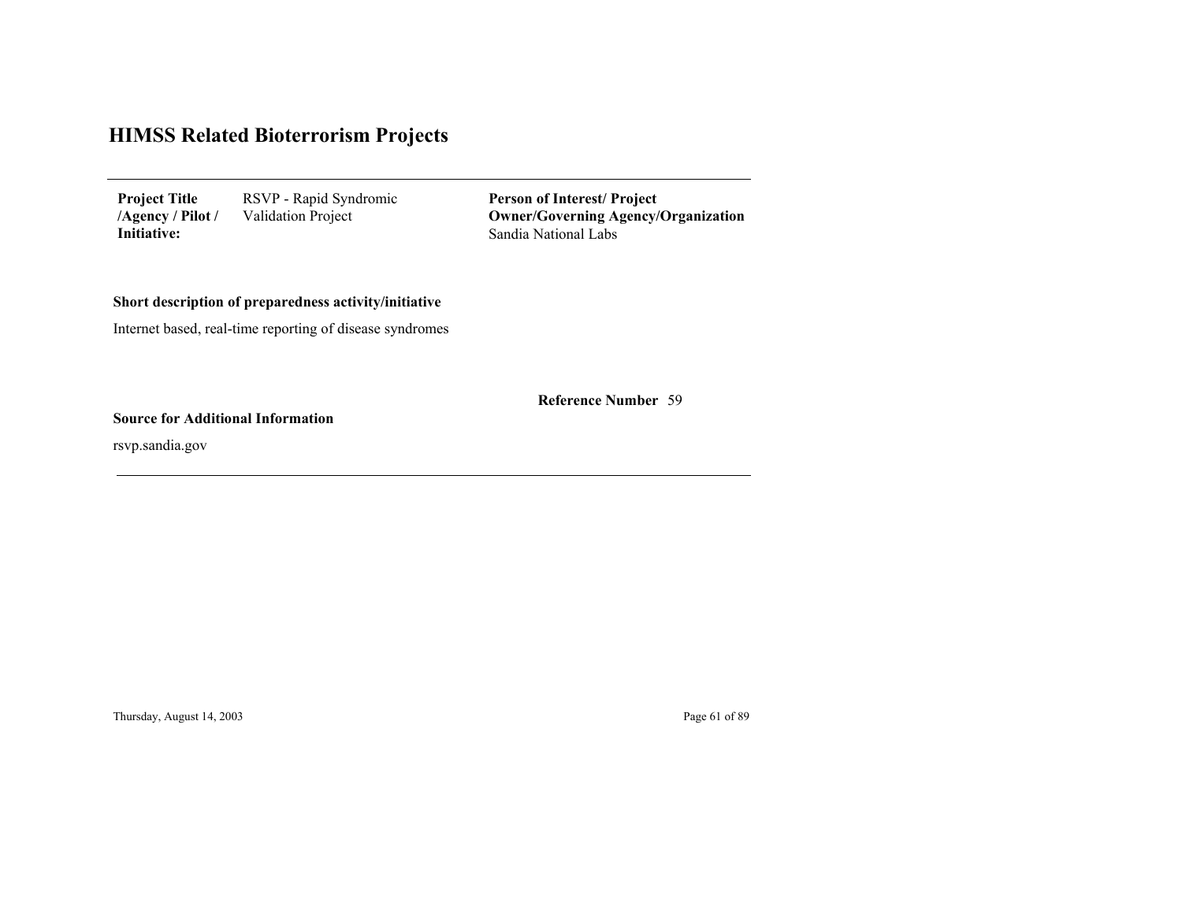# HIMSS Related Bioterrorism Projects

**Project Title /Agency / Pilot / Initiative:** RSVP - Rapid Syndromic Validation Project

**Person of Interest/ Project Owner/Governing Agency/Organization**
Sandia National Labs

**Short description of preparedness activity/initiative**

Internet based, real-time reporting of disease syndromes

**Reference Number** 59

**Source for Additional Information**

rsvp.sandia.gov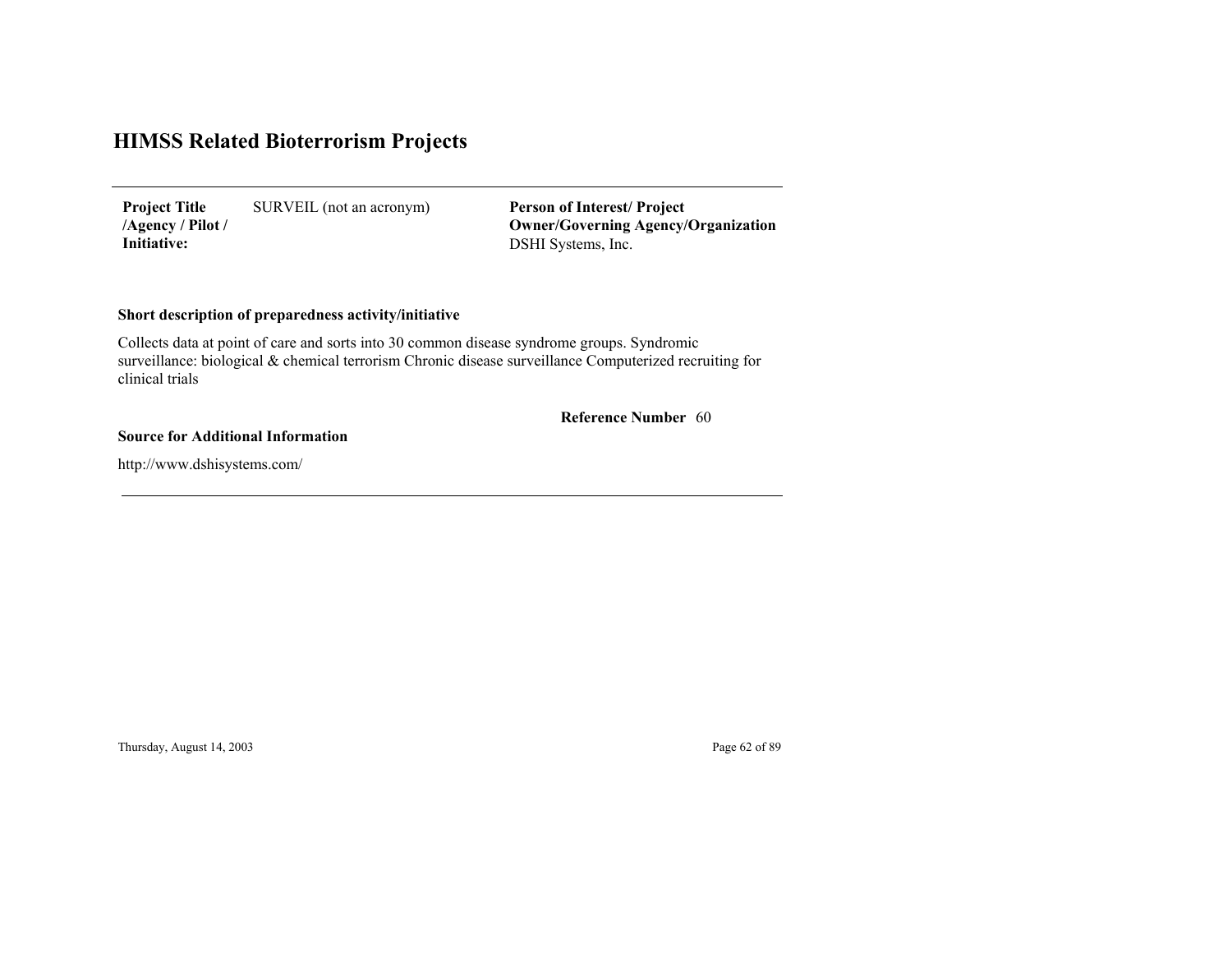# HIMSS Related Bioterrorism Projects

| **Project Title /Agency / Pilot / Initiative:** | SURVEIL (not an acronym) | **Person of Interest/ Project Owner/Governing Agency/Organization** DSHI Systems, Inc. |
|---|---|---|

**Short description of preparedness activity/initiative**

Collects data at point of care and sorts into 30 common disease syndrome groups. Syndromic surveillance: biological & chemical terrorism Chronic disease surveillance Computerized recruiting for clinical trials

**Reference Number** 60

**Source for Additional Information**

http://www.dshisystems.com/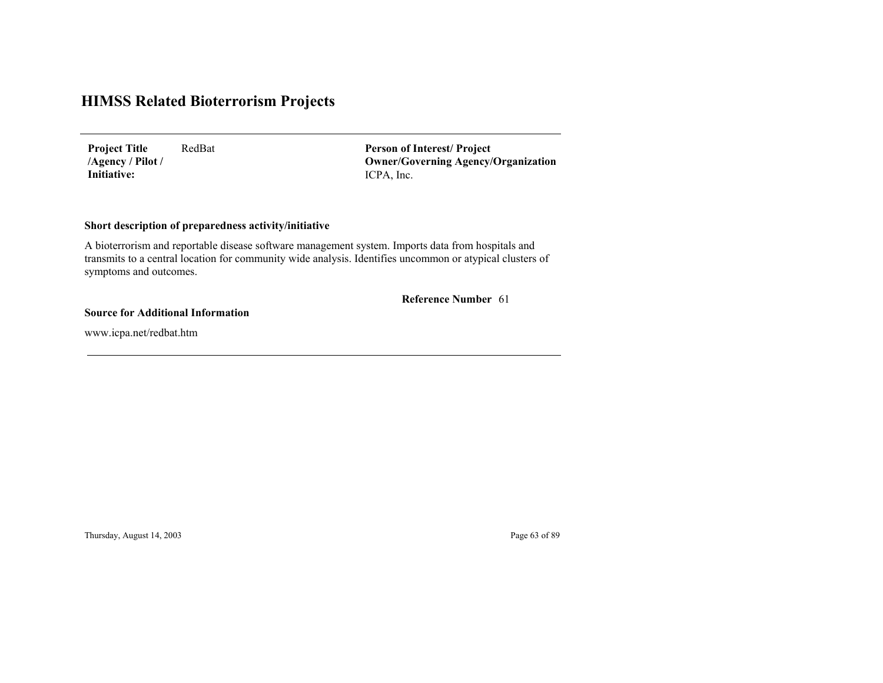# HIMSS Related Bioterrorism Projects

| **Project Title /Agency / Pilot / Initiative:** | RedBat | **Person of Interest/ Project Owner/Governing Agency/Organization** ICPA, Inc. |
| --- | --- | --- |

**Short description of preparedness activity/initiative**

A bioterrorism and reportable disease software management system. Imports data from hospitals and transmits to a central location for community wide analysis. Identifies uncommon or atypical clusters of symptoms and outcomes.

**Reference Number** 61

**Source for Additional Information**

www.icpa.net/redbat.htm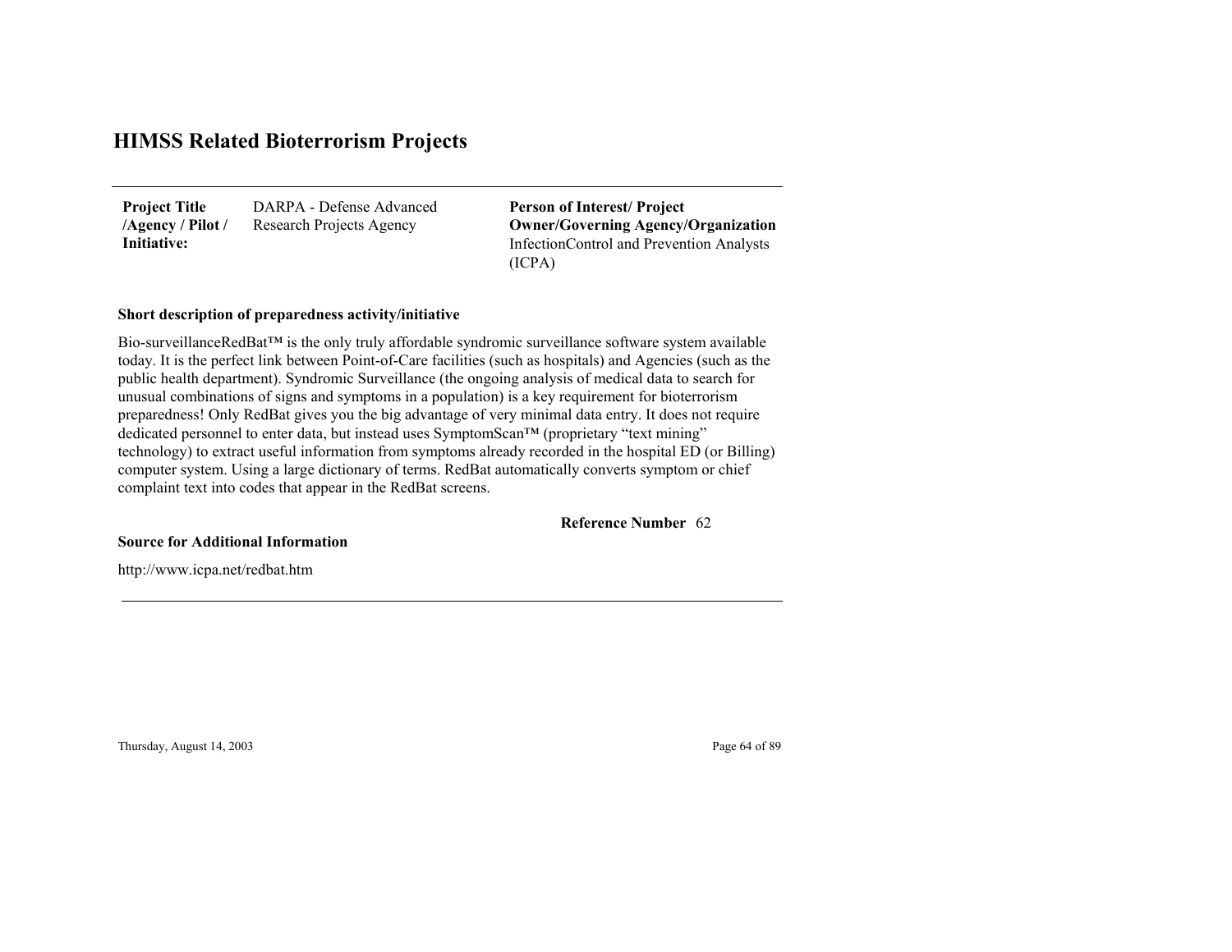# HIMSS Related Bioterrorism Projects

| **Project Title /Agency / Pilot / Initiative:** | DARPA - Defense Advanced Research Projects Agency | **Person of Interest/ Project Owner/Governing Agency/Organization** InfectionControl and Prevention Analysts (ICPA) |
|---|---|---|

**Short description of preparedness activity/initiative**

Bio-surveillanceRedBat™ is the only truly affordable syndromic surveillance software system available today. It is the perfect link between Point-of-Care facilities (such as hospitals) and Agencies (such as the public health department). Syndromic Surveillance (the ongoing analysis of medical data to search for unusual combinations of signs and symptoms in a population) is a key requirement for bioterrorism preparedness! Only RedBat gives you the big advantage of very minimal data entry. It does not require dedicated personnel to enter data, but instead uses SymptomScan™ (proprietary "text mining" technology) to extract useful information from symptoms already recorded in the hospital ED (or Billing) computer system. Using a large dictionary of terms. RedBat automatically converts symptom or chief complaint text into codes that appear in the RedBat screens.

**Reference Number** 62

**Source for Additional Information**

http://www.icpa.net/redbat.htm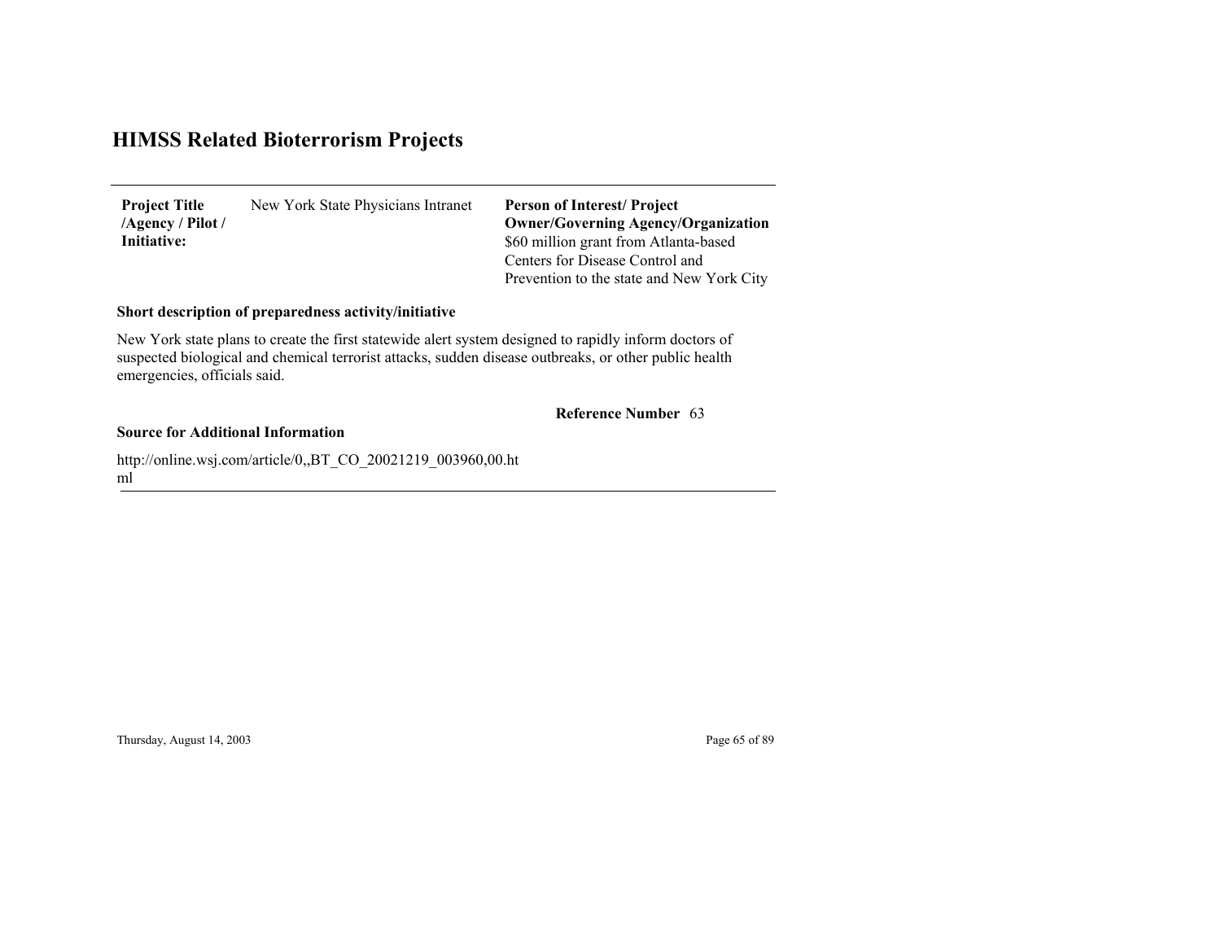# HIMSS Related Bioterrorism Projects

| **Project Title /Agency / Pilot / Initiative:** | New York State Physicians Intranet | **Person of Interest/ Project Owner/Governing Agency/Organization** $60 million grant from Atlanta-based Centers for Disease Control and Prevention to the state and New York City |
|---|---|---|

**Short description of preparedness activity/initiative**

New York state plans to create the first statewide alert system designed to rapidly inform doctors of suspected biological and chemical terrorist attacks, sudden disease outbreaks, or other public health emergencies, officials said.

**Reference Number** 63

**Source for Additional Information**

http://online.wsj.com/article/0,,BT_CO_20021219_003960,00.html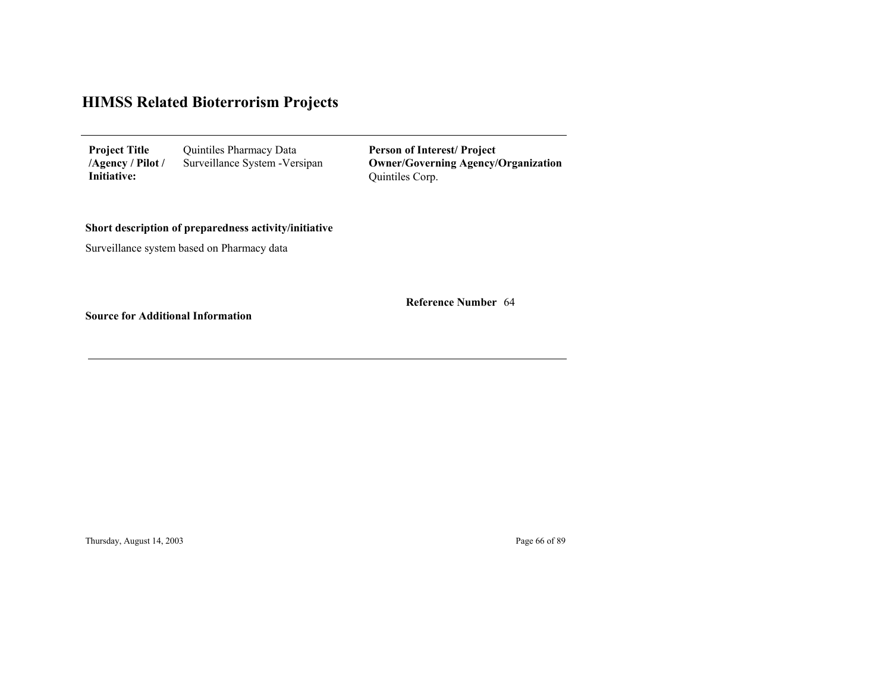# HIMSS Related Bioterrorism Projects

| **Project Title /Agency / Pilot / Initiative:** | Quintiles Pharmacy Data Surveillance System -Versipan | **Person of Interest/ Project Owner/Governing Agency/Organization** Quintiles Corp. |
|---|---|---|

**Short description of preparedness activity/initiative**

Surveillance system based on Pharmacy data

**Reference Number** 64

**Source for Additional Information**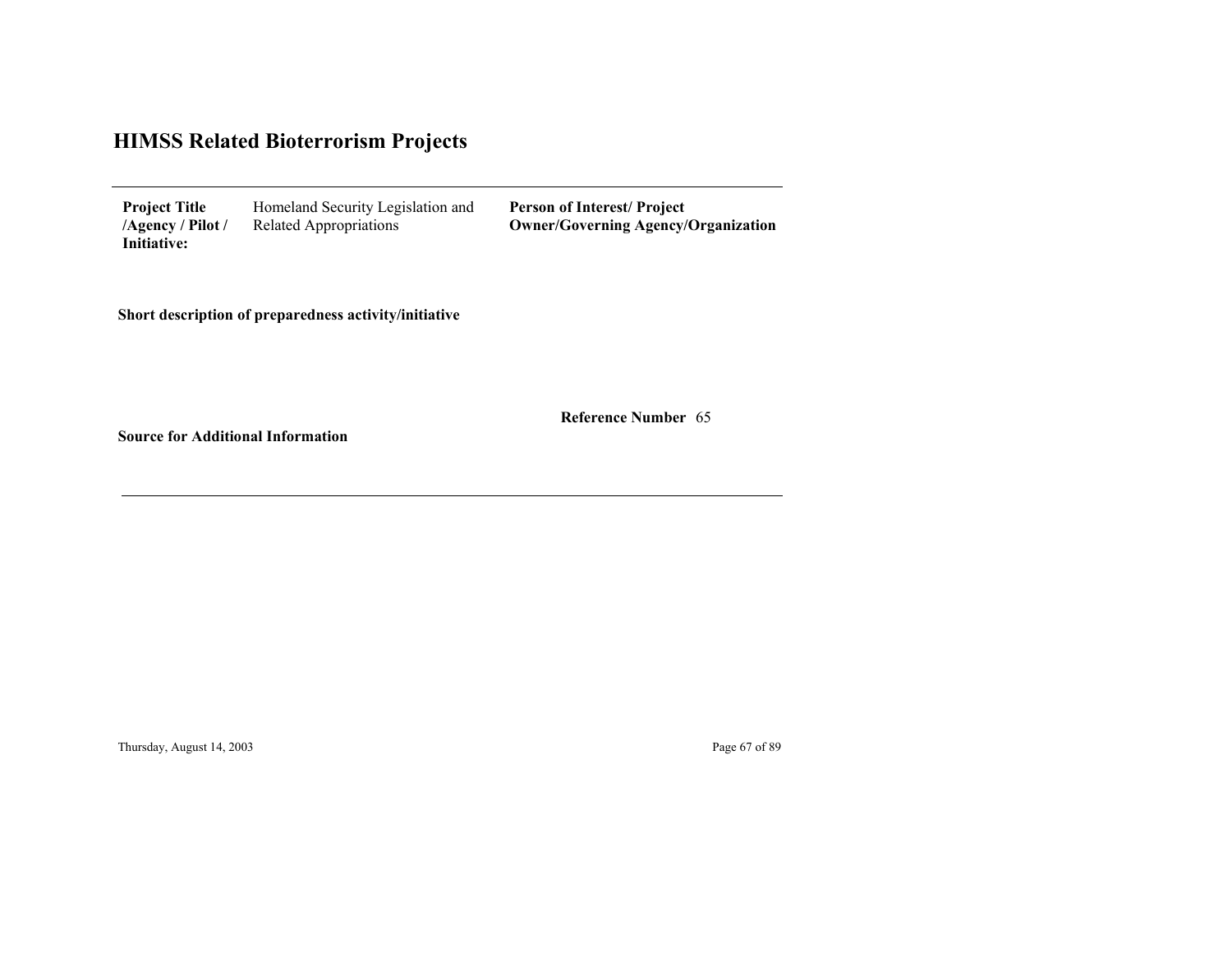# HIMSS Related Bioterrorism Projects

| **Project Title /Agency / Pilot / Initiative:** | Homeland Security Legislation and Related Appropriations | **Person of Interest/ Project Owner/Governing Agency/Organization** |
|---|---|---|

**Short description of preparedness activity/initiative**

**Reference Number** 65

**Source for Additional Information**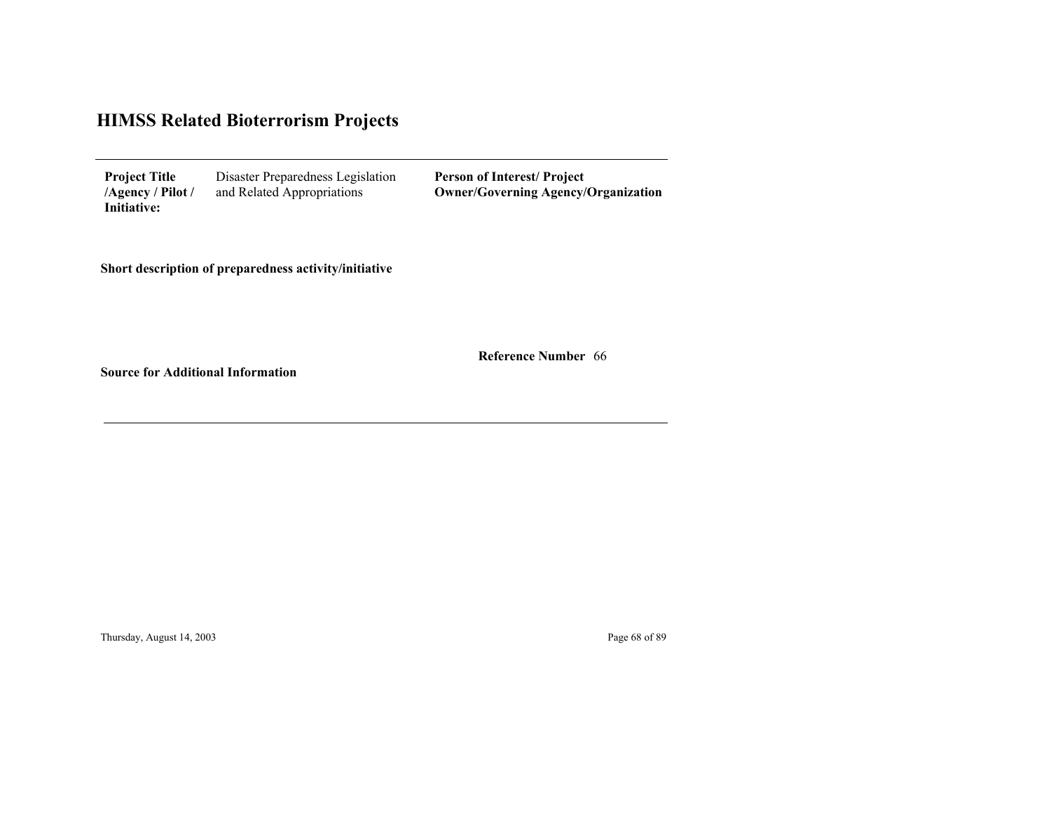# HIMSS Related Bioterrorism Projects

**Project Title /Agency / Pilot / Initiative:** Disaster Preparedness Legislation and Related Appropriations

**Person of Interest/ Project Owner/Governing Agency/Organization**

**Short description of preparedness activity/initiative**

**Reference Number** 66

**Source for Additional Information**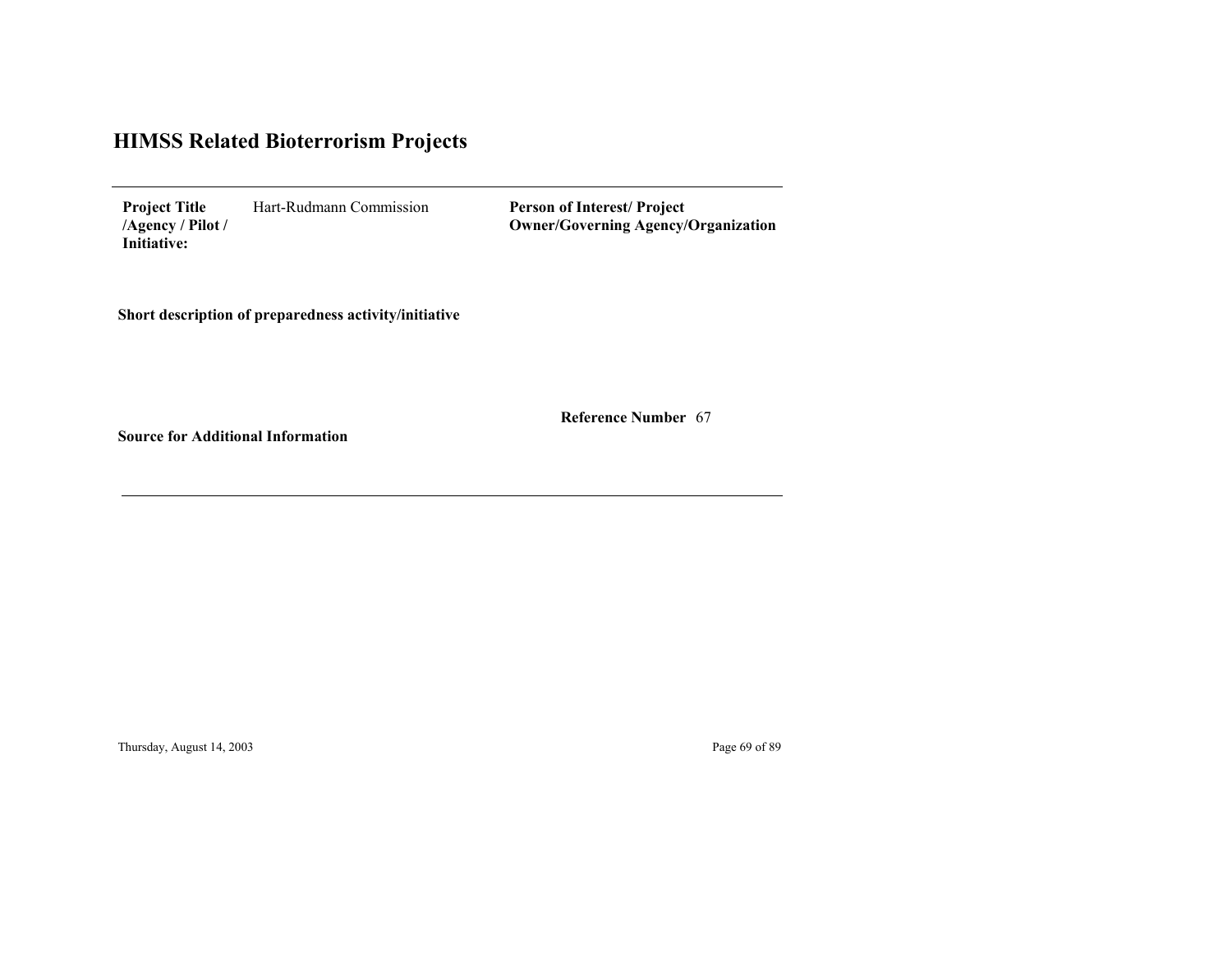# HIMSS Related Bioterrorism Projects

| **Project Title /Agency / Pilot / Initiative:** | Hart-Rudmann Commission | **Person of Interest/ Project Owner/Governing Agency/Organization** | |
|---|---|---|---|

**Short description of preparedness activity/initiative**

**Reference Number** 67

**Source for Additional Information**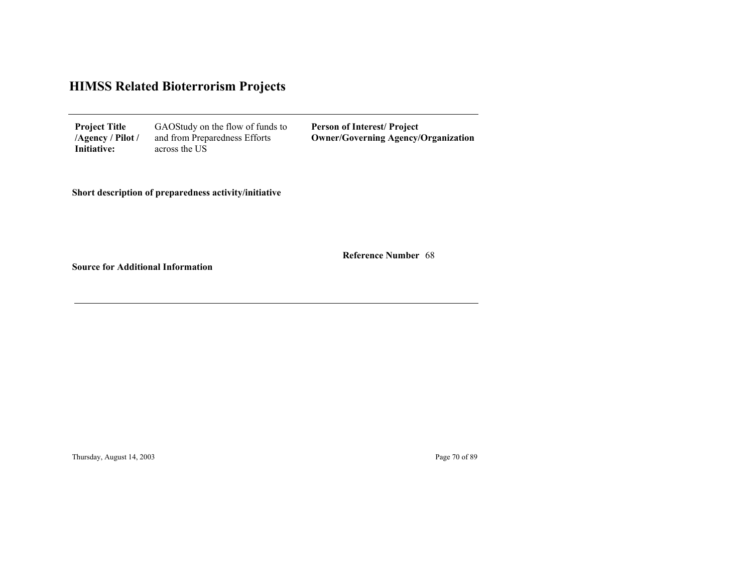# HIMSS Related Bioterrorism Projects

| **Project Title /Agency / Pilot / Initiative:** | GAOStudy on the flow of funds to and from Preparedness Efforts across the US | **Person of Interest/ Project Owner/Governing Agency/Organization** |
|---|---|---|

**Short description of preparedness activity/initiative**

**Reference Number** 68

**Source for Additional Information**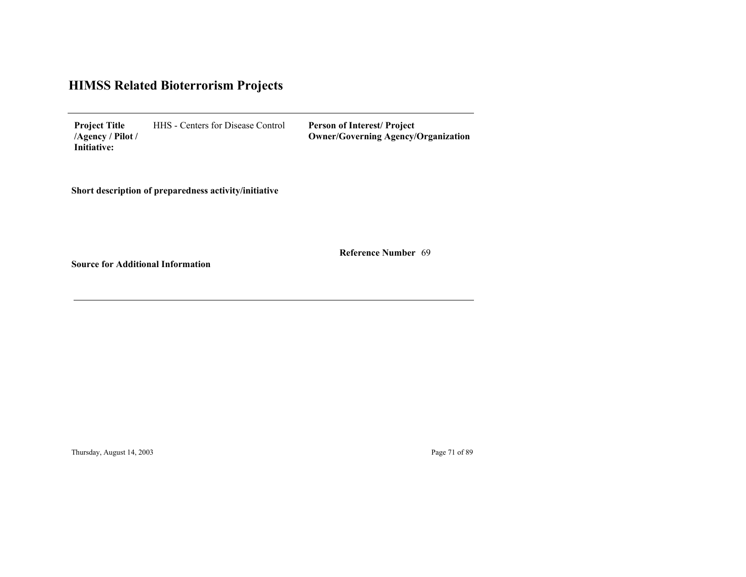# HIMSS Related Bioterrorism Projects

| **Project Title /Agency / Pilot / Initiative:** | HHS - Centers for Disease Control | **Person of Interest/ Project Owner/Governing Agency/Organization** | |
|---|---|---|---|

**Short description of preparedness activity/initiative**

**Reference Number** 69

**Source for Additional Information**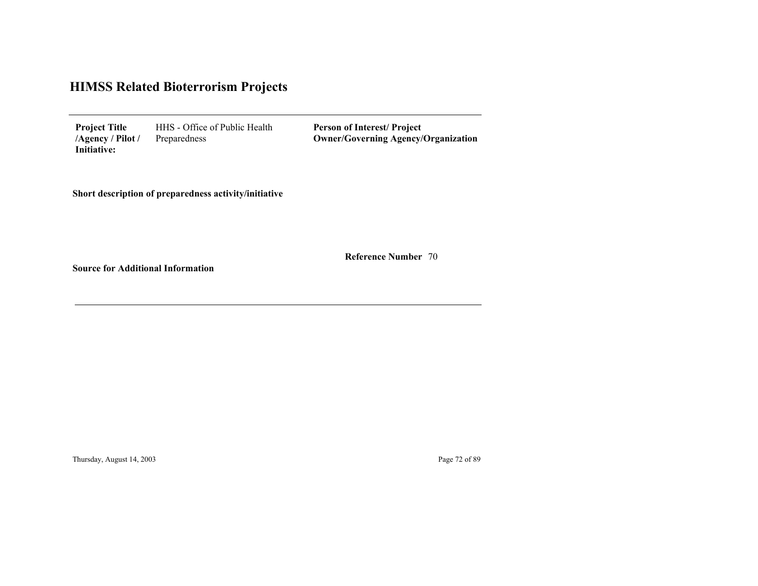# HIMSS Related Bioterrorism Projects

| **Project Title /Agency / Pilot / Initiative:** | HHS - Office of Public Health Preparedness | **Person of Interest/ Project Owner/Governing Agency/Organization** |
|---|---|---|

**Short description of preparedness activity/initiative**

**Reference Number** 70

**Source for Additional Information**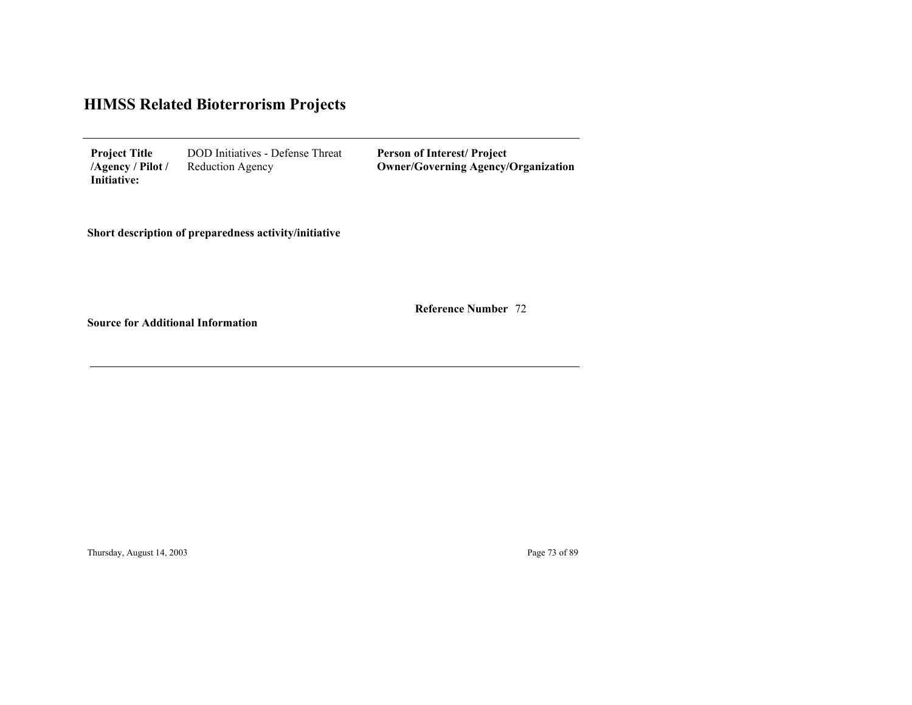# HIMSS Related Bioterrorism Projects

| **Project Title /Agency / Pilot / Initiative:** | DOD Initiatives - Defense Threat Reduction Agency | **Person of Interest/ Project Owner/Governing Agency/Organization** |
| --- | --- | --- |

**Short description of preparedness activity/initiative**

**Reference Number** 72

**Source for Additional Information**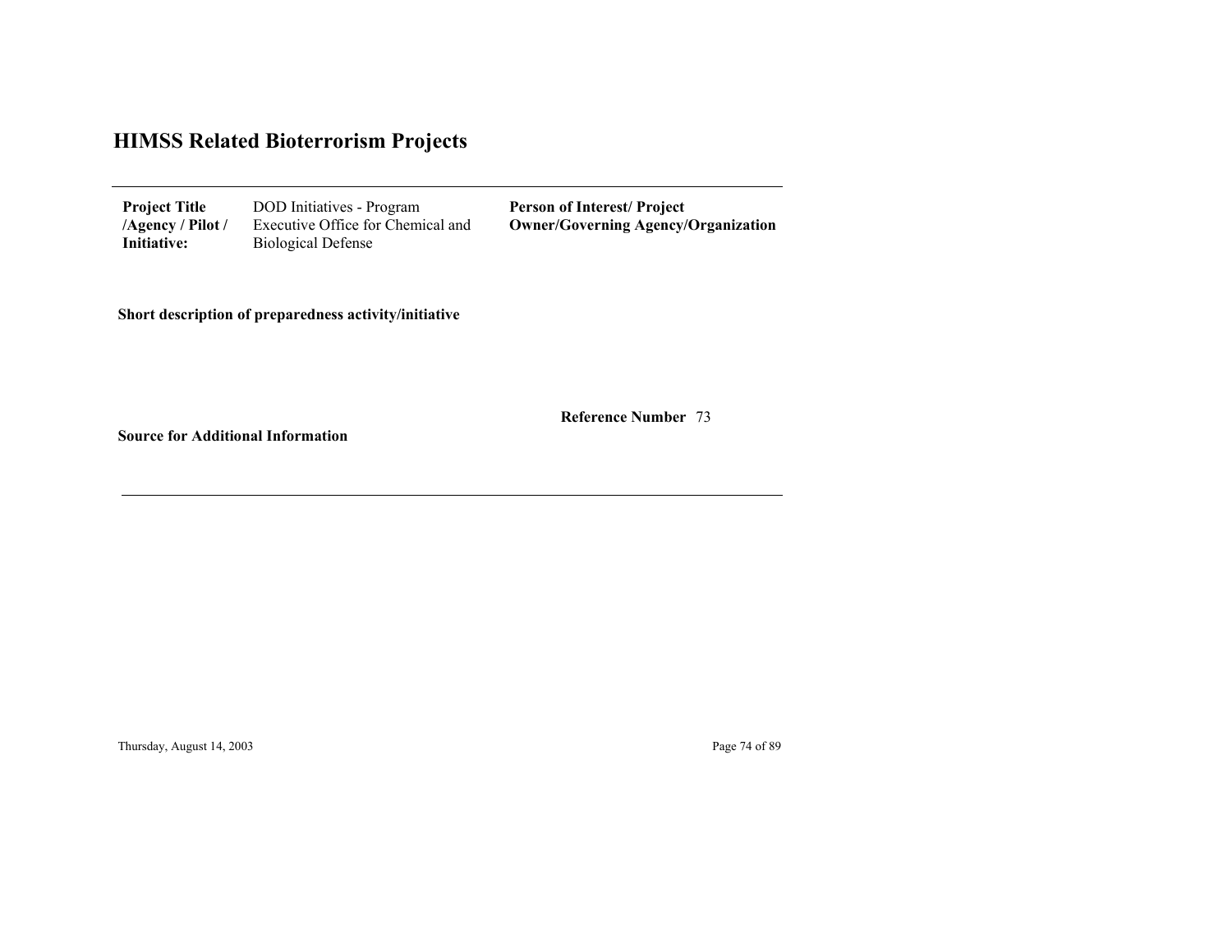# HIMSS Related Bioterrorism Projects

| **Project Title /Agency / Pilot / Initiative:** | DOD Initiatives - Program Executive Office for Chemical and Biological Defense | **Person of Interest/ Project Owner/Governing Agency/Organization** | |
|---|---|---|---|

**Short description of preparedness activity/initiative**

**Reference Number** 73

**Source for Additional Information**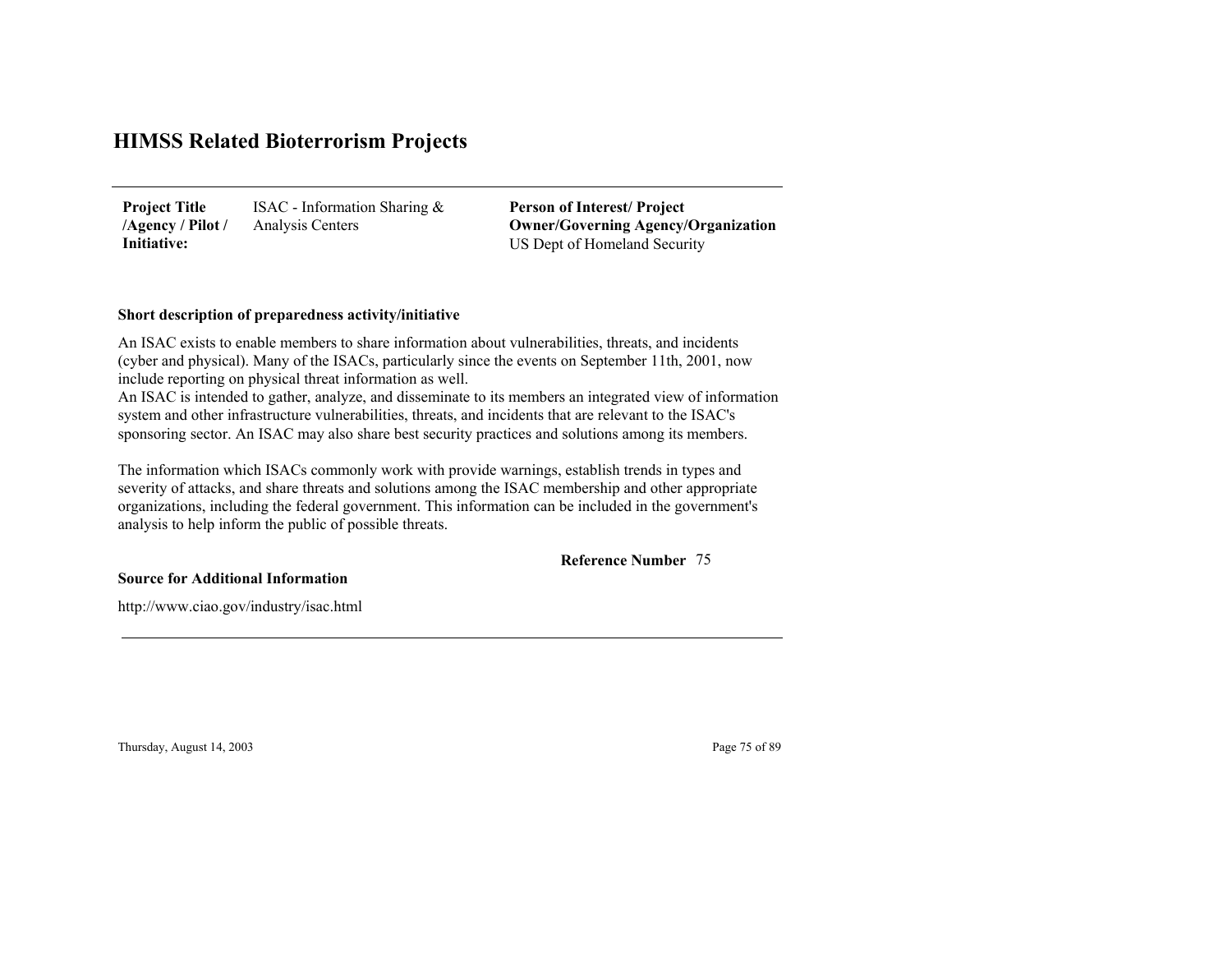# HIMSS Related Bioterrorism Projects

| **Project Title /Agency / Pilot / Initiative:** | ISAC - Information Sharing & Analysis Centers | **Person of Interest/ Project Owner/Governing Agency/Organization** US Dept of Homeland Security |
|---|---|---|

**Short description of preparedness activity/initiative**

An ISAC exists to enable members to share information about vulnerabilities, threats, and incidents (cyber and physical). Many of the ISACs, particularly since the events on September 11th, 2001, now include reporting on physical threat information as well.
An ISAC is intended to gather, analyze, and disseminate to its members an integrated view of information system and other infrastructure vulnerabilities, threats, and incidents that are relevant to the ISAC's sponsoring sector. An ISAC may also share best security practices and solutions among its members.

The information which ISACs commonly work with provide warnings, establish trends in types and severity of attacks, and share threats and solutions among the ISAC membership and other appropriate organizations, including the federal government. This information can be included in the government's analysis to help inform the public of possible threats.

**Reference Number** 75

**Source for Additional Information**

http://www.ciao.gov/industry/isac.html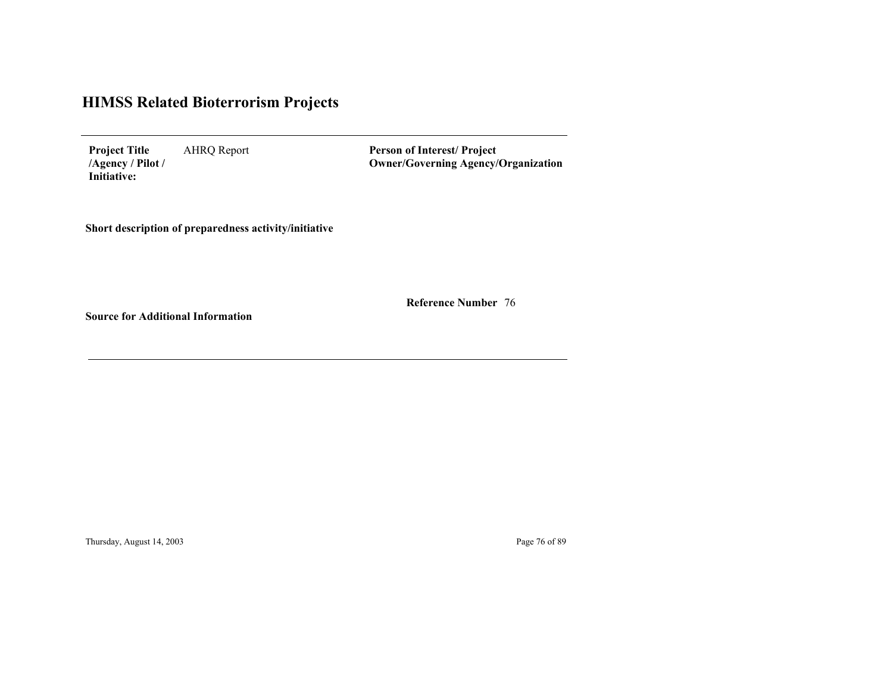# HIMSS Related Bioterrorism Projects

**Project Title /Agency / Pilot / Initiative:** AHRQ Report

**Person of Interest/ Project Owner/Governing Agency/Organization**

**Short description of preparedness activity/initiative**

**Reference Number** 76

**Source for Additional Information**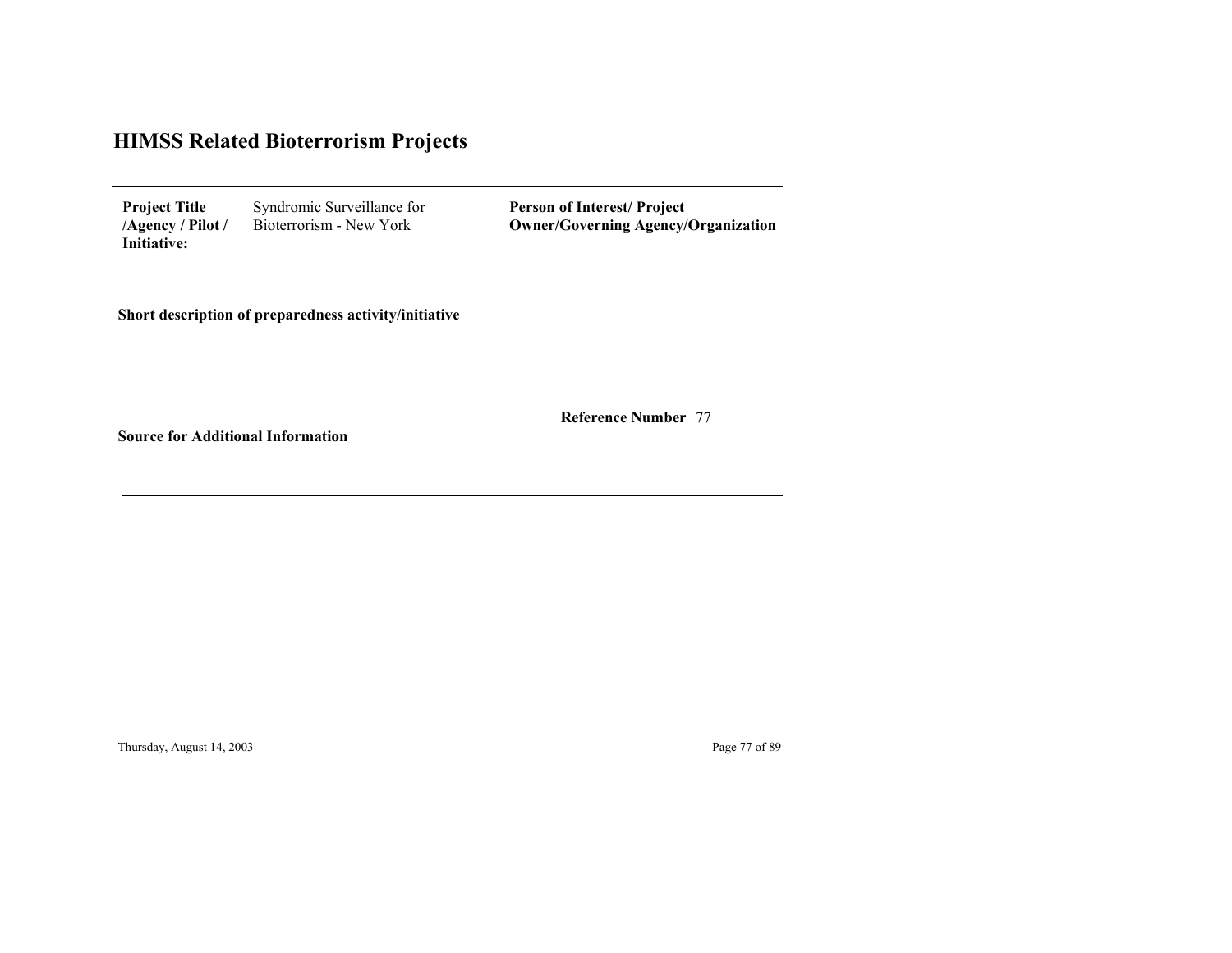# HIMSS Related Bioterrorism Projects

**Project Title /Agency / Pilot / Initiative:** Syndromic Surveillance for Bioterrorism - New York

**Person of Interest/ Project Owner/Governing Agency/Organization**

**Short description of preparedness activity/initiative**

**Reference Number** 77

**Source for Additional Information**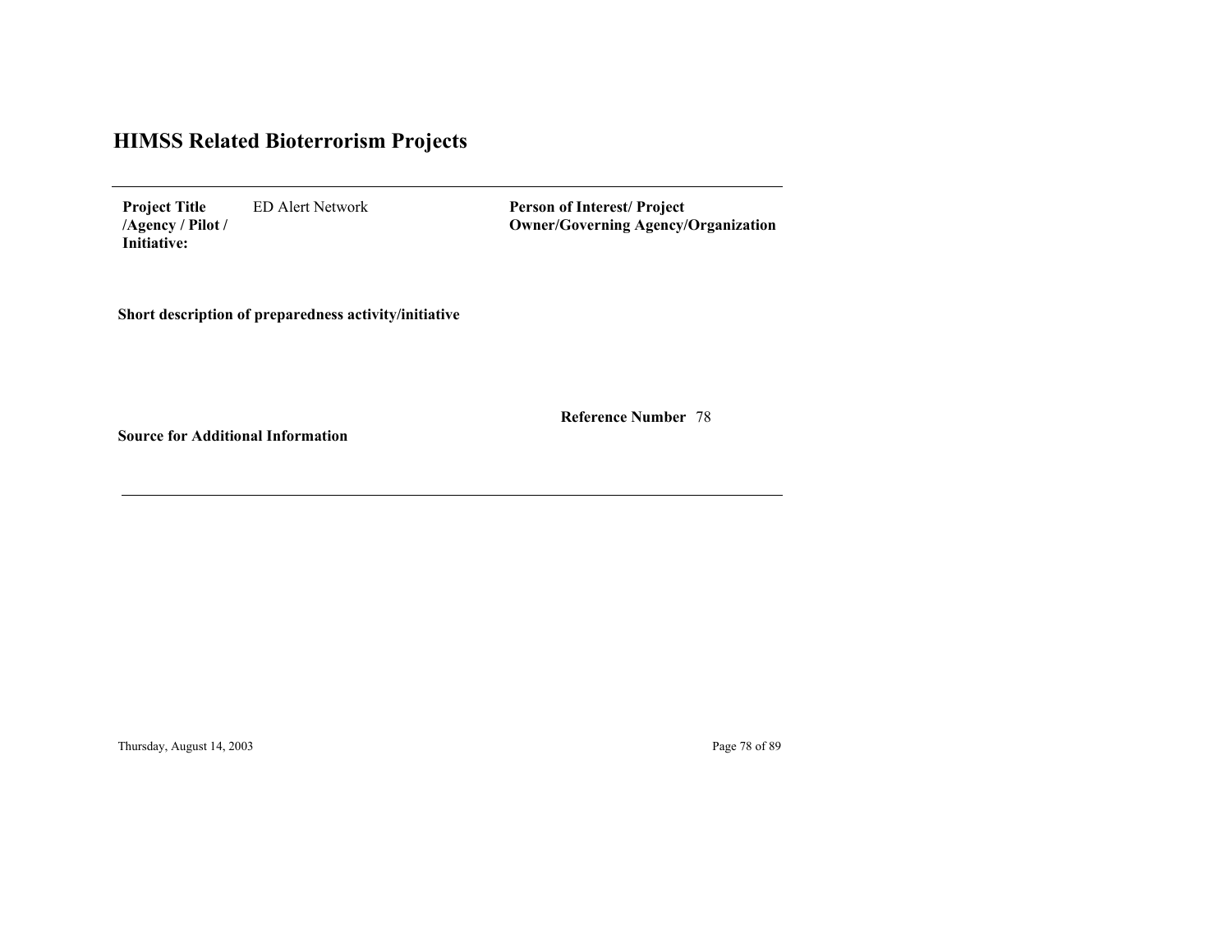# HIMSS Related Bioterrorism Projects

**Project Title /Agency / Pilot / Initiative:** ED Alert Network

**Person of Interest/ Project Owner/Governing Agency/Organization**

**Short description of preparedness activity/initiative**

**Reference Number** 78

**Source for Additional Information**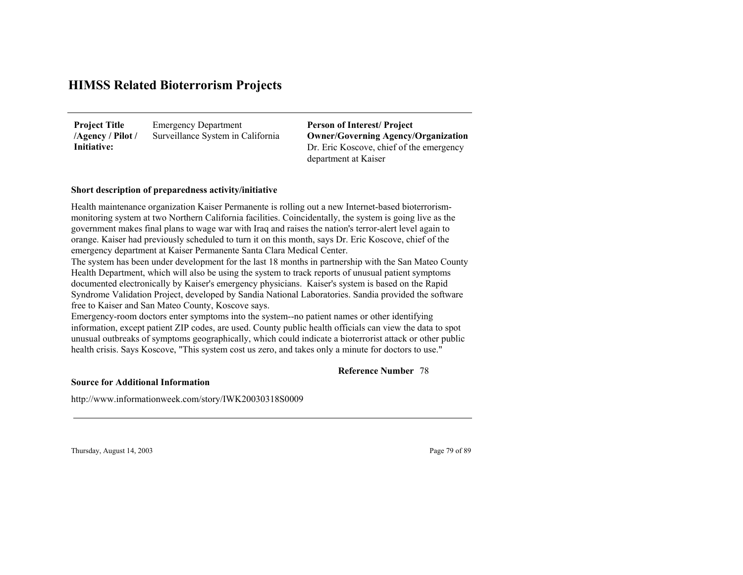# HIMSS Related Bioterrorism Projects

| **Project Title /Agency / Pilot / Initiative:** | Emergency Department Surveillance System in California | **Person of Interest/ Project Owner/Governing Agency/Organization** Dr. Eric Koscove, chief of the emergency department at Kaiser |
|---|---|---|

**Short description of preparedness activity/initiative**

Health maintenance organization Kaiser Permanente is rolling out a new Internet-based bioterrorism-monitoring system at two Northern California facilities. Coincidentally, the system is going live as the government makes final plans to wage war with Iraq and raises the nation's terror-alert level again to orange. Kaiser had previously scheduled to turn it on this month, says Dr. Eric Koscove, chief of the emergency department at Kaiser Permanente Santa Clara Medical Center.

The system has been under development for the last 18 months in partnership with the San Mateo County Health Department, which will also be using the system to track reports of unusual patient symptoms documented electronically by Kaiser's emergency physicians. Kaiser's system is based on the Rapid Syndrome Validation Project, developed by Sandia National Laboratories. Sandia provided the software free to Kaiser and San Mateo County, Koscove says.

Emergency-room doctors enter symptoms into the system--no patient names or other identifying information, except patient ZIP codes, are used. County public health officials can view the data to spot unusual outbreaks of symptoms geographically, which could indicate a bioterrorist attack or other public health crisis. Says Koscove, "This system cost us zero, and takes only a minute for doctors to use."

**Reference Number** 78

**Source for Additional Information**

http://www.informationweek.com/story/IWK20030318S0009

Thursday, August 14, 2003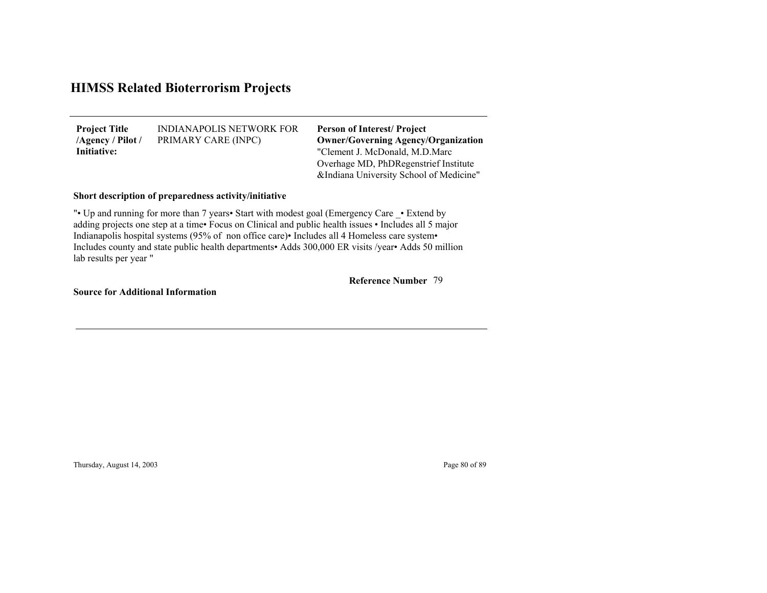# HIMSS Related Bioterrorism Projects

| **Project Title /Agency / Pilot / Initiative:** | INDIANAPOLIS NETWORK FOR PRIMARY CARE (INPC) | **Person of Interest/ Project Owner/Governing Agency/Organization** "Clement J. McDonald, M.D.Marc Overhage MD, PhDRegenstrief Institute &Indiana University School of Medicine" |
|---|---|---|

**Short description of preparedness activity/initiative**

"• Up and running for more than 7 years• Start with modest goal (Emergency Care _• Extend by adding projects one step at a time• Focus on Clinical and public health issues • Includes all 5 major Indianapolis hospital systems (95% of non office care)• Includes all 4 Homeless care system• Includes county and state public health departments• Adds 300,000 ER visits /year• Adds 50 million lab results per year "

**Reference Number** 79

**Source for Additional Information**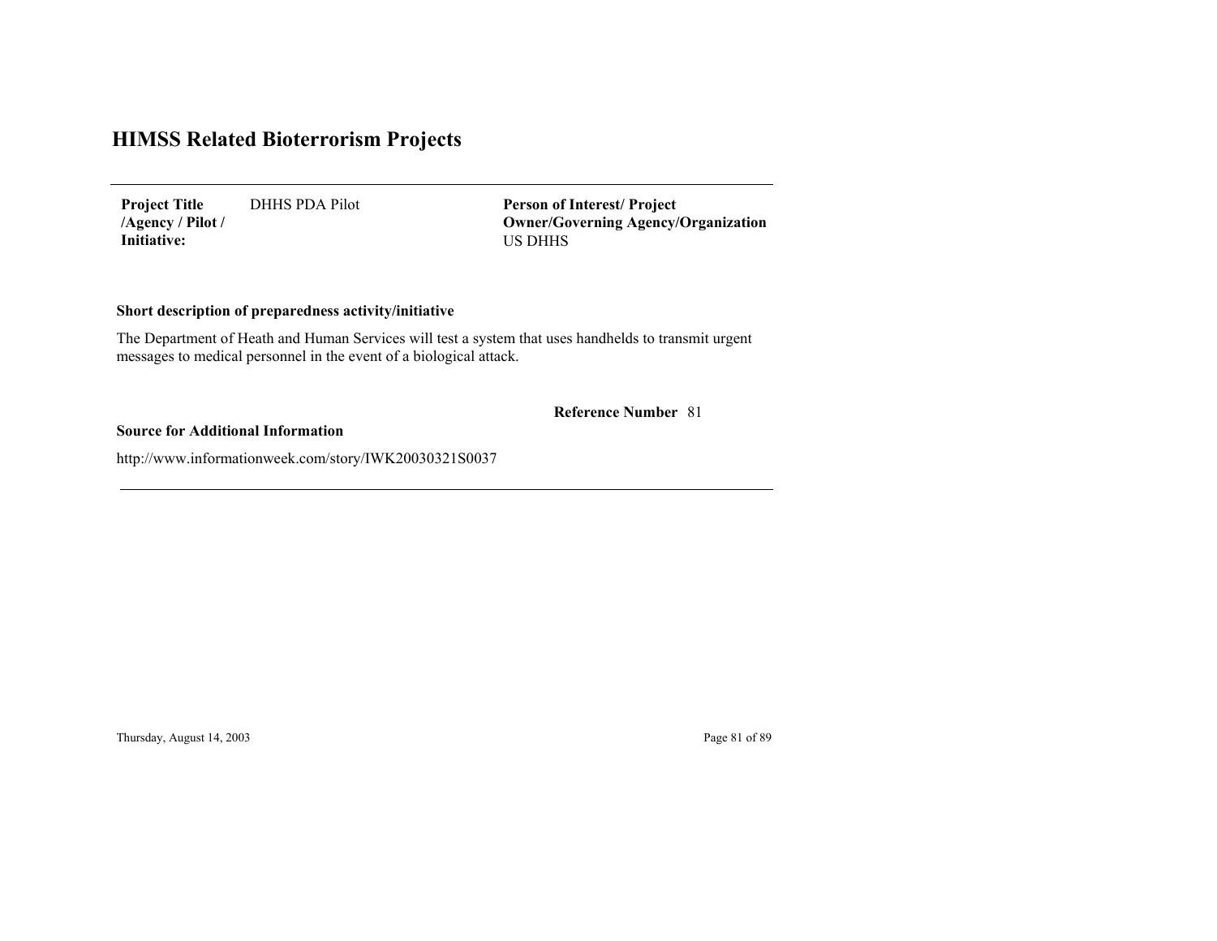# HIMSS Related Bioterrorism Projects

**Project Title /Agency / Pilot / Initiative:** DHHS PDA Pilot

**Person of Interest/ Project Owner/Governing Agency/Organization** US DHHS

**Short description of preparedness activity/initiative**

The Department of Heath and Human Services will test a system that uses handhelds to transmit urgent messages to medical personnel in the event of a biological attack.

**Reference Number** 81

**Source for Additional Information**

http://www.informationweek.com/story/IWK20030321S0037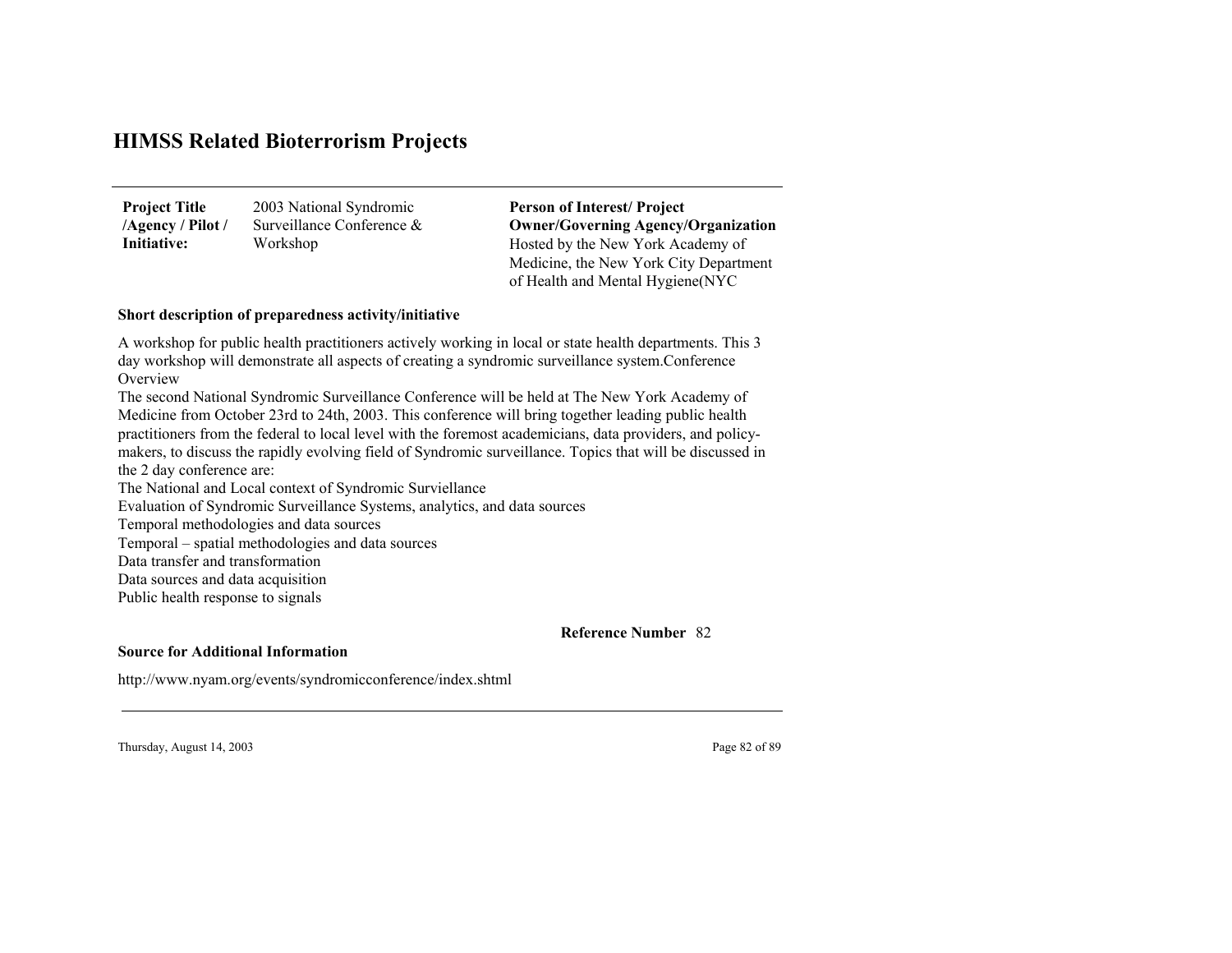# HIMSS Related Bioterrorism Projects

| **Project Title /Agency / Pilot / Initiative:** | 2003 National Syndromic Surveillance Conference & Workshop | **Person of Interest/ Project Owner/Governing Agency/Organization** Hosted by the New York Academy of Medicine, the New York City Department of Health and Mental Hygiene(NYC |
|---|---|---|

**Short description of preparedness activity/initiative**

A workshop for public health practitioners actively working in local or state health departments. This 3 day workshop will demonstrate all aspects of creating a syndromic surveillance system.Conference Overview

The second National Syndromic Surveillance Conference will be held at The New York Academy of Medicine from October 23rd to 24th, 2003. This conference will bring together leading public health practitioners from the federal to local level with the foremost academicians, data providers, and policy-makers, to discuss the rapidly evolving field of Syndromic surveillance. Topics that will be discussed in the 2 day conference are:

The National and Local context of Syndromic Surviellance

Evaluation of Syndromic Surveillance Systems, analytics, and data sources

Temporal methodologies and data sources

Temporal – spatial methodologies and data sources

Data transfer and transformation

Data sources and data acquisition

Public health response to signals

**Reference Number** 82

**Source for Additional Information**

http://www.nyam.org/events/syndromicconference/index.shtml

Thursday, August 14, 2003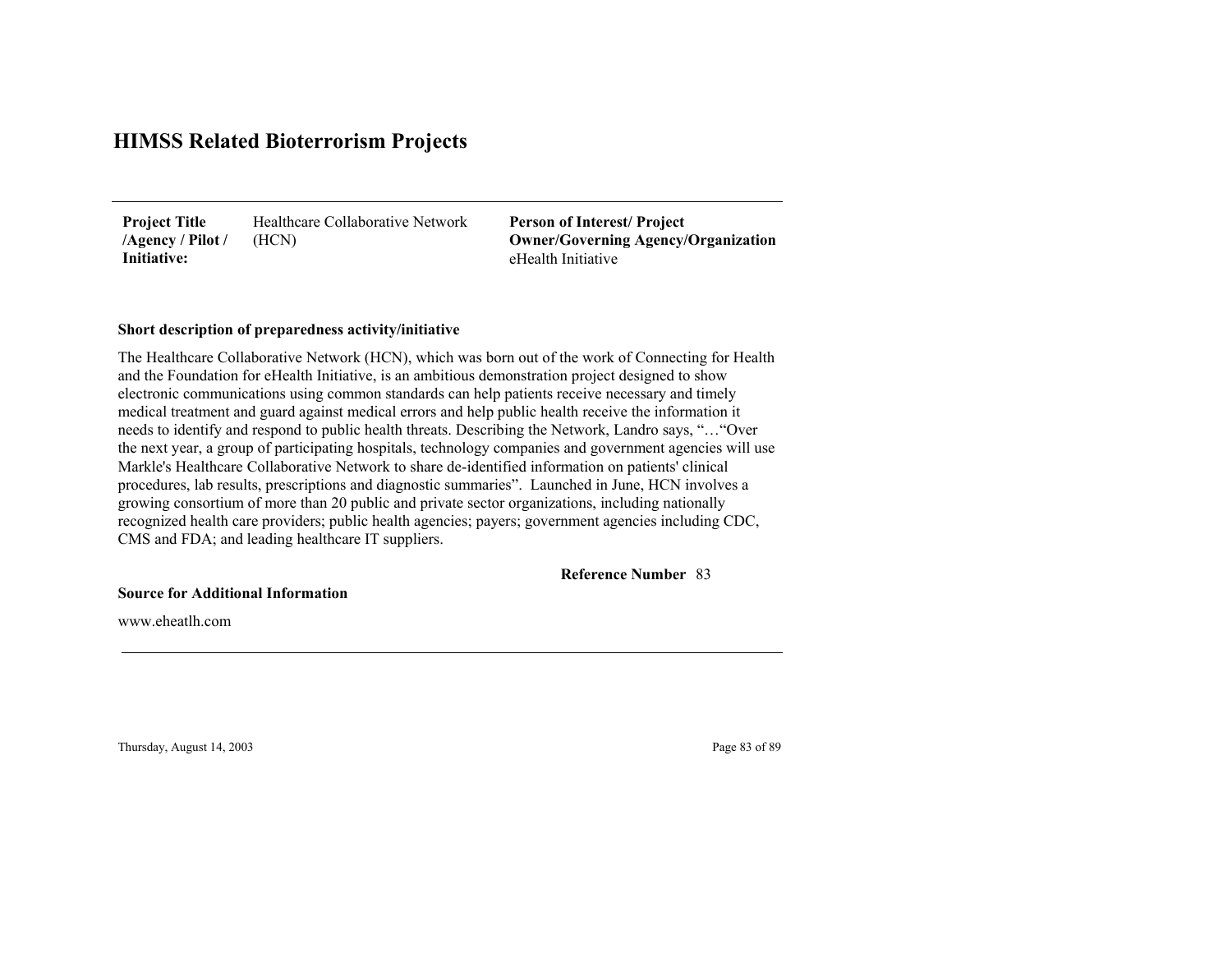# HIMSS Related Bioterrorism Projects

| **Project Title /Agency / Pilot / Initiative:** | Healthcare Collaborative Network (HCN) | **Person of Interest/ Project Owner/Governing Agency/Organization** eHealth Initiative |
|---|---|---|

**Short description of preparedness activity/initiative**

The Healthcare Collaborative Network (HCN), which was born out of the work of Connecting for Health and the Foundation for eHealth Initiative, is an ambitious demonstration project designed to show electronic communications using common standards can help patients receive necessary and timely medical treatment and guard against medical errors and help public health receive the information it needs to identify and respond to public health threats. Describing the Network, Landro says, "…"Over the next year, a group of participating hospitals, technology companies and government agencies will use Markle's Healthcare Collaborative Network to share de-identified information on patients' clinical procedures, lab results, prescriptions and diagnostic summaries". Launched in June, HCN involves a growing consortium of more than 20 public and private sector organizations, including nationally recognized health care providers; public health agencies; payers; government agencies including CDC, CMS and FDA; and leading healthcare IT suppliers.

**Reference Number** 83

**Source for Additional Information**

www.eheatlh.com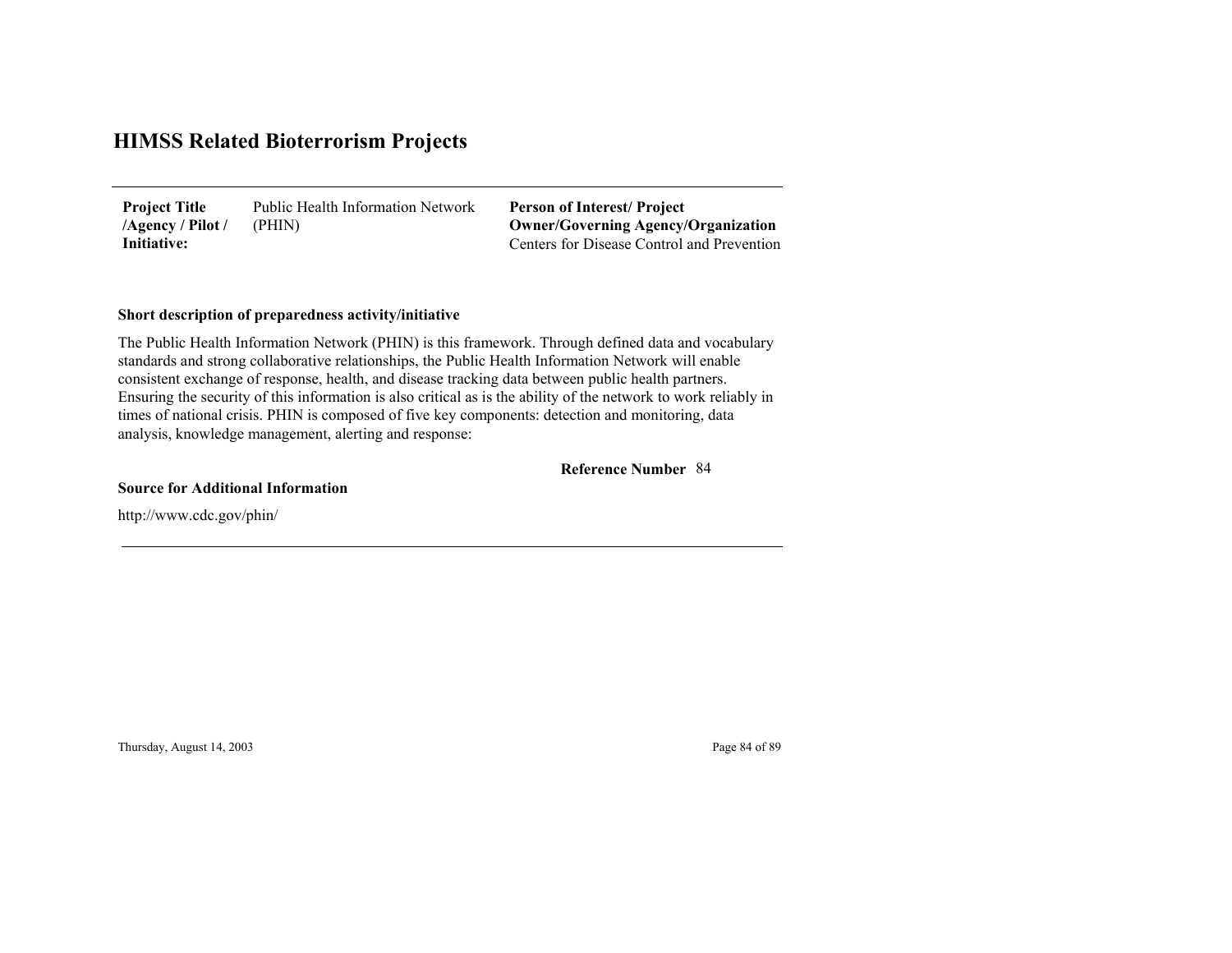# HIMSS Related Bioterrorism Projects

| **Project Title /Agency / Pilot / Initiative:** | Public Health Information Network (PHIN) | **Person of Interest/ Project Owner/Governing Agency/Organization** Centers for Disease Control and Prevention |
|---|---|---|

**Short description of preparedness activity/initiative**

The Public Health Information Network (PHIN) is this framework. Through defined data and vocabulary standards and strong collaborative relationships, the Public Health Information Network will enable consistent exchange of response, health, and disease tracking data between public health partners. Ensuring the security of this information is also critical as is the ability of the network to work reliably in times of national crisis. PHIN is composed of five key components: detection and monitoring, data analysis, knowledge management, alerting and response:

**Reference Number** 84

**Source for Additional Information**

http://www.cdc.gov/phin/

Thursday, August 14, 2003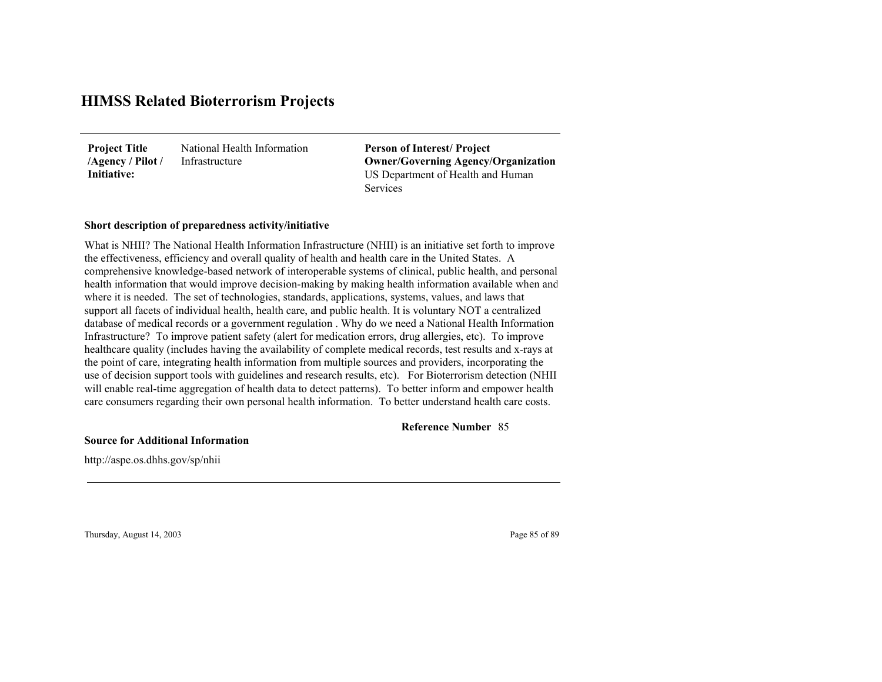# HIMSS Related Bioterrorism Projects

| **Project Title /Agency / Pilot / Initiative:** | National Health Information Infrastructure | **Person of Interest/ Project Owner/Governing Agency/Organization** US Department of Health and Human Services |
|---|---|---|

**Short description of preparedness activity/initiative**

What is NHII? The National Health Information Infrastructure (NHII) is an initiative set forth to improve the effectiveness, efficiency and overall quality of health and health care in the United States. A comprehensive knowledge-based network of interoperable systems of clinical, public health, and personal health information that would improve decision-making by making health information available when and where it is needed. The set of technologies, standards, applications, systems, values, and laws that support all facets of individual health, health care, and public health. It is voluntary NOT a centralized database of medical records or a government regulation . Why do we need a National Health Information Infrastructure? To improve patient safety (alert for medication errors, drug allergies, etc). To improve healthcare quality (includes having the availability of complete medical records, test results and x-rays at the point of care, integrating health information from multiple sources and providers, incorporating the use of decision support tools with guidelines and research results, etc). For Bioterrorism detection (NHII will enable real-time aggregation of health data to detect patterns). To better inform and empower health care consumers regarding their own personal health information. To better understand health care costs.

**Reference Number** 85

**Source for Additional Information**

http://aspe.os.dhhs.gov/sp/nhii

Thursday, August 14, 2003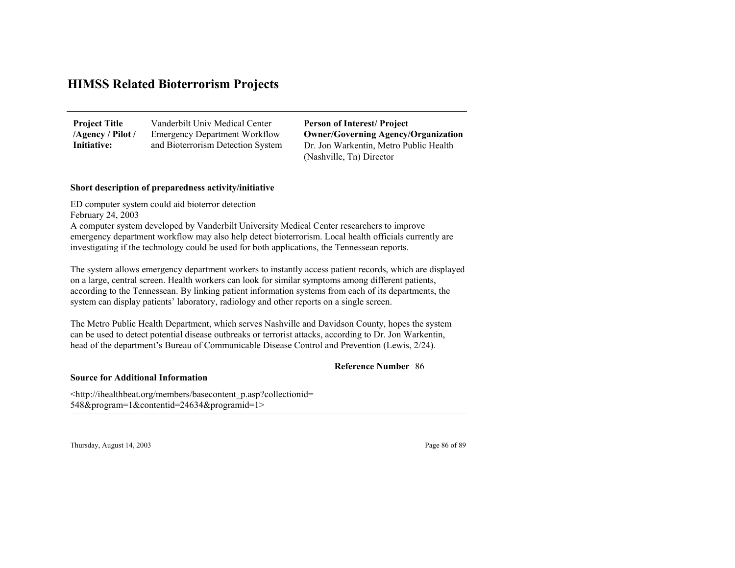# HIMSS Related Bioterrorism Projects

| **Project Title /Agency / Pilot / Initiative:** | Vanderbilt Univ Medical Center Emergency Department Workflow and Bioterrorism Detection System | **Person of Interest/ Project Owner/Governing Agency/Organization** Dr. Jon Warkentin, Metro Public Health (Nashville, Tn) Director |
|---|---|---|

**Short description of preparedness activity/initiative**

ED computer system could aid bioterror detection
February 24, 2003
A computer system developed by Vanderbilt University Medical Center researchers to improve emergency department workflow may also help detect bioterrorism. Local health officials currently are investigating if the technology could be used for both applications, the Tennessean reports.

The system allows emergency department workers to instantly access patient records, which are displayed on a large, central screen. Health workers can look for similar symptoms among different patients, according to the Tennessean. By linking patient information systems from each of its departments, the system can display patients' laboratory, radiology and other reports on a single screen.

The Metro Public Health Department, which serves Nashville and Davidson County, hopes the system can be used to detect potential disease outbreaks or terrorist attacks, according to Dr. Jon Warkentin, head of the department's Bureau of Communicable Disease Control and Prevention (Lewis, 2/24).

**Reference Number** 86

**Source for Additional Information**

<http://ihealthbeat.org/members/basecontent_p.asp?collectionid=548&program=1&contentid=24634&programid=1>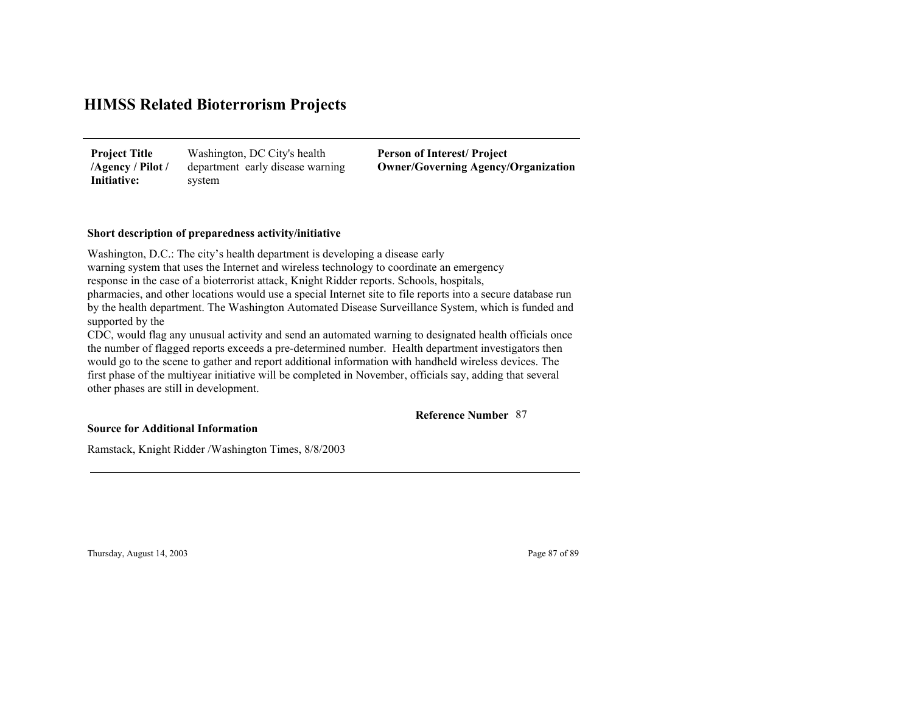# HIMSS Related Bioterrorism Projects

| **Project Title /Agency / Pilot / Initiative:** | Washington, DC City's health department early disease warning system | **Person of Interest/ Project Owner/Governing Agency/Organization** |
|---|---|---|

**Short description of preparedness activity/initiative**

Washington, D.C.: The city's health department is developing a disease early warning system that uses the Internet and wireless technology to coordinate an emergency response in the case of a bioterrorist attack, Knight Ridder reports. Schools, hospitals, pharmacies, and other locations would use a special Internet site to file reports into a secure database run by the health department. The Washington Automated Disease Surveillance System, which is funded and supported by the CDC, would flag any unusual activity and send an automated warning to designated health officials once the number of flagged reports exceeds a pre-determined number. Health department investigators then would go to the scene to gather and report additional information with handheld wireless devices. The first phase of the multiyear initiative will be completed in November, officials say, adding that several other phases are still in development.

**Reference Number** 87

**Source for Additional Information**

Ramstack, Knight Ridder /Washington Times, 8/8/2003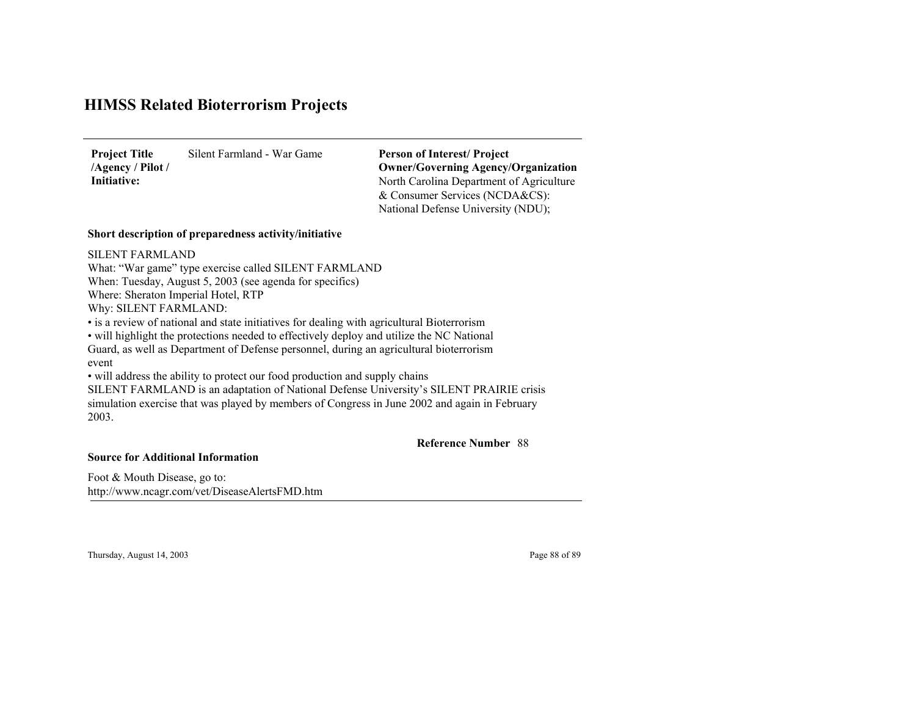# HIMSS Related Bioterrorism Projects

| **Project Title /Agency / Pilot / Initiative:** | Silent Farmland - War Game | **Person of Interest/ Project Owner/Governing Agency/Organization** North Carolina Department of Agriculture & Consumer Services (NCDA&CS): National Defense University (NDU); |
|---|---|---|

**Short description of preparedness activity/initiative**

SILENT FARMLAND
What: "War game" type exercise called SILENT FARMLAND
When: Tuesday, August 5, 2003 (see agenda for specifics)
Where: Sheraton Imperial Hotel, RTP
Why: SILENT FARMLAND:
• is a review of national and state initiatives for dealing with agricultural Bioterrorism
• will highlight the protections needed to effectively deploy and utilize the NC National Guard, as well as Department of Defense personnel, during an agricultural bioterrorism event
• will address the ability to protect our food production and supply chains
SILENT FARMLAND is an adaptation of National Defense University's SILENT PRAIRIE crisis simulation exercise that was played by members of Congress in June 2002 and again in February 2003.

**Reference Number** 88

**Source for Additional Information**

Foot & Mouth Disease, go to:
http://www.ncagr.com/vet/DiseaseAlertsFMD.htm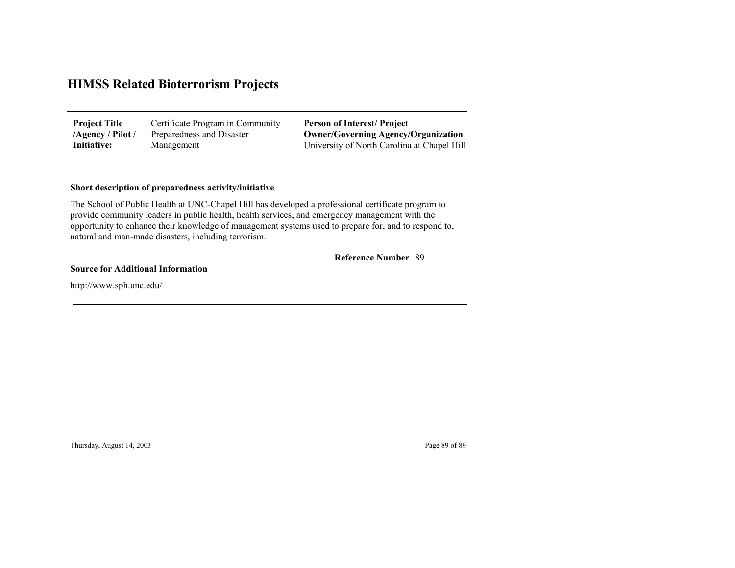# HIMSS Related Bioterrorism Projects

| | | | |
|---|---|---|---|
| **Project Title /Agency / Pilot / Initiative:** | Certificate Program in Community Preparedness and Disaster Management | **Person of Interest/ Project Owner/Governing Agency/Organization** | University of North Carolina at Chapel Hill |

**Short description of preparedness activity/initiative**

The School of Public Health at UNC-Chapel Hill has developed a professional certificate program to provide community leaders in public health, health services, and emergency management with the opportunity to enhance their knowledge of management systems used to prepare for, and to respond to, natural and man-made disasters, including terrorism.

**Reference Number** 89

**Source for Additional Information**

http://www.sph.unc.edu/

Thursday, August 14, 2003